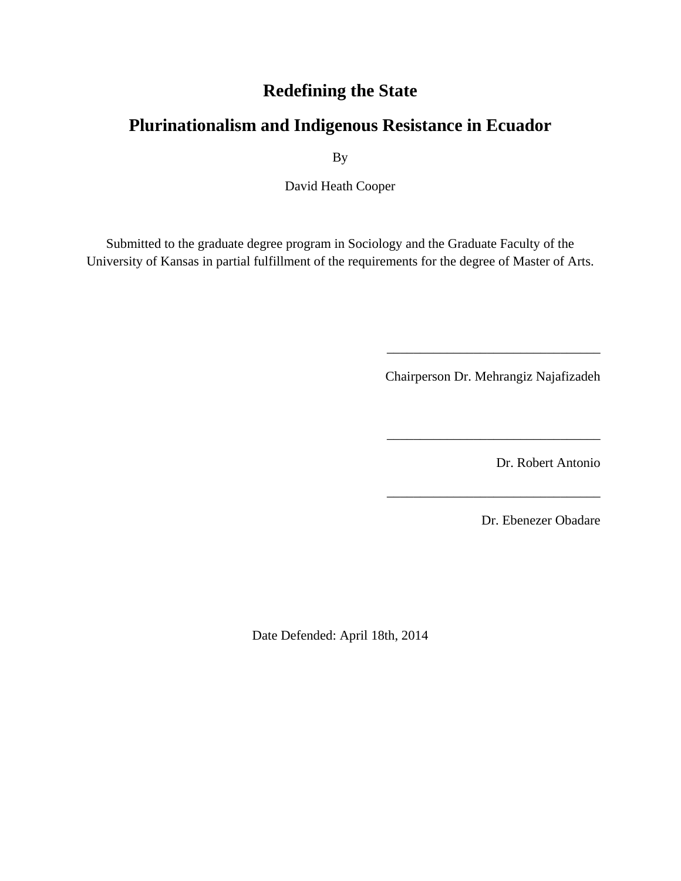# Redefining the State

## Plurinationalism and Indigenous Resistance in Ecuador

By

David Heath Cooper

Submitted to the graduate degree program in Sociology and the Graduate Faculty of the University of Kansas in partial fulfillment of the requirements for the degree of Master of Arts.

________________________________

Chairperson Dr. Mehrangiz Najafizadeh

________________________________

Dr. Robert Antonio

________________________________

Dr. Ebenezer Obadare

Date Defended: April 18th, 2014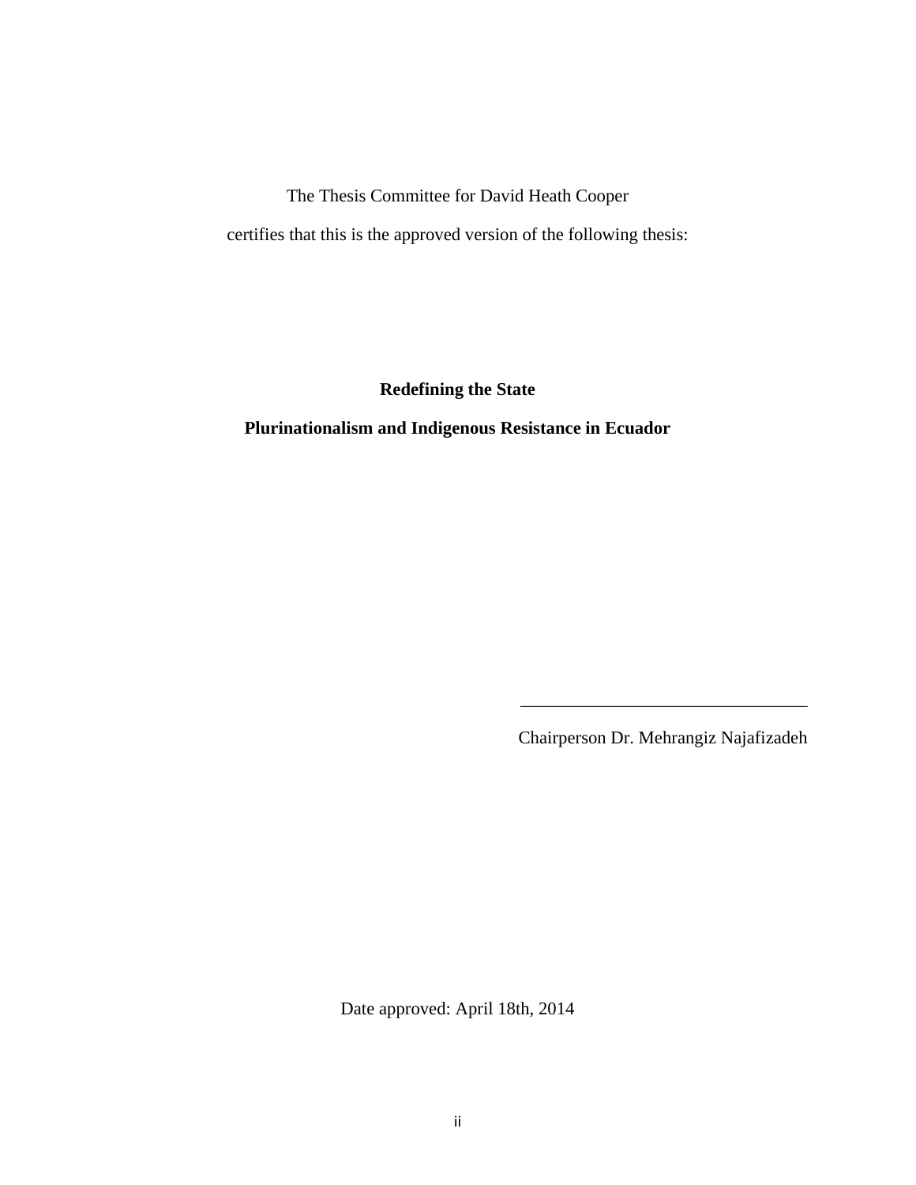The Thesis Committee for David Heath Cooper

certifies that this is the approved version of the following thesis:

**Redefining the State**

**Plurinationalism and Indigenous Resistance in Ecuador**

\_\_\_\_\_\_\_\_\_\_\_\_\_\_\_\_\_\_\_\_\_\_\_\_\_\_\_\_\_\_\_\_

Chairperson Dr. Mehrangiz Najafizadeh

Date approved: April 18th, 2014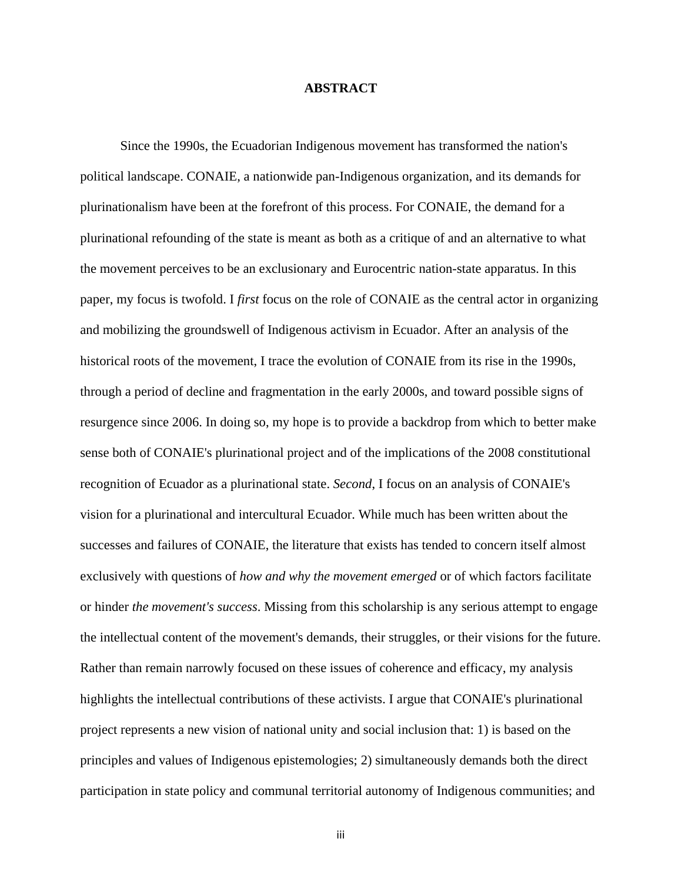# ABSTRACT

Since the 1990s, the Ecuadorian Indigenous movement has transformed the nation's political landscape. CONAIE, a nationwide pan-Indigenous organization, and its demands for plurinationalism have been at the forefront of this process. For CONAIE, the demand for a plurinational refounding of the state is meant as both as a critique of and an alternative to what the movement perceives to be an exclusionary and Eurocentric nation-state apparatus. In this paper, my focus is twofold. I *first* focus on the role of CONAIE as the central actor in organizing and mobilizing the groundswell of Indigenous activism in Ecuador. After an analysis of the historical roots of the movement, I trace the evolution of CONAIE from its rise in the 1990s, through a period of decline and fragmentation in the early 2000s, and toward possible signs of resurgence since 2006. In doing so, my hope is to provide a backdrop from which to better make sense both of CONAIE's plurinational project and of the implications of the 2008 constitutional recognition of Ecuador as a plurinational state. *Second*, I focus on an analysis of CONAIE's vision for a plurinational and intercultural Ecuador. While much has been written about the successes and failures of CONAIE, the literature that exists has tended to concern itself almost exclusively with questions of *how and why the movement emerged* or of which factors facilitate or hinder *the movement's success*. Missing from this scholarship is any serious attempt to engage the intellectual content of the movement's demands, their struggles, or their visions for the future. Rather than remain narrowly focused on these issues of coherence and efficacy, my analysis highlights the intellectual contributions of these activists. I argue that CONAIE's plurinational project represents a new vision of national unity and social inclusion that: 1) is based on the principles and values of Indigenous epistemologies; 2) simultaneously demands both the direct participation in state policy and communal territorial autonomy of Indigenous communities; and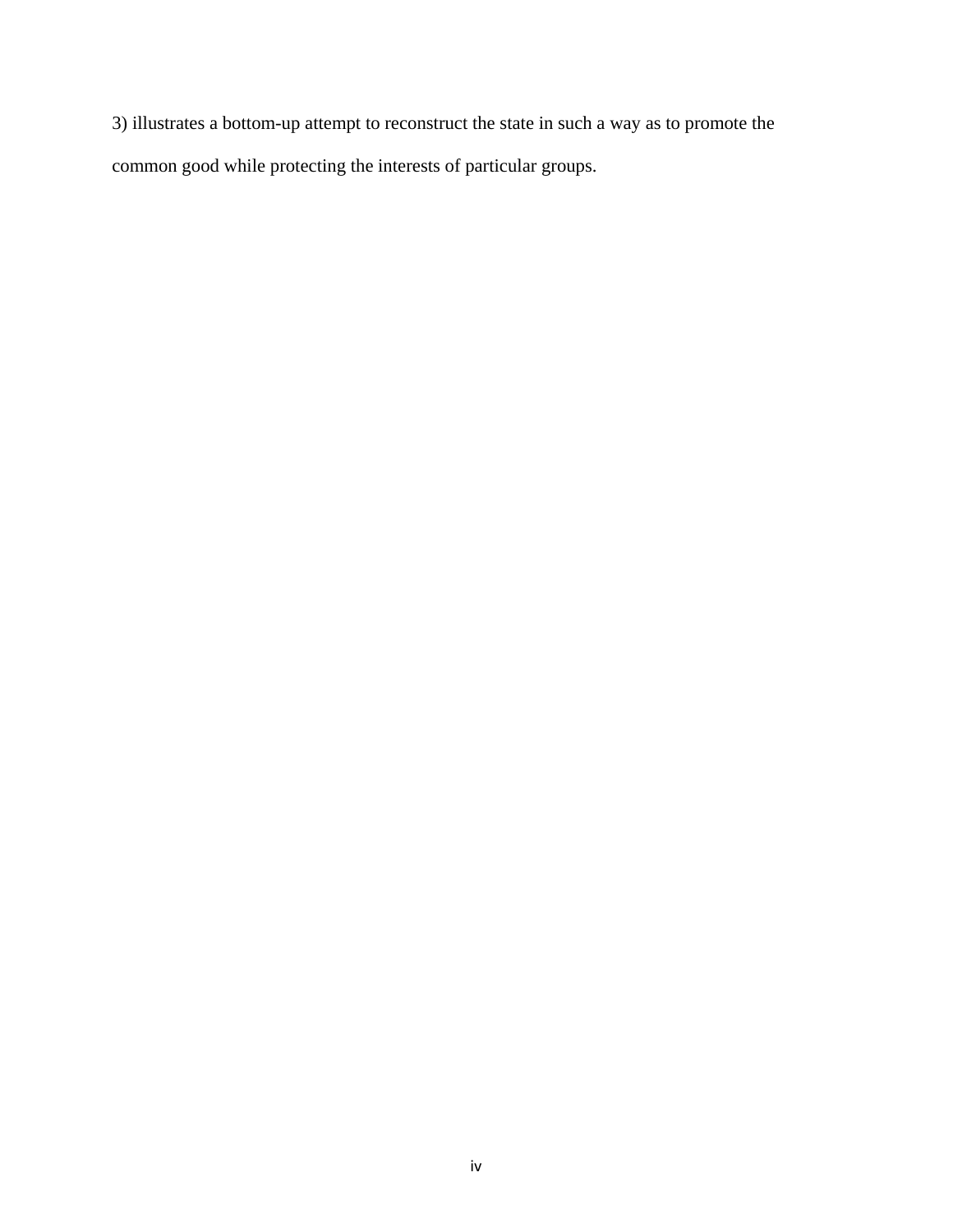3) illustrates a bottom-up attempt to reconstruct the state in such a way as to promote the common good while protecting the interests of particular groups.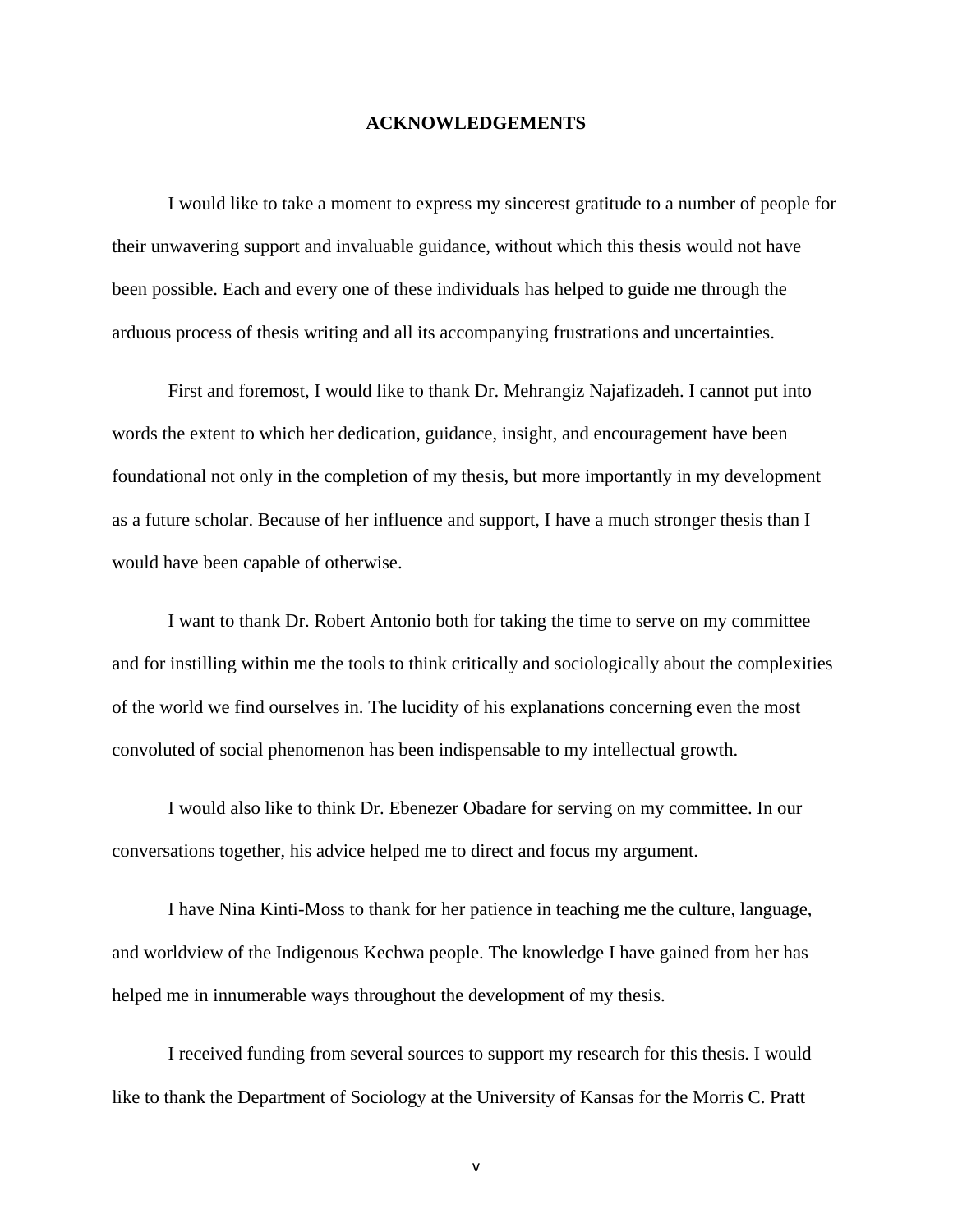# ACKNOWLEDGEMENTS

I would like to take a moment to express my sincerest gratitude to a number of people for their unwavering support and invaluable guidance, without which this thesis would not have been possible. Each and every one of these individuals has helped to guide me through the arduous process of thesis writing and all its accompanying frustrations and uncertainties.

First and foremost, I would like to thank Dr. Mehrangiz Najafizadeh. I cannot put into words the extent to which her dedication, guidance, insight, and encouragement have been foundational not only in the completion of my thesis, but more importantly in my development as a future scholar. Because of her influence and support, I have a much stronger thesis than I would have been capable of otherwise.

I want to thank Dr. Robert Antonio both for taking the time to serve on my committee and for instilling within me the tools to think critically and sociologically about the complexities of the world we find ourselves in. The lucidity of his explanations concerning even the most convoluted of social phenomenon has been indispensable to my intellectual growth.

I would also like to think Dr. Ebenezer Obadare for serving on my committee. In our conversations together, his advice helped me to direct and focus my argument.

I have Nina Kinti-Moss to thank for her patience in teaching me the culture, language, and worldview of the Indigenous Kechwa people. The knowledge I have gained from her has helped me in innumerable ways throughout the development of my thesis.

I received funding from several sources to support my research for this thesis. I would like to thank the Department of Sociology at the University of Kansas for the Morris C. Pratt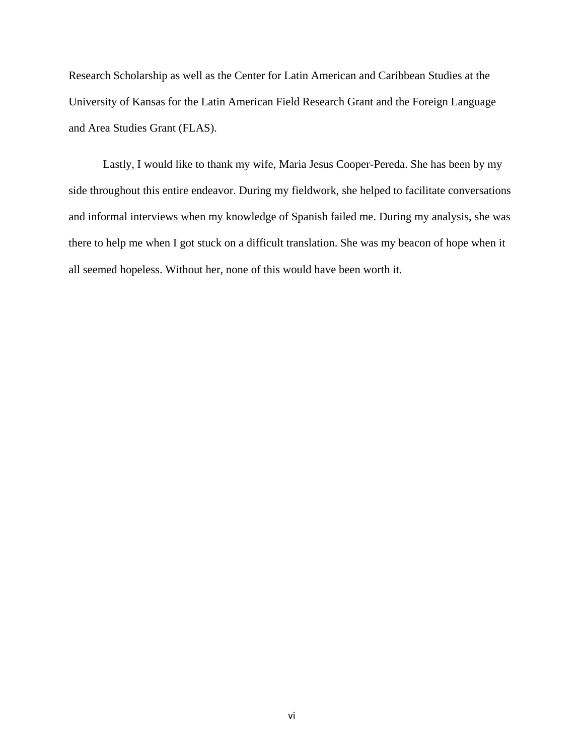Research Scholarship as well as the Center for Latin American and Caribbean Studies at the University of Kansas for the Latin American Field Research Grant and the Foreign Language and Area Studies Grant (FLAS).

Lastly, I would like to thank my wife, Maria Jesus Cooper-Pereda. She has been by my side throughout this entire endeavor. During my fieldwork, she helped to facilitate conversations and informal interviews when my knowledge of Spanish failed me. During my analysis, she was there to help me when I got stuck on a difficult translation. She was my beacon of hope when it all seemed hopeless. Without her, none of this would have been worth it.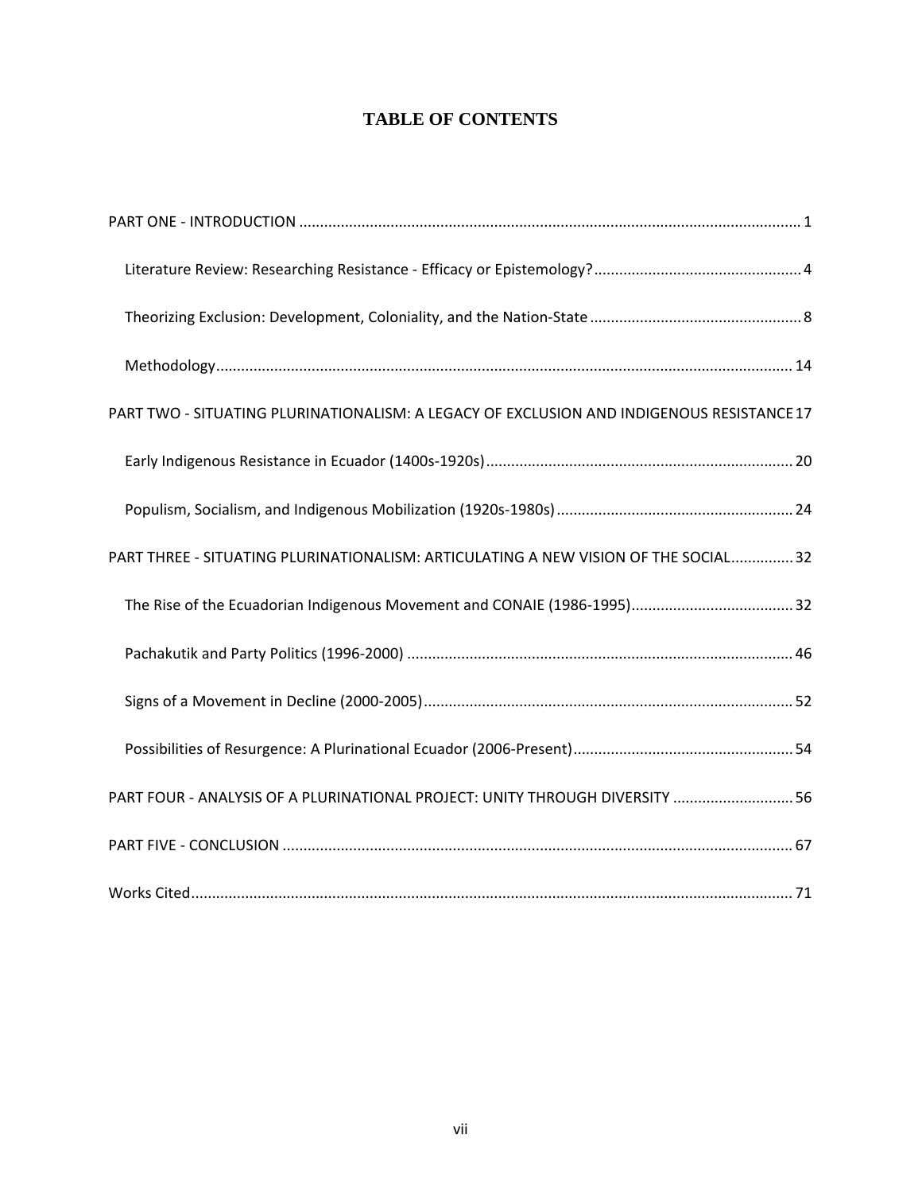# TABLE OF CONTENTS

PART ONE - INTRODUCTION ........................................................................................................................ 1

Literature Review: Researching Resistance - Efficacy or Epistemology? ................................................. 4

Theorizing Exclusion: Development, Coloniality, and the Nation-State .................................................. 8

Methodology ........................................................................................................................................ 14

PART TWO - SITUATING PLURINATIONALISM: A LEGACY OF EXCLUSION AND INDIGENOUS RESISTANCE 17

Early Indigenous Resistance in Ecuador (1400s-1920s) ......................................................................... 20

Populism, Socialism, and Indigenous Mobilization (1920s-1980s) ......................................................... 24

PART THREE - SITUATING PLURINATIONALISM: ARTICULATING A NEW VISION OF THE SOCIAL ............... 32

The Rise of the Ecuadorian Indigenous Movement and CONAIE (1986-1995) ....................................... 32

Pachakutik and Party Politics (1996-2000) ............................................................................................ 46

Signs of a Movement in Decline (2000-2005) ........................................................................................ 52

Possibilities of Resurgence: A Plurinational Ecuador (2006-Present) ..................................................... 54

PART FOUR - ANALYSIS OF A PLURINATIONAL PROJECT: UNITY THROUGH DIVERSITY ............................. 56

PART FIVE - CONCLUSION ........................................................................................................................ 67

Works Cited ............................................................................................................................................. 71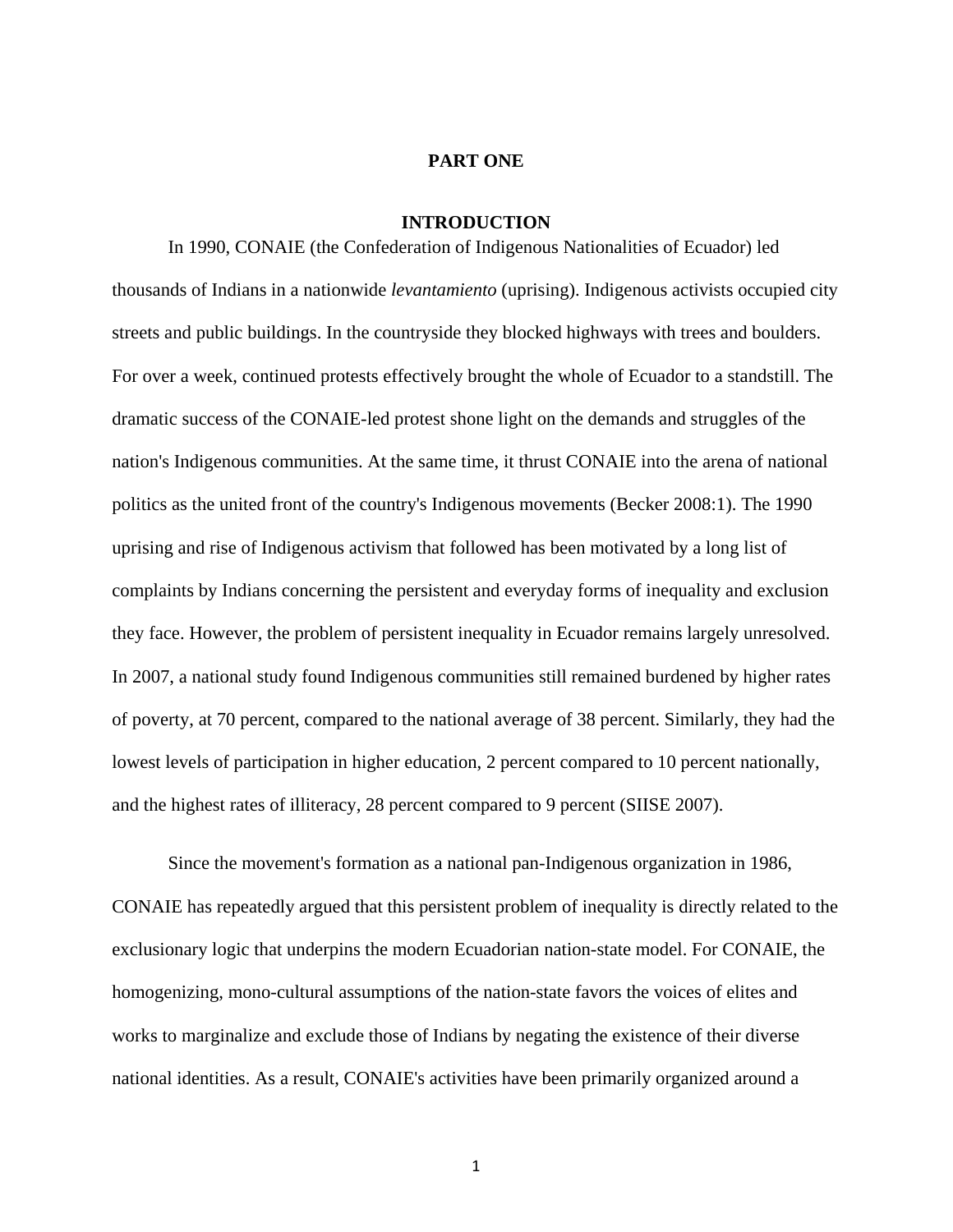# PART ONE

## INTRODUCTION

In 1990, CONAIE (the Confederation of Indigenous Nationalities of Ecuador) led thousands of Indians in a nationwide *levantamiento* (uprising). Indigenous activists occupied city streets and public buildings. In the countryside they blocked highways with trees and boulders. For over a week, continued protests effectively brought the whole of Ecuador to a standstill. The dramatic success of the CONAIE-led protest shone light on the demands and struggles of the nation's Indigenous communities. At the same time, it thrust CONAIE into the arena of national politics as the united front of the country's Indigenous movements (Becker 2008:1). The 1990 uprising and rise of Indigenous activism that followed has been motivated by a long list of complaints by Indians concerning the persistent and everyday forms of inequality and exclusion they face. However, the problem of persistent inequality in Ecuador remains largely unresolved. In 2007, a national study found Indigenous communities still remained burdened by higher rates of poverty, at 70 percent, compared to the national average of 38 percent. Similarly, they had the lowest levels of participation in higher education, 2 percent compared to 10 percent nationally, and the highest rates of illiteracy, 28 percent compared to 9 percent (SIISE 2007).

Since the movement's formation as a national pan-Indigenous organization in 1986, CONAIE has repeatedly argued that this persistent problem of inequality is directly related to the exclusionary logic that underpins the modern Ecuadorian nation-state model. For CONAIE, the homogenizing, mono-cultural assumptions of the nation-state favors the voices of elites and works to marginalize and exclude those of Indians by negating the existence of their diverse national identities. As a result, CONAIE's activities have been primarily organized around a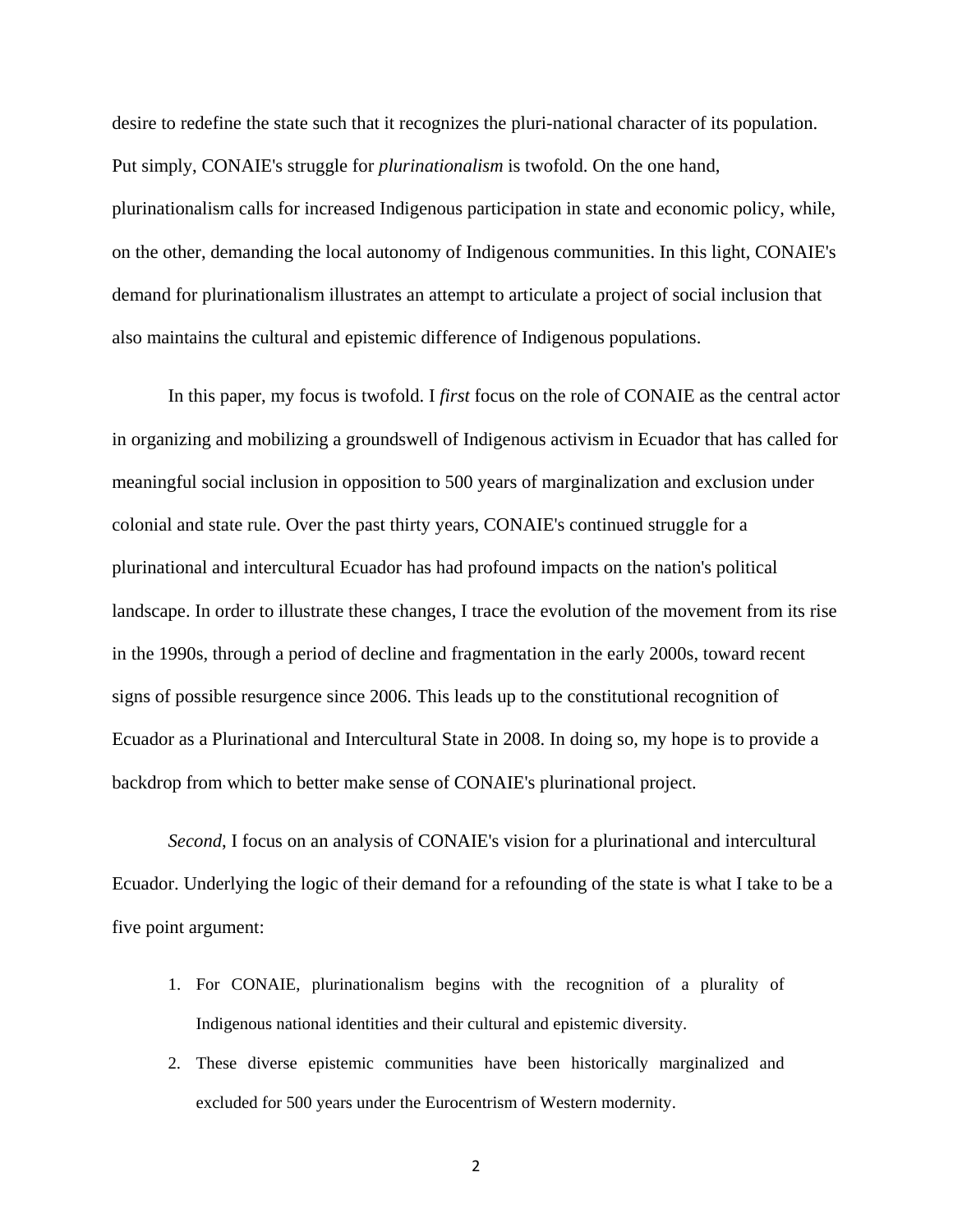desire to redefine the state such that it recognizes the pluri-national character of its population. Put simply, CONAIE's struggle for *plurinationalism* is twofold. On the one hand, plurinationalism calls for increased Indigenous participation in state and economic policy, while, on the other, demanding the local autonomy of Indigenous communities. In this light, CONAIE's demand for plurinationalism illustrates an attempt to articulate a project of social inclusion that also maintains the cultural and epistemic difference of Indigenous populations.

In this paper, my focus is twofold. I *first* focus on the role of CONAIE as the central actor in organizing and mobilizing a groundswell of Indigenous activism in Ecuador that has called for meaningful social inclusion in opposition to 500 years of marginalization and exclusion under colonial and state rule. Over the past thirty years, CONAIE's continued struggle for a plurinational and intercultural Ecuador has had profound impacts on the nation's political landscape. In order to illustrate these changes, I trace the evolution of the movement from its rise in the 1990s, through a period of decline and fragmentation in the early 2000s, toward recent signs of possible resurgence since 2006. This leads up to the constitutional recognition of Ecuador as a Plurinational and Intercultural State in 2008. In doing so, my hope is to provide a backdrop from which to better make sense of CONAIE's plurinational project.

*Second*, I focus on an analysis of CONAIE's vision for a plurinational and intercultural Ecuador. Underlying the logic of their demand for a refounding of the state is what I take to be a five point argument:

1. For CONAIE, plurinationalism begins with the recognition of a plurality of Indigenous national identities and their cultural and epistemic diversity.
2. These diverse epistemic communities have been historically marginalized and excluded for 500 years under the Eurocentrism of Western modernity.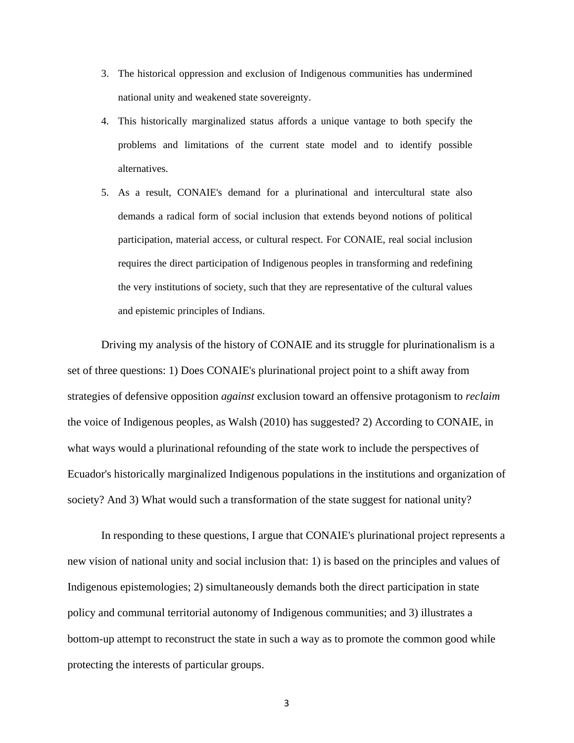3. The historical oppression and exclusion of Indigenous communities has undermined national unity and weakened state sovereignty.
4. This historically marginalized status affords a unique vantage to both specify the problems and limitations of the current state model and to identify possible alternatives.
5. As a result, CONAIE's demand for a plurinational and intercultural state also demands a radical form of social inclusion that extends beyond notions of political participation, material access, or cultural respect. For CONAIE, real social inclusion requires the direct participation of Indigenous peoples in transforming and redefining the very institutions of society, such that they are representative of the cultural values and epistemic principles of Indians.

Driving my analysis of the history of CONAIE and its struggle for plurinationalism is a set of three questions: 1) Does CONAIE's plurinational project point to a shift away from strategies of defensive opposition *against* exclusion toward an offensive protagonism to *reclaim* the voice of Indigenous peoples, as Walsh (2010) has suggested? 2) According to CONAIE, in what ways would a plurinational refounding of the state work to include the perspectives of Ecuador's historically marginalized Indigenous populations in the institutions and organization of society? And 3) What would such a transformation of the state suggest for national unity?

In responding to these questions, I argue that CONAIE's plurinational project represents a new vision of national unity and social inclusion that: 1) is based on the principles and values of Indigenous epistemologies; 2) simultaneously demands both the direct participation in state policy and communal territorial autonomy of Indigenous communities; and 3) illustrates a bottom-up attempt to reconstruct the state in such a way as to promote the common good while protecting the interests of particular groups.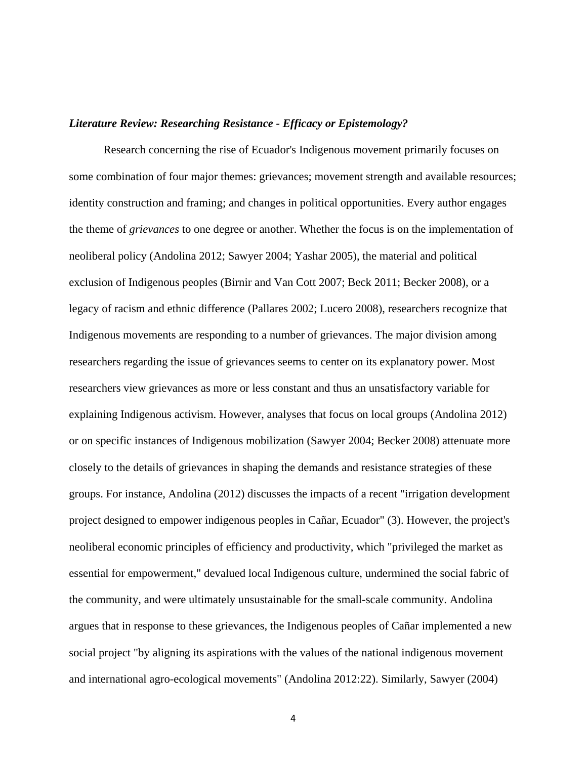### ***Literature Review: Researching Resistance - Efficacy or Epistemology?***

Research concerning the rise of Ecuador's Indigenous movement primarily focuses on some combination of four major themes: grievances; movement strength and available resources; identity construction and framing; and changes in political opportunities. Every author engages the theme of *grievances* to one degree or another. Whether the focus is on the implementation of neoliberal policy (Andolina 2012; Sawyer 2004; Yashar 2005), the material and political exclusion of Indigenous peoples (Birnir and Van Cott 2007; Beck 2011; Becker 2008), or a legacy of racism and ethnic difference (Pallares 2002; Lucero 2008), researchers recognize that Indigenous movements are responding to a number of grievances. The major division among researchers regarding the issue of grievances seems to center on its explanatory power. Most researchers view grievances as more or less constant and thus an unsatisfactory variable for explaining Indigenous activism. However, analyses that focus on local groups (Andolina 2012) or on specific instances of Indigenous mobilization (Sawyer 2004; Becker 2008) attenuate more closely to the details of grievances in shaping the demands and resistance strategies of these groups. For instance, Andolina (2012) discusses the impacts of a recent "irrigation development project designed to empower indigenous peoples in Cañar, Ecuador" (3). However, the project's neoliberal economic principles of efficiency and productivity, which "privileged the market as essential for empowerment," devalued local Indigenous culture, undermined the social fabric of the community, and were ultimately unsustainable for the small-scale community. Andolina argues that in response to these grievances, the Indigenous peoples of Cañar implemented a new social project "by aligning its aspirations with the values of the national indigenous movement and international agro-ecological movements" (Andolina 2012:22). Similarly, Sawyer (2004)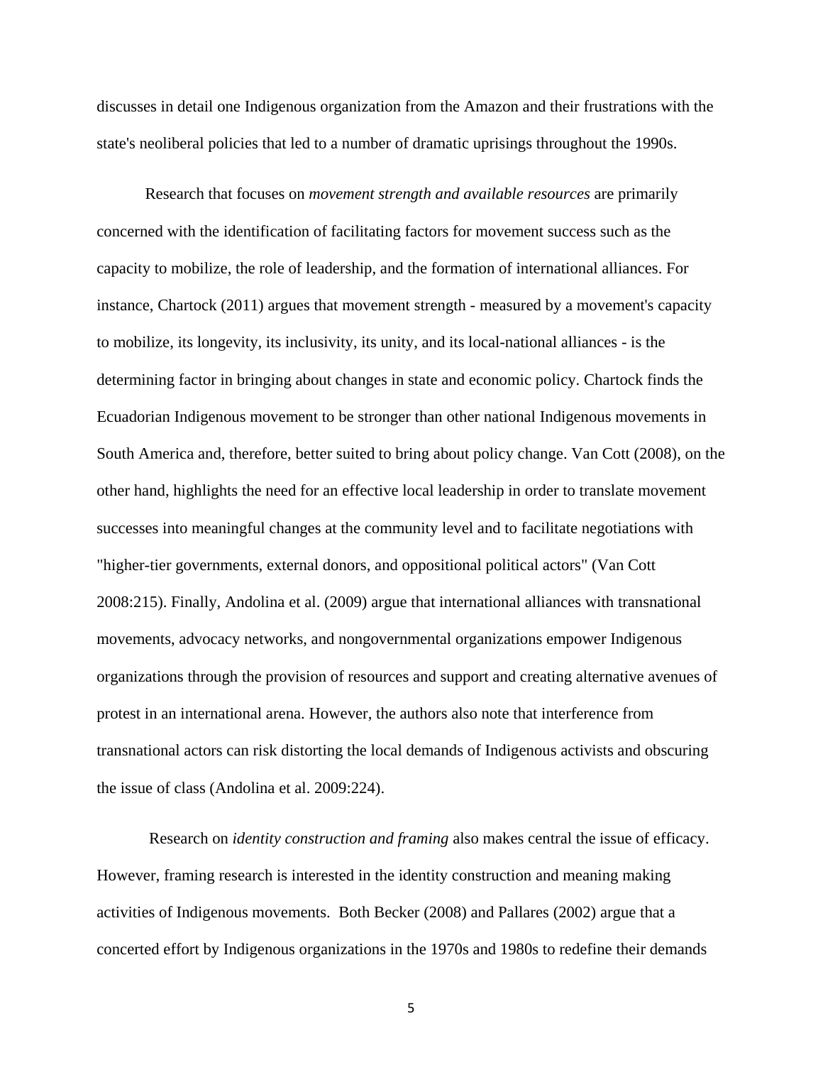discusses in detail one Indigenous organization from the Amazon and their frustrations with the state's neoliberal policies that led to a number of dramatic uprisings throughout the 1990s.

Research that focuses on *movement strength and available resources* are primarily concerned with the identification of facilitating factors for movement success such as the capacity to mobilize, the role of leadership, and the formation of international alliances. For instance, Chartock (2011) argues that movement strength - measured by a movement's capacity to mobilize, its longevity, its inclusivity, its unity, and its local-national alliances - is the determining factor in bringing about changes in state and economic policy. Chartock finds the Ecuadorian Indigenous movement to be stronger than other national Indigenous movements in South America and, therefore, better suited to bring about policy change. Van Cott (2008), on the other hand, highlights the need for an effective local leadership in order to translate movement successes into meaningful changes at the community level and to facilitate negotiations with "higher-tier governments, external donors, and oppositional political actors" (Van Cott 2008:215). Finally, Andolina et al. (2009) argue that international alliances with transnational movements, advocacy networks, and nongovernmental organizations empower Indigenous organizations through the provision of resources and support and creating alternative avenues of protest in an international arena. However, the authors also note that interference from transnational actors can risk distorting the local demands of Indigenous activists and obscuring the issue of class (Andolina et al. 2009:224).

Research on *identity construction and framing* also makes central the issue of efficacy. However, framing research is interested in the identity construction and meaning making activities of Indigenous movements. Both Becker (2008) and Pallares (2002) argue that a concerted effort by Indigenous organizations in the 1970s and 1980s to redefine their demands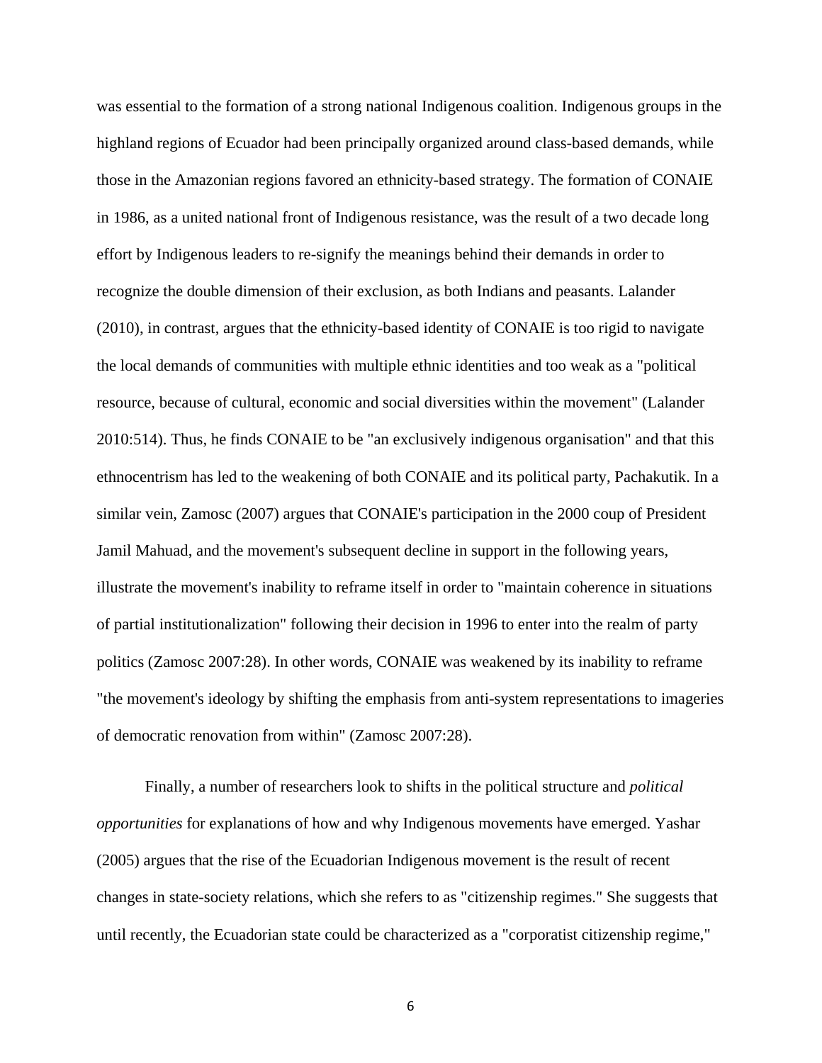was essential to the formation of a strong national Indigenous coalition. Indigenous groups in the highland regions of Ecuador had been principally organized around class-based demands, while those in the Amazonian regions favored an ethnicity-based strategy. The formation of CONAIE in 1986, as a united national front of Indigenous resistance, was the result of a two decade long effort by Indigenous leaders to re-signify the meanings behind their demands in order to recognize the double dimension of their exclusion, as both Indians and peasants. Lalander (2010), in contrast, argues that the ethnicity-based identity of CONAIE is too rigid to navigate the local demands of communities with multiple ethnic identities and too weak as a "political resource, because of cultural, economic and social diversities within the movement" (Lalander 2010:514). Thus, he finds CONAIE to be "an exclusively indigenous organisation" and that this ethnocentrism has led to the weakening of both CONAIE and its political party, Pachakutik. In a similar vein, Zamosc (2007) argues that CONAIE's participation in the 2000 coup of President Jamil Mahuad, and the movement's subsequent decline in support in the following years, illustrate the movement's inability to reframe itself in order to "maintain coherence in situations of partial institutionalization" following their decision in 1996 to enter into the realm of party politics (Zamosc 2007:28). In other words, CONAIE was weakened by its inability to reframe "the movement's ideology by shifting the emphasis from anti-system representations to imageries of democratic renovation from within" (Zamosc 2007:28).

Finally, a number of researchers look to shifts in the political structure and *political opportunities* for explanations of how and why Indigenous movements have emerged. Yashar (2005) argues that the rise of the Ecuadorian Indigenous movement is the result of recent changes in state-society relations, which she refers to as "citizenship regimes." She suggests that until recently, the Ecuadorian state could be characterized as a "corporatist citizenship regime,"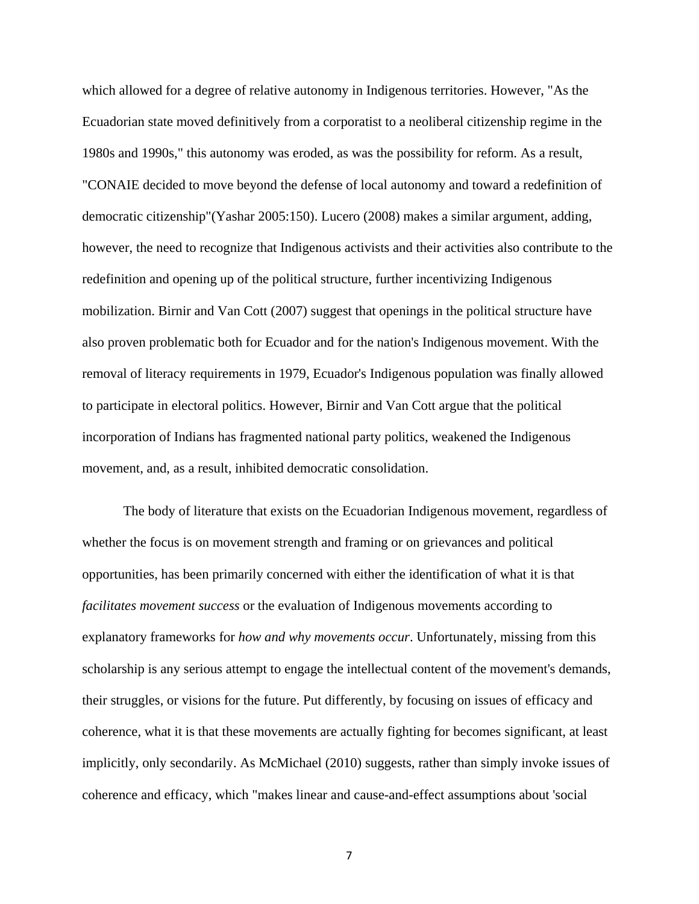which allowed for a degree of relative autonomy in Indigenous territories. However, "As the Ecuadorian state moved definitively from a corporatist to a neoliberal citizenship regime in the 1980s and 1990s," this autonomy was eroded, as was the possibility for reform. As a result, "CONAIE decided to move beyond the defense of local autonomy and toward a redefinition of democratic citizenship"(Yashar 2005:150). Lucero (2008) makes a similar argument, adding, however, the need to recognize that Indigenous activists and their activities also contribute to the redefinition and opening up of the political structure, further incentivizing Indigenous mobilization. Birnir and Van Cott (2007) suggest that openings in the political structure have also proven problematic both for Ecuador and for the nation's Indigenous movement. With the removal of literacy requirements in 1979, Ecuador's Indigenous population was finally allowed to participate in electoral politics. However, Birnir and Van Cott argue that the political incorporation of Indians has fragmented national party politics, weakened the Indigenous movement, and, as a result, inhibited democratic consolidation.

The body of literature that exists on the Ecuadorian Indigenous movement, regardless of whether the focus is on movement strength and framing or on grievances and political opportunities, has been primarily concerned with either the identification of what it is that *facilitates movement success* or the evaluation of Indigenous movements according to explanatory frameworks for *how and why movements occur*. Unfortunately, missing from this scholarship is any serious attempt to engage the intellectual content of the movement's demands, their struggles, or visions for the future. Put differently, by focusing on issues of efficacy and coherence, what it is that these movements are actually fighting for becomes significant, at least implicitly, only secondarily. As McMichael (2010) suggests, rather than simply invoke issues of coherence and efficacy, which "makes linear and cause-and-effect assumptions about 'social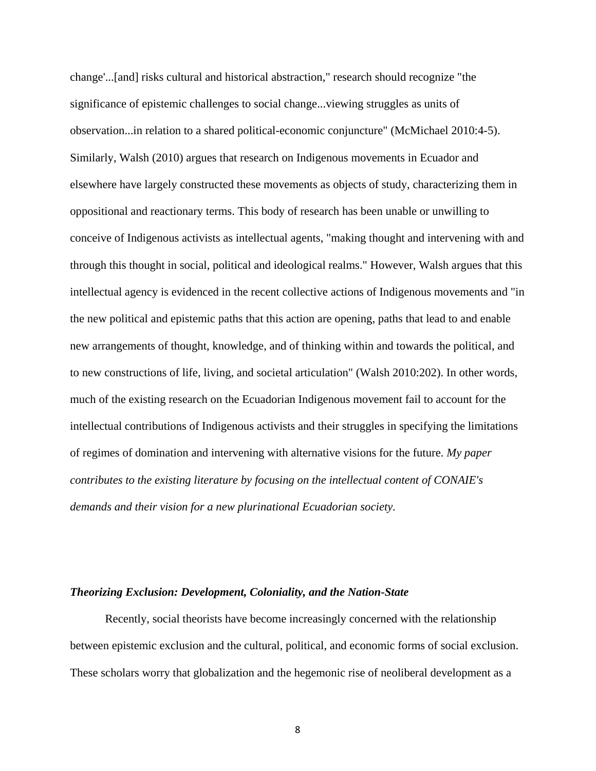change'...[and] risks cultural and historical abstraction," research should recognize "the significance of epistemic challenges to social change...viewing struggles as units of observation...in relation to a shared political-economic conjuncture" (McMichael 2010:4-5). Similarly, Walsh (2010) argues that research on Indigenous movements in Ecuador and elsewhere have largely constructed these movements as objects of study, characterizing them in oppositional and reactionary terms. This body of research has been unable or unwilling to conceive of Indigenous activists as intellectual agents, "making thought and intervening with and through this thought in social, political and ideological realms." However, Walsh argues that this intellectual agency is evidenced in the recent collective actions of Indigenous movements and "in the new political and epistemic paths that this action are opening, paths that lead to and enable new arrangements of thought, knowledge, and of thinking within and towards the political, and to new constructions of life, living, and societal articulation" (Walsh 2010:202). In other words, much of the existing research on the Ecuadorian Indigenous movement fail to account for the intellectual contributions of Indigenous activists and their struggles in specifying the limitations of regimes of domination and intervening with alternative visions for the future. *My paper contributes to the existing literature by focusing on the intellectual content of CONAIE's demands and their vision for a new plurinational Ecuadorian society.*

### *Theorizing Exclusion: Development, Coloniality, and the Nation-State*

Recently, social theorists have become increasingly concerned with the relationship between epistemic exclusion and the cultural, political, and economic forms of social exclusion. These scholars worry that globalization and the hegemonic rise of neoliberal development as a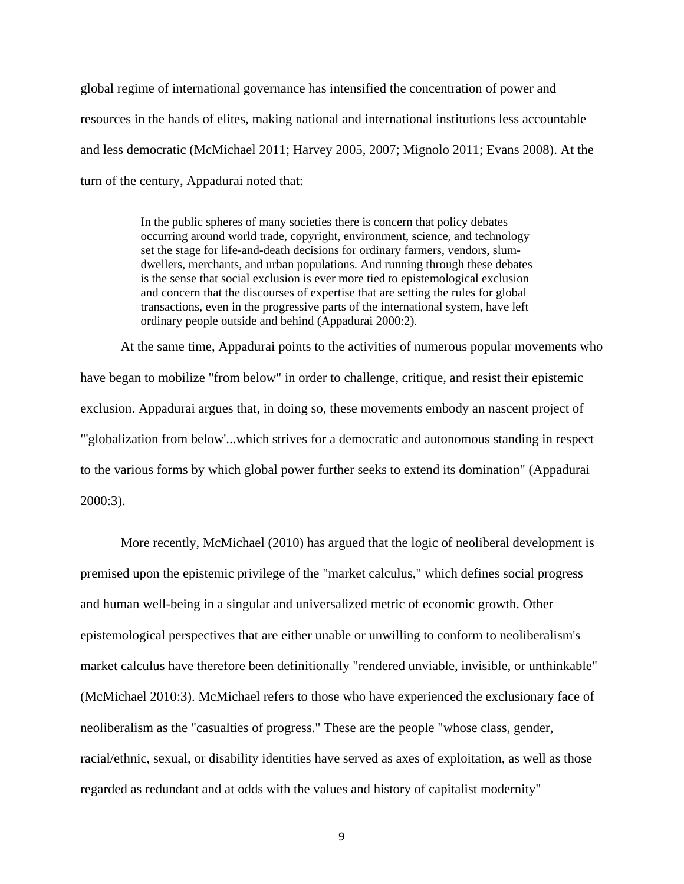global regime of international governance has intensified the concentration of power and resources in the hands of elites, making national and international institutions less accountable and less democratic (McMichael 2011; Harvey 2005, 2007; Mignolo 2011; Evans 2008). At the turn of the century, Appadurai noted that:

> In the public spheres of many societies there is concern that policy debates occurring around world trade, copyright, environment, science, and technology set the stage for life-and-death decisions for ordinary farmers, vendors, slum-dwellers, merchants, and urban populations. And running through these debates is the sense that social exclusion is ever more tied to epistemological exclusion and concern that the discourses of expertise that are setting the rules for global transactions, even in the progressive parts of the international system, have left ordinary people outside and behind (Appadurai 2000:2).

At the same time, Appadurai points to the activities of numerous popular movements who have began to mobilize "from below" in order to challenge, critique, and resist their epistemic exclusion. Appadurai argues that, in doing so, these movements embody an nascent project of "'globalization from below'...which strives for a democratic and autonomous standing in respect to the various forms by which global power further seeks to extend its domination" (Appadurai 2000:3).

More recently, McMichael (2010) has argued that the logic of neoliberal development is premised upon the epistemic privilege of the "market calculus," which defines social progress and human well-being in a singular and universalized metric of economic growth. Other epistemological perspectives that are either unable or unwilling to conform to neoliberalism's market calculus have therefore been definitionally "rendered unviable, invisible, or unthinkable" (McMichael 2010:3). McMichael refers to those who have experienced the exclusionary face of neoliberalism as the "casualties of progress." These are the people "whose class, gender, racial/ethnic, sexual, or disability identities have served as axes of exploitation, as well as those regarded as redundant and at odds with the values and history of capitalist modernity"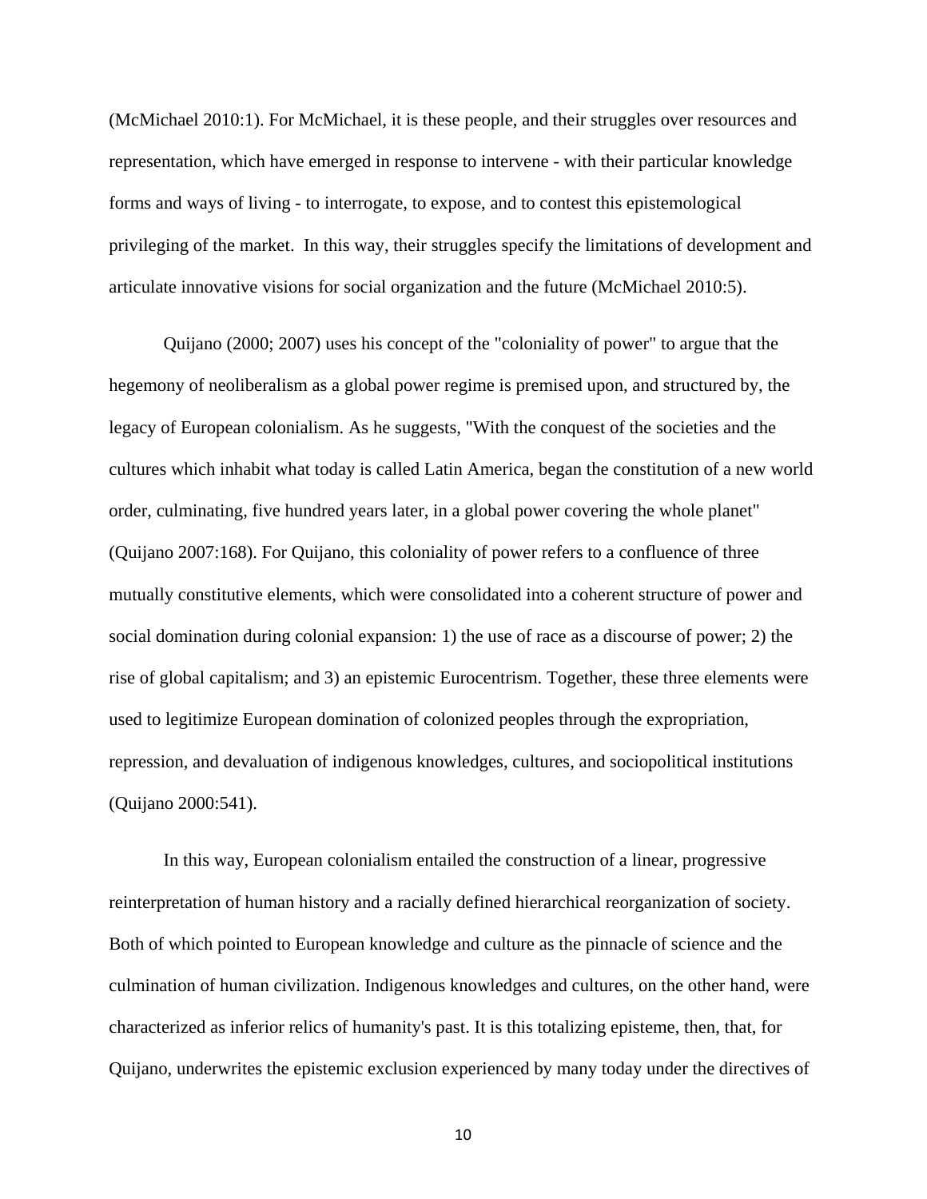(McMichael 2010:1). For McMichael, it is these people, and their struggles over resources and representation, which have emerged in response to intervene - with their particular knowledge forms and ways of living - to interrogate, to expose, and to contest this epistemological privileging of the market.  In this way, their struggles specify the limitations of development and articulate innovative visions for social organization and the future (McMichael 2010:5).

Quijano (2000; 2007) uses his concept of the "coloniality of power" to argue that the hegemony of neoliberalism as a global power regime is premised upon, and structured by, the legacy of European colonialism. As he suggests, "With the conquest of the societies and the cultures which inhabit what today is called Latin America, began the constitution of a new world order, culminating, five hundred years later, in a global power covering the whole planet" (Quijano 2007:168). For Quijano, this coloniality of power refers to a confluence of three mutually constitutive elements, which were consolidated into a coherent structure of power and social domination during colonial expansion: 1) the use of race as a discourse of power; 2) the rise of global capitalism; and 3) an epistemic Eurocentrism. Together, these three elements were used to legitimize European domination of colonized peoples through the expropriation, repression, and devaluation of indigenous knowledges, cultures, and sociopolitical institutions (Quijano 2000:541).

In this way, European colonialism entailed the construction of a linear, progressive reinterpretation of human history and a racially defined hierarchical reorganization of society. Both of which pointed to European knowledge and culture as the pinnacle of science and the culmination of human civilization. Indigenous knowledges and cultures, on the other hand, were characterized as inferior relics of humanity's past. It is this totalizing episteme, then, that, for Quijano, underwrites the epistemic exclusion experienced by many today under the directives of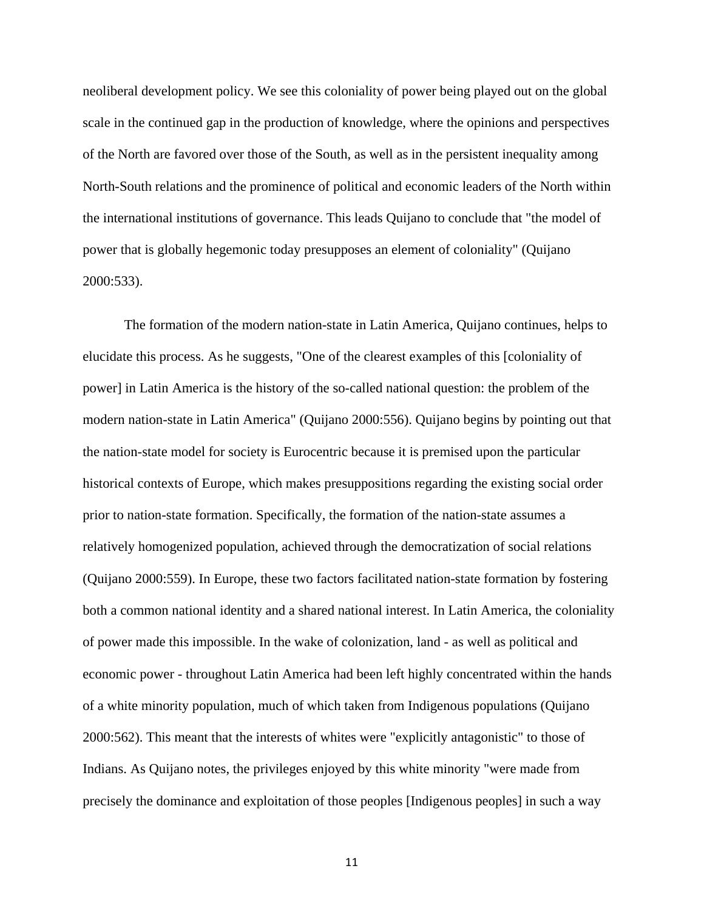neoliberal development policy. We see this coloniality of power being played out on the global scale in the continued gap in the production of knowledge, where the opinions and perspectives of the North are favored over those of the South, as well as in the persistent inequality among North-South relations and the prominence of political and economic leaders of the North within the international institutions of governance. This leads Quijano to conclude that "the model of power that is globally hegemonic today presupposes an element of coloniality" (Quijano 2000:533).

The formation of the modern nation-state in Latin America, Quijano continues, helps to elucidate this process. As he suggests, "One of the clearest examples of this [coloniality of power] in Latin America is the history of the so-called national question: the problem of the modern nation-state in Latin America" (Quijano 2000:556). Quijano begins by pointing out that the nation-state model for society is Eurocentric because it is premised upon the particular historical contexts of Europe, which makes presuppositions regarding the existing social order prior to nation-state formation. Specifically, the formation of the nation-state assumes a relatively homogenized population, achieved through the democratization of social relations (Quijano 2000:559). In Europe, these two factors facilitated nation-state formation by fostering both a common national identity and a shared national interest. In Latin America, the coloniality of power made this impossible. In the wake of colonization, land - as well as political and economic power - throughout Latin America had been left highly concentrated within the hands of a white minority population, much of which taken from Indigenous populations (Quijano 2000:562). This meant that the interests of whites were "explicitly antagonistic" to those of Indians. As Quijano notes, the privileges enjoyed by this white minority "were made from precisely the dominance and exploitation of those peoples [Indigenous peoples] in such a way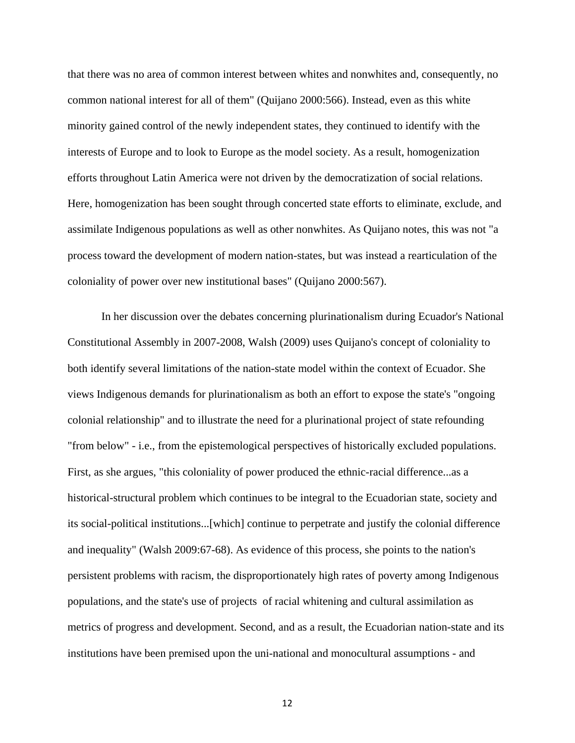that there was no area of common interest between whites and nonwhites and, consequently, no common national interest for all of them" (Quijano 2000:566). Instead, even as this white minority gained control of the newly independent states, they continued to identify with the interests of Europe and to look to Europe as the model society. As a result, homogenization efforts throughout Latin America were not driven by the democratization of social relations. Here, homogenization has been sought through concerted state efforts to eliminate, exclude, and assimilate Indigenous populations as well as other nonwhites. As Quijano notes, this was not "a process toward the development of modern nation-states, but was instead a rearticulation of the coloniality of power over new institutional bases" (Quijano 2000:567).

In her discussion over the debates concerning plurinationalism during Ecuador's National Constitutional Assembly in 2007-2008, Walsh (2009) uses Quijano's concept of coloniality to both identify several limitations of the nation-state model within the context of Ecuador. She views Indigenous demands for plurinationalism as both an effort to expose the state's "ongoing colonial relationship" and to illustrate the need for a plurinational project of state refounding "from below" - i.e., from the epistemological perspectives of historically excluded populations. First, as she argues, "this coloniality of power produced the ethnic-racial difference...as a historical-structural problem which continues to be integral to the Ecuadorian state, society and its social-political institutions...[which] continue to perpetrate and justify the colonial difference and inequality" (Walsh 2009:67-68). As evidence of this process, she points to the nation's persistent problems with racism, the disproportionately high rates of poverty among Indigenous populations, and the state's use of projects of racial whitening and cultural assimilation as metrics of progress and development. Second, and as a result, the Ecuadorian nation-state and its institutions have been premised upon the uni-national and monocultural assumptions - and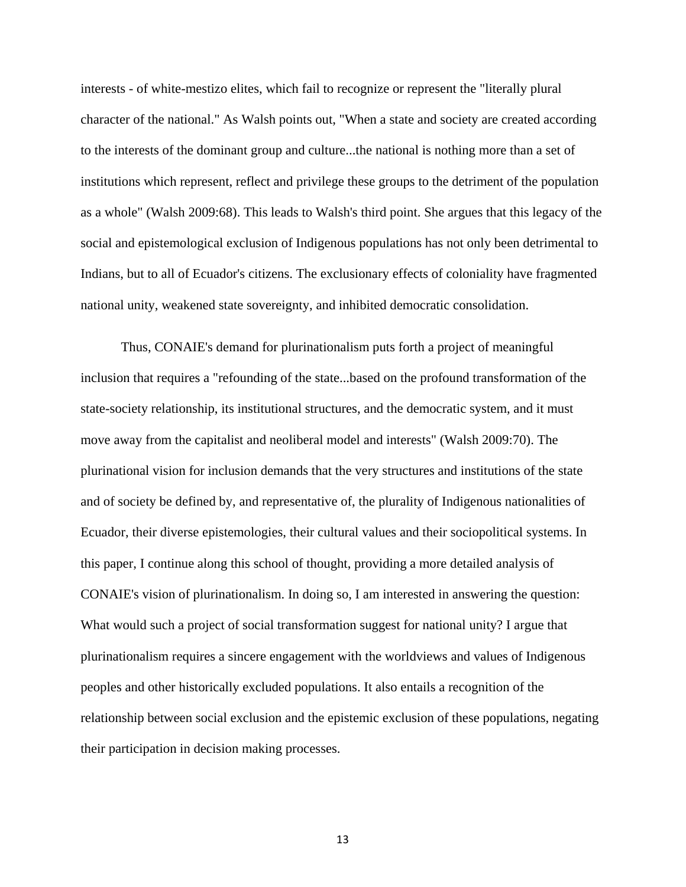interests - of white-mestizo elites, which fail to recognize or represent the "literally plural character of the national." As Walsh points out, "When a state and society are created according to the interests of the dominant group and culture...the national is nothing more than a set of institutions which represent, reflect and privilege these groups to the detriment of the population as a whole" (Walsh 2009:68). This leads to Walsh's third point. She argues that this legacy of the social and epistemological exclusion of Indigenous populations has not only been detrimental to Indians, but to all of Ecuador's citizens. The exclusionary effects of coloniality have fragmented national unity, weakened state sovereignty, and inhibited democratic consolidation.

Thus, CONAIE's demand for plurinationalism puts forth a project of meaningful inclusion that requires a "refounding of the state...based on the profound transformation of the state-society relationship, its institutional structures, and the democratic system, and it must move away from the capitalist and neoliberal model and interests" (Walsh 2009:70). The plurinational vision for inclusion demands that the very structures and institutions of the state and of society be defined by, and representative of, the plurality of Indigenous nationalities of Ecuador, their diverse epistemologies, their cultural values and their sociopolitical systems. In this paper, I continue along this school of thought, providing a more detailed analysis of CONAIE's vision of plurinationalism. In doing so, I am interested in answering the question: What would such a project of social transformation suggest for national unity? I argue that plurinationalism requires a sincere engagement with the worldviews and values of Indigenous peoples and other historically excluded populations. It also entails a recognition of the relationship between social exclusion and the epistemic exclusion of these populations, negating their participation in decision making processes.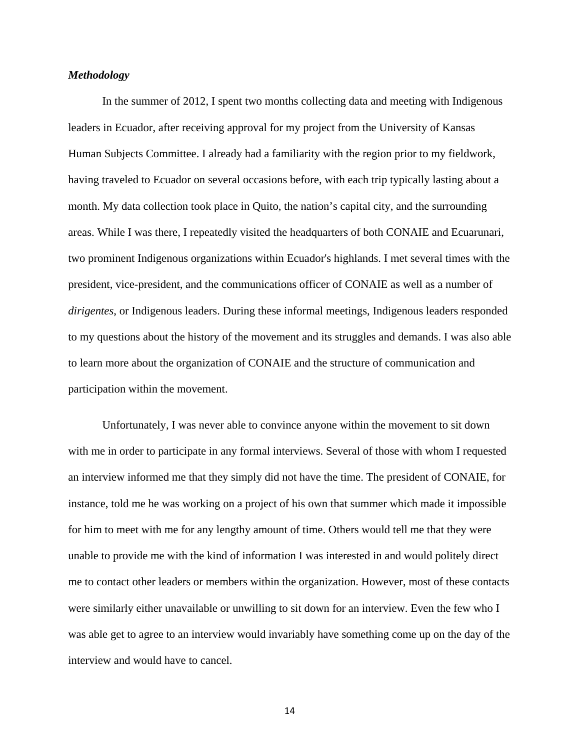***Methodology***

In the summer of 2012, I spent two months collecting data and meeting with Indigenous leaders in Ecuador, after receiving approval for my project from the University of Kansas Human Subjects Committee. I already had a familiarity with the region prior to my fieldwork, having traveled to Ecuador on several occasions before, with each trip typically lasting about a month. My data collection took place in Quito, the nation's capital city, and the surrounding areas. While I was there, I repeatedly visited the headquarters of both CONAIE and Ecuarunari, two prominent Indigenous organizations within Ecuador's highlands. I met several times with the president, vice-president, and the communications officer of CONAIE as well as a number of *dirigentes*, or Indigenous leaders. During these informal meetings, Indigenous leaders responded to my questions about the history of the movement and its struggles and demands. I was also able to learn more about the organization of CONAIE and the structure of communication and participation within the movement.

Unfortunately, I was never able to convince anyone within the movement to sit down with me in order to participate in any formal interviews. Several of those with whom I requested an interview informed me that they simply did not have the time. The president of CONAIE, for instance, told me he was working on a project of his own that summer which made it impossible for him to meet with me for any lengthy amount of time. Others would tell me that they were unable to provide me with the kind of information I was interested in and would politely direct me to contact other leaders or members within the organization. However, most of these contacts were similarly either unavailable or unwilling to sit down for an interview. Even the few who I was able get to agree to an interview would invariably have something come up on the day of the interview and would have to cancel.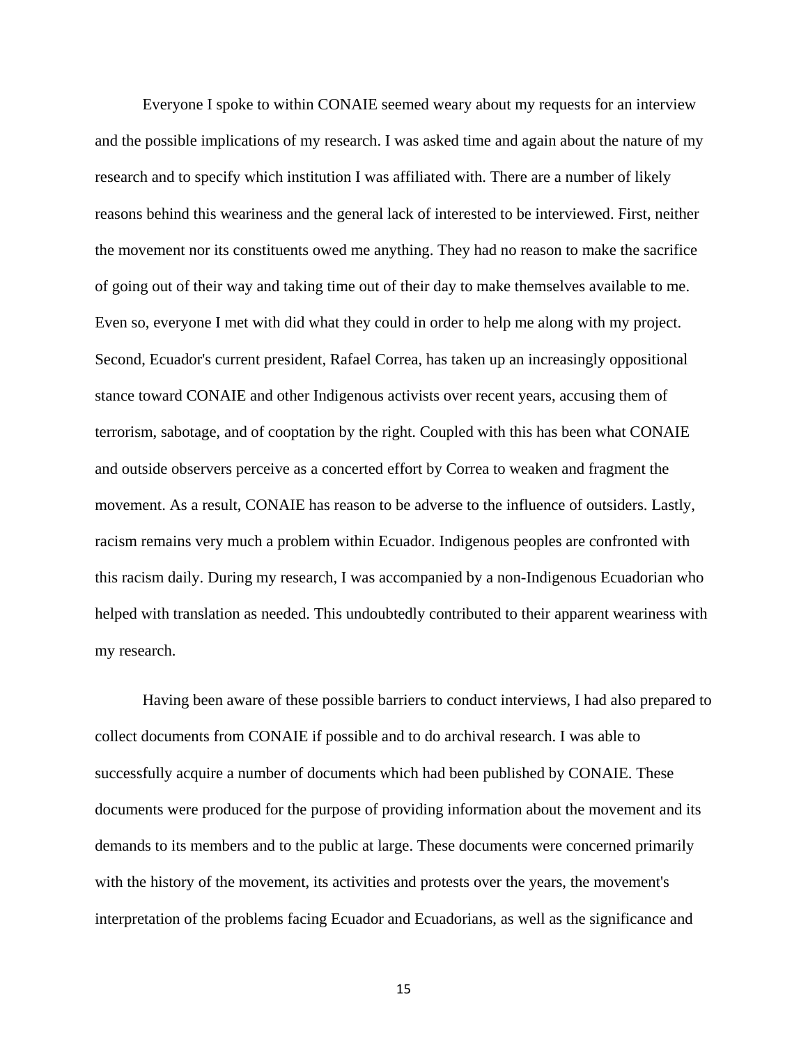Everyone I spoke to within CONAIE seemed weary about my requests for an interview and the possible implications of my research. I was asked time and again about the nature of my research and to specify which institution I was affiliated with. There are a number of likely reasons behind this weariness and the general lack of interested to be interviewed. First, neither the movement nor its constituents owed me anything. They had no reason to make the sacrifice of going out of their way and taking time out of their day to make themselves available to me. Even so, everyone I met with did what they could in order to help me along with my project. Second, Ecuador's current president, Rafael Correa, has taken up an increasingly oppositional stance toward CONAIE and other Indigenous activists over recent years, accusing them of terrorism, sabotage, and of cooptation by the right. Coupled with this has been what CONAIE and outside observers perceive as a concerted effort by Correa to weaken and fragment the movement. As a result, CONAIE has reason to be adverse to the influence of outsiders. Lastly, racism remains very much a problem within Ecuador. Indigenous peoples are confronted with this racism daily. During my research, I was accompanied by a non-Indigenous Ecuadorian who helped with translation as needed. This undoubtedly contributed to their apparent weariness with my research.

Having been aware of these possible barriers to conduct interviews, I had also prepared to collect documents from CONAIE if possible and to do archival research. I was able to successfully acquire a number of documents which had been published by CONAIE. These documents were produced for the purpose of providing information about the movement and its demands to its members and to the public at large. These documents were concerned primarily with the history of the movement, its activities and protests over the years, the movement's interpretation of the problems facing Ecuador and Ecuadorians, as well as the significance and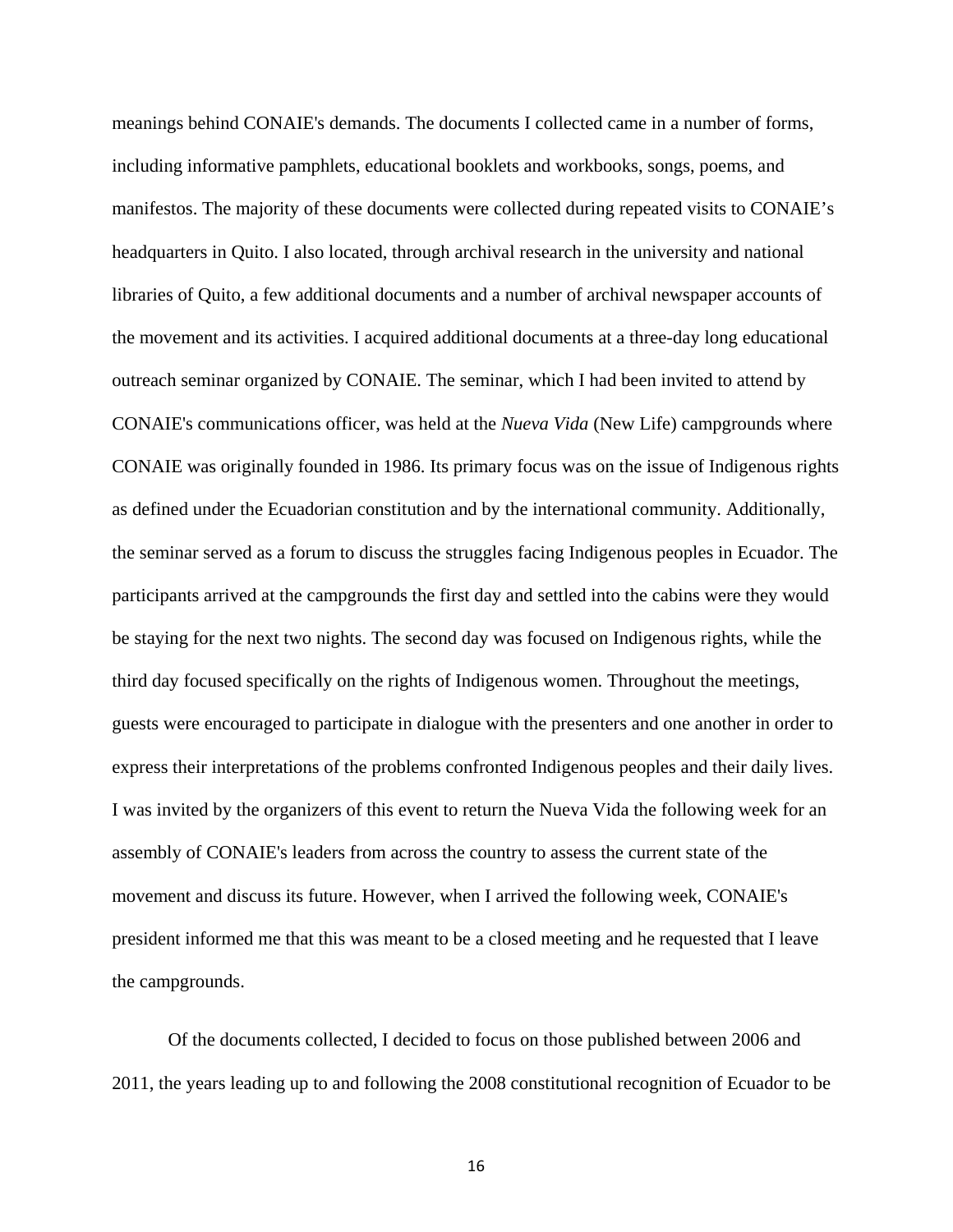meanings behind CONAIE's demands. The documents I collected came in a number of forms, including informative pamphlets, educational booklets and workbooks, songs, poems, and manifestos. The majority of these documents were collected during repeated visits to CONAIE's headquarters in Quito. I also located, through archival research in the university and national libraries of Quito, a few additional documents and a number of archival newspaper accounts of the movement and its activities. I acquired additional documents at a three-day long educational outreach seminar organized by CONAIE. The seminar, which I had been invited to attend by CONAIE's communications officer, was held at the *Nueva Vida* (New Life) campgrounds where CONAIE was originally founded in 1986. Its primary focus was on the issue of Indigenous rights as defined under the Ecuadorian constitution and by the international community. Additionally, the seminar served as a forum to discuss the struggles facing Indigenous peoples in Ecuador. The participants arrived at the campgrounds the first day and settled into the cabins were they would be staying for the next two nights. The second day was focused on Indigenous rights, while the third day focused specifically on the rights of Indigenous women. Throughout the meetings, guests were encouraged to participate in dialogue with the presenters and one another in order to express their interpretations of the problems confronted Indigenous peoples and their daily lives. I was invited by the organizers of this event to return the Nueva Vida the following week for an assembly of CONAIE's leaders from across the country to assess the current state of the movement and discuss its future. However, when I arrived the following week, CONAIE's president informed me that this was meant to be a closed meeting and he requested that I leave the campgrounds.

Of the documents collected, I decided to focus on those published between 2006 and 2011, the years leading up to and following the 2008 constitutional recognition of Ecuador to be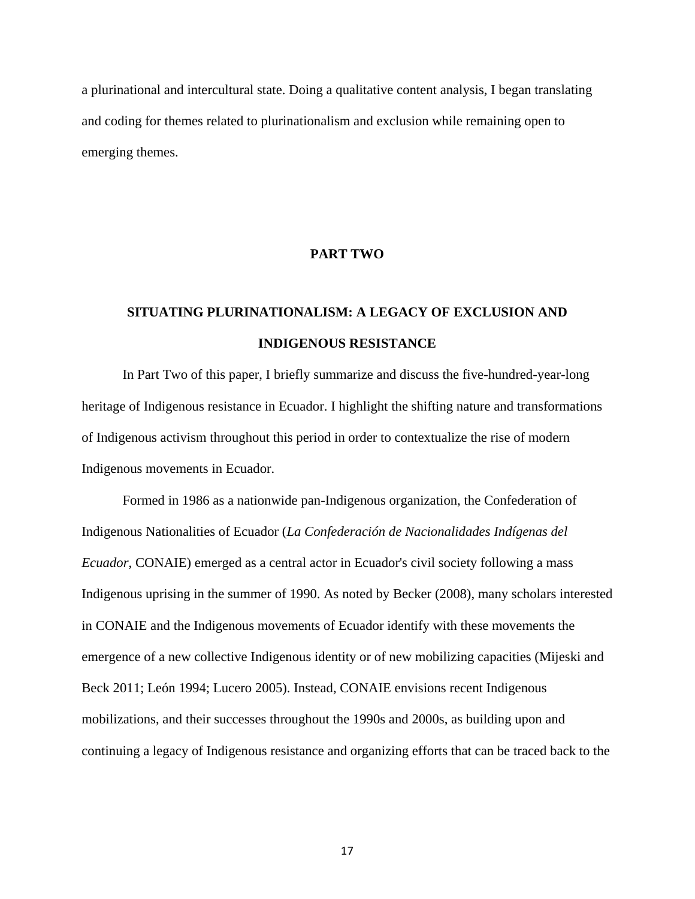a plurinational and intercultural state. Doing a qualitative content analysis, I began translating and coding for themes related to plurinationalism and exclusion while remaining open to emerging themes.

# PART TWO

## SITUATING PLURINATIONALISM: A LEGACY OF EXCLUSION AND INDIGENOUS RESISTANCE

In Part Two of this paper, I briefly summarize and discuss the five-hundred-year-long heritage of Indigenous resistance in Ecuador. I highlight the shifting nature and transformations of Indigenous activism throughout this period in order to contextualize the rise of modern Indigenous movements in Ecuador.

Formed in 1986 as a nationwide pan-Indigenous organization, the Confederation of Indigenous Nationalities of Ecuador (*La Confederación de Nacionalidades Indígenas del Ecuador*, CONAIE) emerged as a central actor in Ecuador's civil society following a mass Indigenous uprising in the summer of 1990. As noted by Becker (2008), many scholars interested in CONAIE and the Indigenous movements of Ecuador identify with these movements the emergence of a new collective Indigenous identity or of new mobilizing capacities (Mijeski and Beck 2011; León 1994; Lucero 2005). Instead, CONAIE envisions recent Indigenous mobilizations, and their successes throughout the 1990s and 2000s, as building upon and continuing a legacy of Indigenous resistance and organizing efforts that can be traced back to the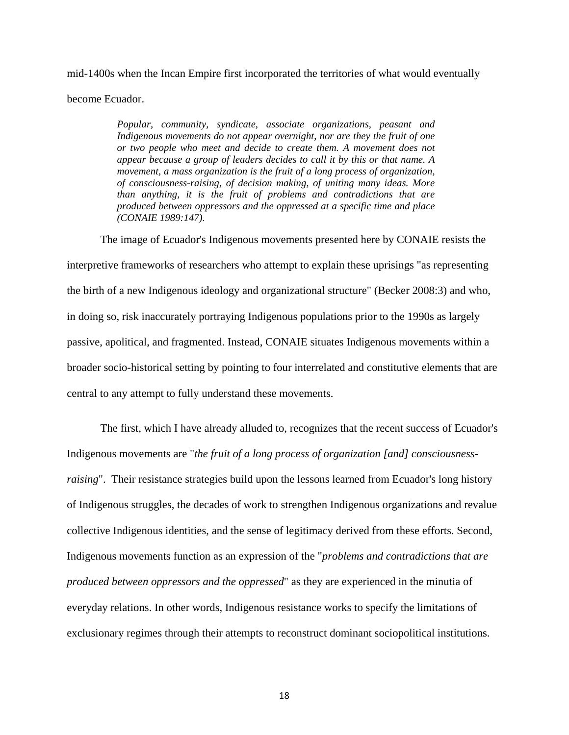mid-1400s when the Incan Empire first incorporated the territories of what would eventually become Ecuador.

> *Popular, community, syndicate, associate organizations, peasant and Indigenous movements do not appear overnight, nor are they the fruit of one or two people who meet and decide to create them. A movement does not appear because a group of leaders decides to call it by this or that name. A movement, a mass organization is the fruit of a long process of organization, of consciousness-raising, of decision making, of uniting many ideas. More than anything, it is the fruit of problems and contradictions that are produced between oppressors and the oppressed at a specific time and place (CONAIE 1989:147).*

The image of Ecuador's Indigenous movements presented here by CONAIE resists the interpretive frameworks of researchers who attempt to explain these uprisings "as representing the birth of a new Indigenous ideology and organizational structure" (Becker 2008:3) and who, in doing so, risk inaccurately portraying Indigenous populations prior to the 1990s as largely passive, apolitical, and fragmented. Instead, CONAIE situates Indigenous movements within a broader socio-historical setting by pointing to four interrelated and constitutive elements that are central to any attempt to fully understand these movements.

The first, which I have already alluded to, recognizes that the recent success of Ecuador's Indigenous movements are "*the fruit of a long process of organization [and] consciousness-raising*". Their resistance strategies build upon the lessons learned from Ecuador's long history of Indigenous struggles, the decades of work to strengthen Indigenous organizations and revalue collective Indigenous identities, and the sense of legitimacy derived from these efforts. Second, Indigenous movements function as an expression of the "*problems and contradictions that are produced between oppressors and the oppressed*" as they are experienced in the minutia of everyday relations. In other words, Indigenous resistance works to specify the limitations of exclusionary regimes through their attempts to reconstruct dominant sociopolitical institutions.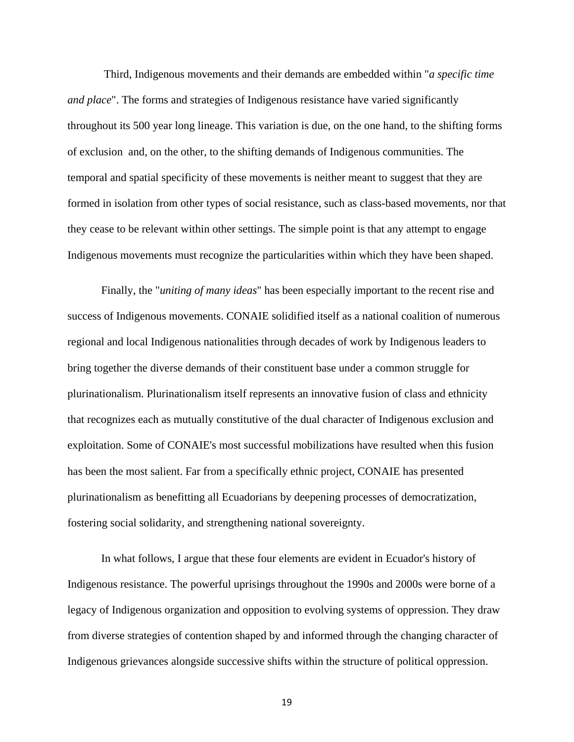Third, Indigenous movements and their demands are embedded within "*a specific time and place*". The forms and strategies of Indigenous resistance have varied significantly throughout its 500 year long lineage. This variation is due, on the one hand, to the shifting forms of exclusion and, on the other, to the shifting demands of Indigenous communities. The temporal and spatial specificity of these movements is neither meant to suggest that they are formed in isolation from other types of social resistance, such as class-based movements, nor that they cease to be relevant within other settings. The simple point is that any attempt to engage Indigenous movements must recognize the particularities within which they have been shaped.

Finally, the "*uniting of many ideas*" has been especially important to the recent rise and success of Indigenous movements. CONAIE solidified itself as a national coalition of numerous regional and local Indigenous nationalities through decades of work by Indigenous leaders to bring together the diverse demands of their constituent base under a common struggle for plurinationalism. Plurinationalism itself represents an innovative fusion of class and ethnicity that recognizes each as mutually constitutive of the dual character of Indigenous exclusion and exploitation. Some of CONAIE's most successful mobilizations have resulted when this fusion has been the most salient. Far from a specifically ethnic project, CONAIE has presented plurinationalism as benefitting all Ecuadorians by deepening processes of democratization, fostering social solidarity, and strengthening national sovereignty.

In what follows, I argue that these four elements are evident in Ecuador's history of Indigenous resistance. The powerful uprisings throughout the 1990s and 2000s were borne of a legacy of Indigenous organization and opposition to evolving systems of oppression. They draw from diverse strategies of contention shaped by and informed through the changing character of Indigenous grievances alongside successive shifts within the structure of political oppression.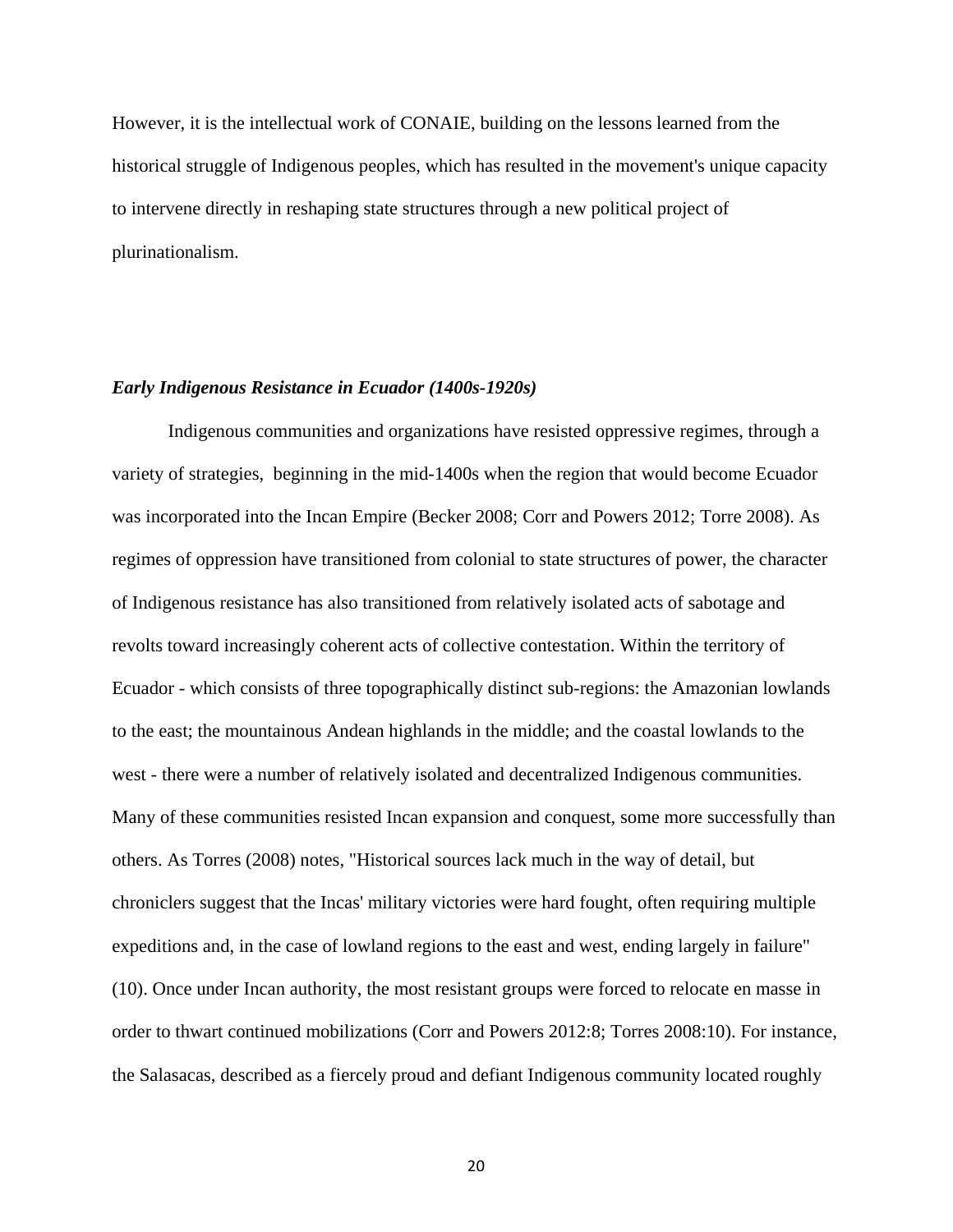However, it is the intellectual work of CONAIE, building on the lessons learned from the historical struggle of Indigenous peoples, which has resulted in the movement's unique capacity to intervene directly in reshaping state structures through a new political project of plurinationalism.

***Early Indigenous Resistance in Ecuador (1400s-1920s)***

Indigenous communities and organizations have resisted oppressive regimes, through a variety of strategies, beginning in the mid-1400s when the region that would become Ecuador was incorporated into the Incan Empire (Becker 2008; Corr and Powers 2012; Torre 2008). As regimes of oppression have transitioned from colonial to state structures of power, the character of Indigenous resistance has also transitioned from relatively isolated acts of sabotage and revolts toward increasingly coherent acts of collective contestation. Within the territory of Ecuador - which consists of three topographically distinct sub-regions: the Amazonian lowlands to the east; the mountainous Andean highlands in the middle; and the coastal lowlands to the west - there were a number of relatively isolated and decentralized Indigenous communities. Many of these communities resisted Incan expansion and conquest, some more successfully than others. As Torres (2008) notes, "Historical sources lack much in the way of detail, but chroniclers suggest that the Incas' military victories were hard fought, often requiring multiple expeditions and, in the case of lowland regions to the east and west, ending largely in failure" (10). Once under Incan authority, the most resistant groups were forced to relocate en masse in order to thwart continued mobilizations (Corr and Powers 2012:8; Torres 2008:10). For instance, the Salasacas, described as a fiercely proud and defiant Indigenous community located roughly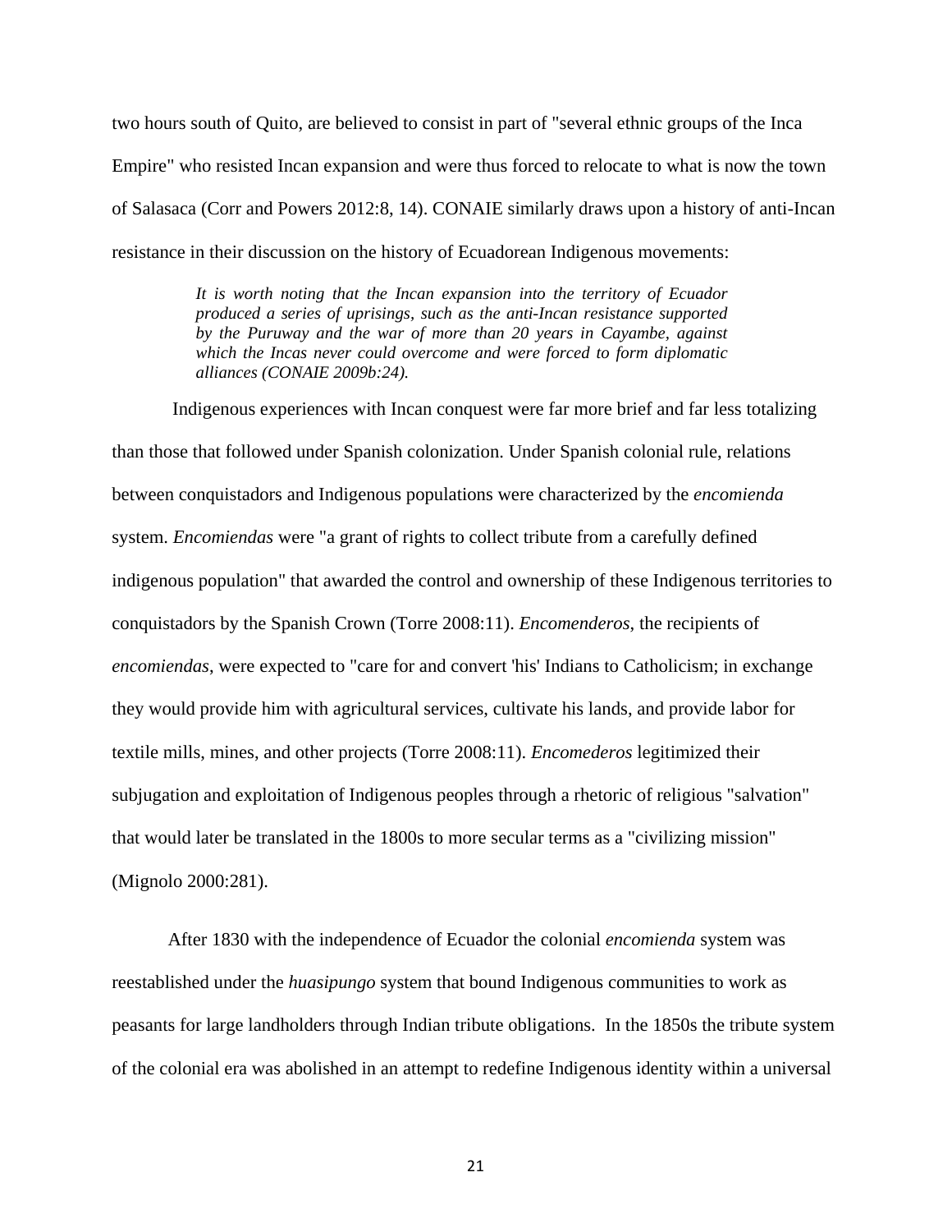two hours south of Quito, are believed to consist in part of "several ethnic groups of the Inca Empire" who resisted Incan expansion and were thus forced to relocate to what is now the town of Salasaca (Corr and Powers 2012:8, 14). CONAIE similarly draws upon a history of anti-Incan resistance in their discussion on the history of Ecuadorean Indigenous movements:

> *It is worth noting that the Incan expansion into the territory of Ecuador produced a series of uprisings, such as the anti-Incan resistance supported by the Puruway and the war of more than 20 years in Cayambe, against which the Incas never could overcome and were forced to form diplomatic alliances (CONAIE 2009b:24).*

Indigenous experiences with Incan conquest were far more brief and far less totalizing than those that followed under Spanish colonization. Under Spanish colonial rule, relations between conquistadors and Indigenous populations were characterized by the *encomienda* system. *Encomiendas* were "a grant of rights to collect tribute from a carefully defined indigenous population" that awarded the control and ownership of these Indigenous territories to conquistadors by the Spanish Crown (Torre 2008:11). *Encomenderos*, the recipients of *encomiendas*, were expected to "care for and convert 'his' Indians to Catholicism; in exchange they would provide him with agricultural services, cultivate his lands, and provide labor for textile mills, mines, and other projects (Torre 2008:11). *Encomederos* legitimized their subjugation and exploitation of Indigenous peoples through a rhetoric of religious "salvation" that would later be translated in the 1800s to more secular terms as a "civilizing mission" (Mignolo 2000:281).

After 1830 with the independence of Ecuador the colonial *encomienda* system was reestablished under the *huasipungo* system that bound Indigenous communities to work as peasants for large landholders through Indian tribute obligations. In the 1850s the tribute system of the colonial era was abolished in an attempt to redefine Indigenous identity within a universal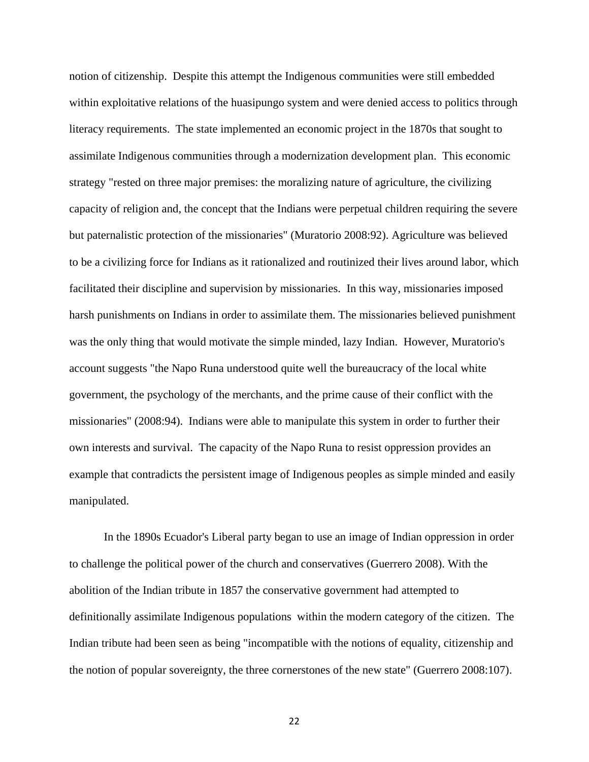notion of citizenship. Despite this attempt the Indigenous communities were still embedded within exploitative relations of the huasipungo system and were denied access to politics through literacy requirements. The state implemented an economic project in the 1870s that sought to assimilate Indigenous communities through a modernization development plan. This economic strategy "rested on three major premises: the moralizing nature of agriculture, the civilizing capacity of religion and, the concept that the Indians were perpetual children requiring the severe but paternalistic protection of the missionaries" (Muratorio 2008:92). Agriculture was believed to be a civilizing force for Indians as it rationalized and routinized their lives around labor, which facilitated their discipline and supervision by missionaries. In this way, missionaries imposed harsh punishments on Indians in order to assimilate them. The missionaries believed punishment was the only thing that would motivate the simple minded, lazy Indian. However, Muratorio's account suggests "the Napo Runa understood quite well the bureaucracy of the local white government, the psychology of the merchants, and the prime cause of their conflict with the missionaries" (2008:94). Indians were able to manipulate this system in order to further their own interests and survival. The capacity of the Napo Runa to resist oppression provides an example that contradicts the persistent image of Indigenous peoples as simple minded and easily manipulated.

In the 1890s Ecuador's Liberal party began to use an image of Indian oppression in order to challenge the political power of the church and conservatives (Guerrero 2008). With the abolition of the Indian tribute in 1857 the conservative government had attempted to definitionally assimilate Indigenous populations within the modern category of the citizen. The Indian tribute had been seen as being "incompatible with the notions of equality, citizenship and the notion of popular sovereignty, the three cornerstones of the new state" (Guerrero 2008:107).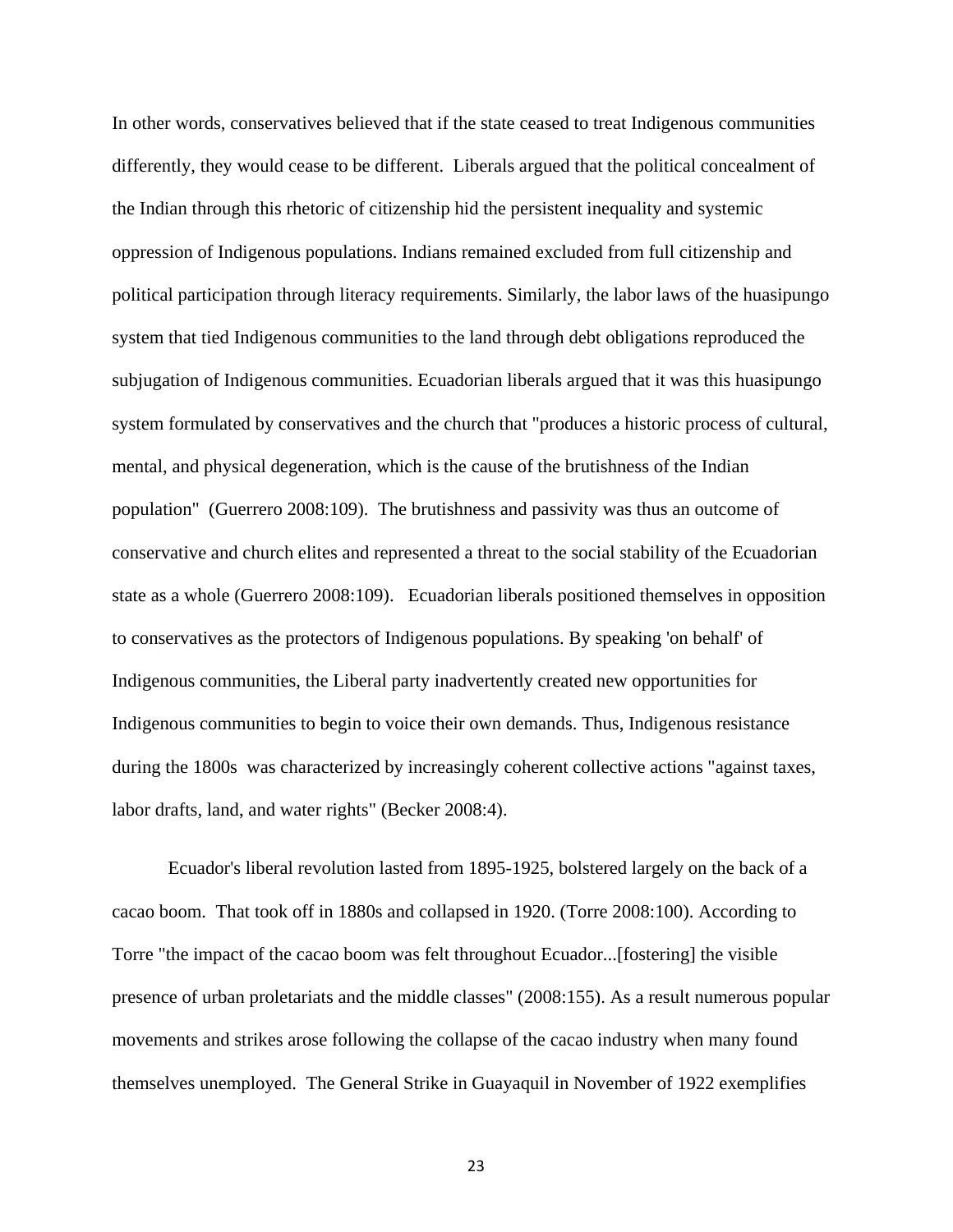In other words, conservatives believed that if the state ceased to treat Indigenous communities differently, they would cease to be different. Liberals argued that the political concealment of the Indian through this rhetoric of citizenship hid the persistent inequality and systemic oppression of Indigenous populations. Indians remained excluded from full citizenship and political participation through literacy requirements. Similarly, the labor laws of the huasipungo system that tied Indigenous communities to the land through debt obligations reproduced the subjugation of Indigenous communities. Ecuadorian liberals argued that it was this huasipungo system formulated by conservatives and the church that "produces a historic process of cultural, mental, and physical degeneration, which is the cause of the brutishness of the Indian population" (Guerrero 2008:109). The brutishness and passivity was thus an outcome of conservative and church elites and represented a threat to the social stability of the Ecuadorian state as a whole (Guerrero 2008:109). Ecuadorian liberals positioned themselves in opposition to conservatives as the protectors of Indigenous populations. By speaking 'on behalf' of Indigenous communities, the Liberal party inadvertently created new opportunities for Indigenous communities to begin to voice their own demands. Thus, Indigenous resistance during the 1800s was characterized by increasingly coherent collective actions "against taxes, labor drafts, land, and water rights" (Becker 2008:4).

Ecuador's liberal revolution lasted from 1895-1925, bolstered largely on the back of a cacao boom. That took off in 1880s and collapsed in 1920. (Torre 2008:100). According to Torre "the impact of the cacao boom was felt throughout Ecuador...[fostering] the visible presence of urban proletariats and the middle classes" (2008:155). As a result numerous popular movements and strikes arose following the collapse of the cacao industry when many found themselves unemployed. The General Strike in Guayaquil in November of 1922 exemplifies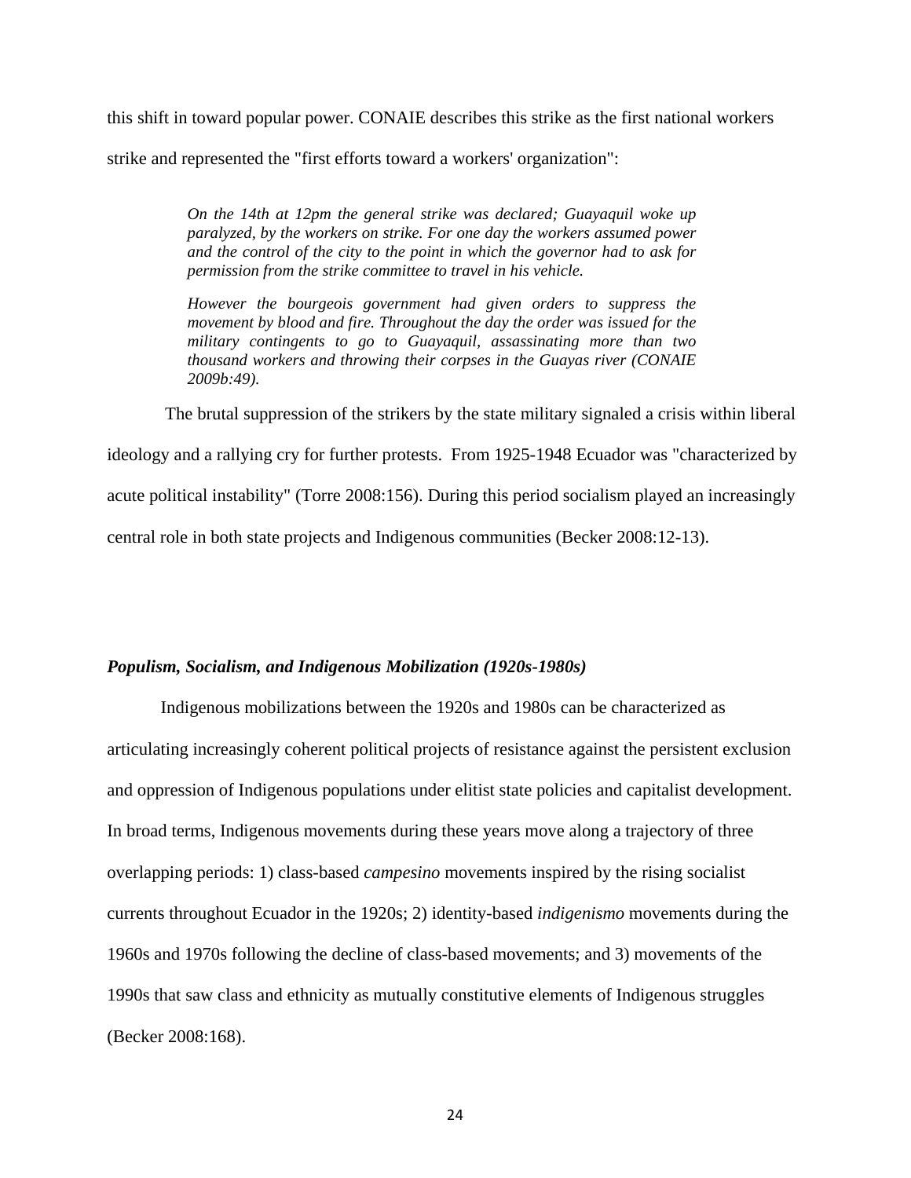this shift in toward popular power. CONAIE describes this strike as the first national workers strike and represented the "first efforts toward a workers' organization":

> *On the 14th at 12pm the general strike was declared; Guayaquil woke up paralyzed, by the workers on strike. For one day the workers assumed power and the control of the city to the point in which the governor had to ask for permission from the strike committee to travel in his vehicle.*
>
> *However the bourgeois government had given orders to suppress the movement by blood and fire. Throughout the day the order was issued for the military contingents to go to Guayaquil, assassinating more than two thousand workers and throwing their corpses in the Guayas river (CONAIE 2009b:49).*

The brutal suppression of the strikers by the state military signaled a crisis within liberal ideology and a rallying cry for further protests. From 1925-1948 Ecuador was "characterized by acute political instability" (Torre 2008:156). During this period socialism played an increasingly central role in both state projects and Indigenous communities (Becker 2008:12-13).

### *Populism, Socialism, and Indigenous Mobilization (1920s-1980s)*

Indigenous mobilizations between the 1920s and 1980s can be characterized as articulating increasingly coherent political projects of resistance against the persistent exclusion and oppression of Indigenous populations under elitist state policies and capitalist development. In broad terms, Indigenous movements during these years move along a trajectory of three overlapping periods: 1) class-based *campesino* movements inspired by the rising socialist currents throughout Ecuador in the 1920s; 2) identity-based *indigenismo* movements during the 1960s and 1970s following the decline of class-based movements; and 3) movements of the 1990s that saw class and ethnicity as mutually constitutive elements of Indigenous struggles (Becker 2008:168).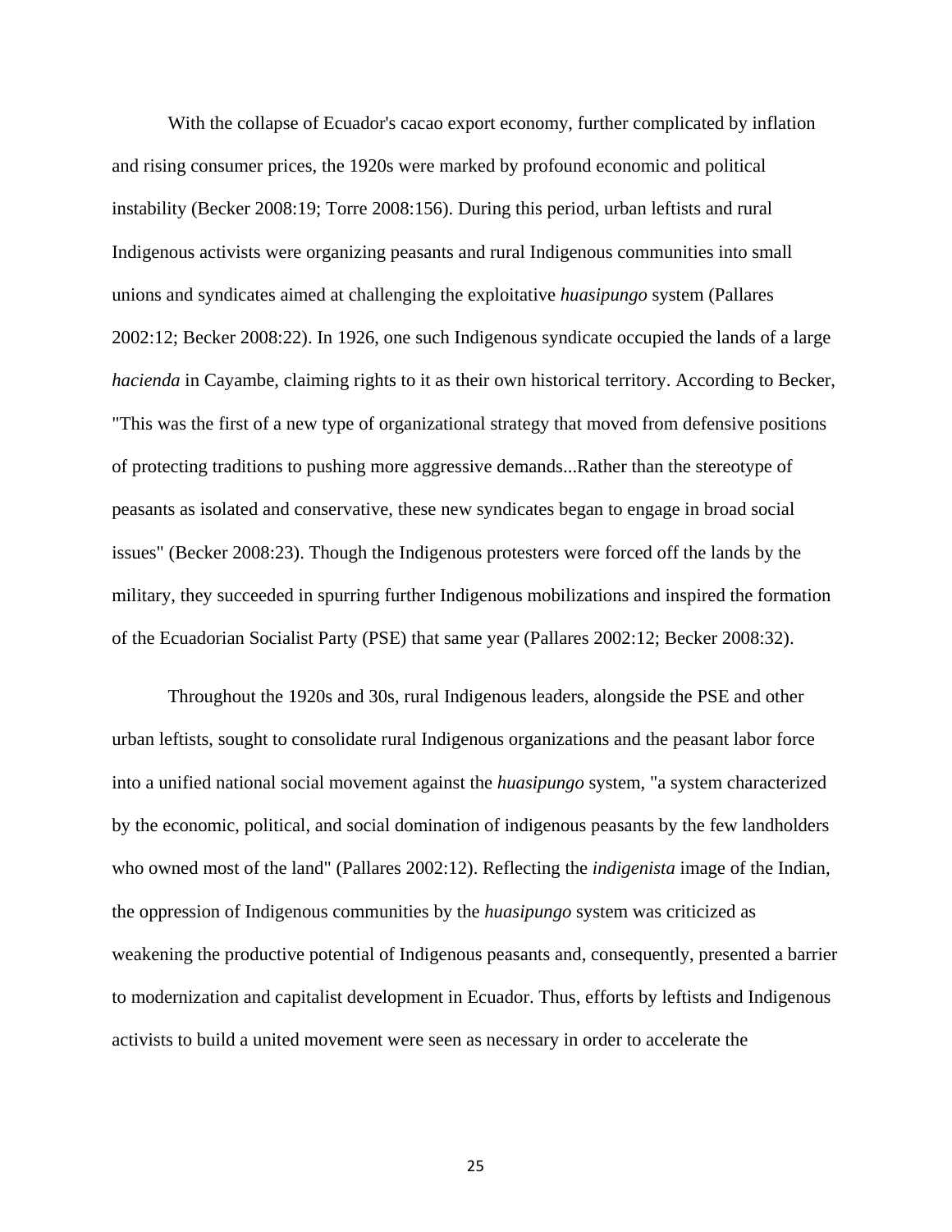With the collapse of Ecuador's cacao export economy, further complicated by inflation and rising consumer prices, the 1920s were marked by profound economic and political instability (Becker 2008:19; Torre 2008:156). During this period, urban leftists and rural Indigenous activists were organizing peasants and rural Indigenous communities into small unions and syndicates aimed at challenging the exploitative *huasipungo* system (Pallares 2002:12; Becker 2008:22). In 1926, one such Indigenous syndicate occupied the lands of a large *hacienda* in Cayambe, claiming rights to it as their own historical territory. According to Becker, "This was the first of a new type of organizational strategy that moved from defensive positions of protecting traditions to pushing more aggressive demands...Rather than the stereotype of peasants as isolated and conservative, these new syndicates began to engage in broad social issues" (Becker 2008:23). Though the Indigenous protesters were forced off the lands by the military, they succeeded in spurring further Indigenous mobilizations and inspired the formation of the Ecuadorian Socialist Party (PSE) that same year (Pallares 2002:12; Becker 2008:32).

Throughout the 1920s and 30s, rural Indigenous leaders, alongside the PSE and other urban leftists, sought to consolidate rural Indigenous organizations and the peasant labor force into a unified national social movement against the *huasipungo* system, "a system characterized by the economic, political, and social domination of indigenous peasants by the few landholders who owned most of the land" (Pallares 2002:12). Reflecting the *indigenista* image of the Indian, the oppression of Indigenous communities by the *huasipungo* system was criticized as weakening the productive potential of Indigenous peasants and, consequently, presented a barrier to modernization and capitalist development in Ecuador. Thus, efforts by leftists and Indigenous activists to build a united movement were seen as necessary in order to accelerate the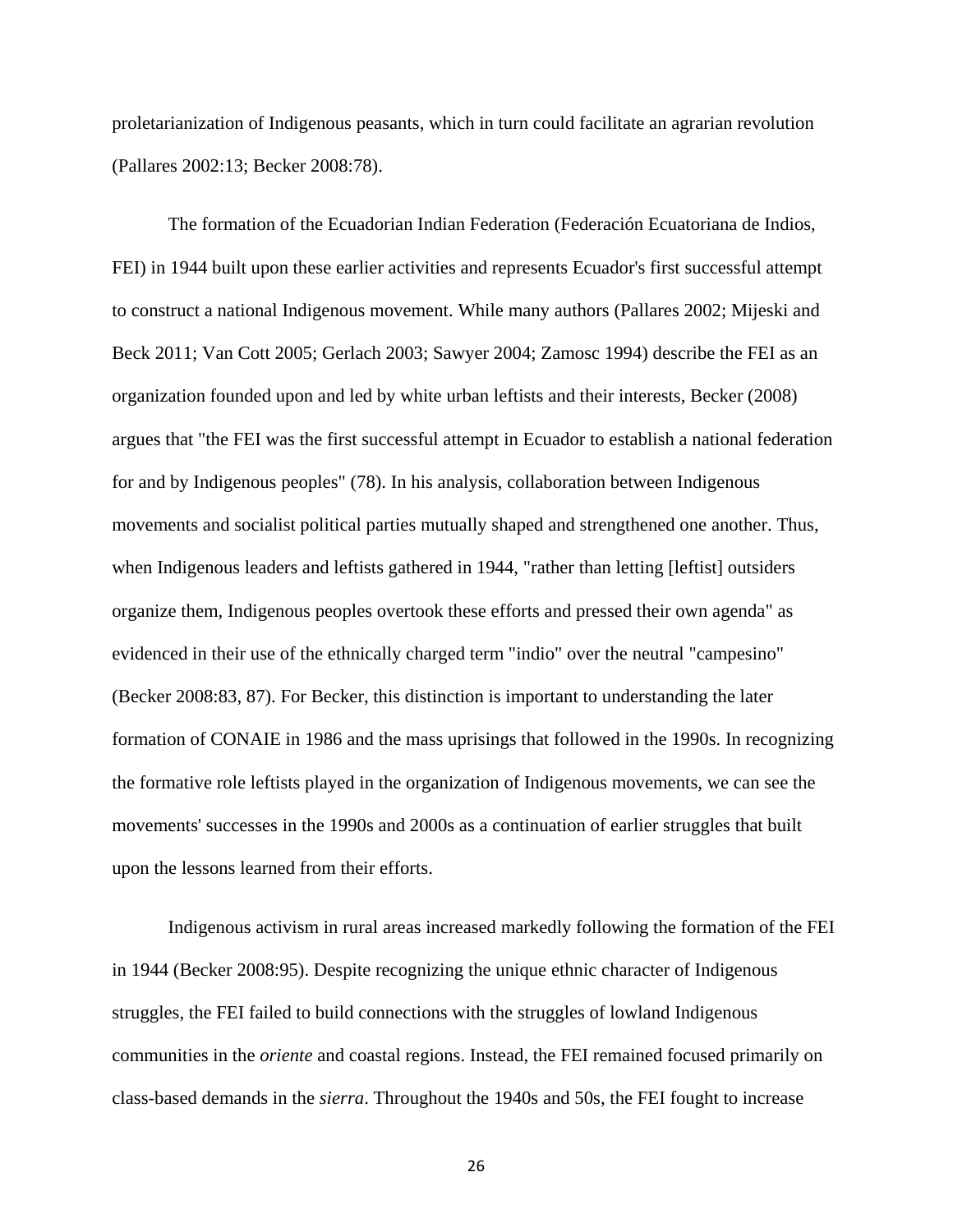proletarianization of Indigenous peasants, which in turn could facilitate an agrarian revolution (Pallares 2002:13; Becker 2008:78).

The formation of the Ecuadorian Indian Federation (Federación Ecuatoriana de Indios, FEI) in 1944 built upon these earlier activities and represents Ecuador's first successful attempt to construct a national Indigenous movement. While many authors (Pallares 2002; Mijeski and Beck 2011; Van Cott 2005; Gerlach 2003; Sawyer 2004; Zamosc 1994) describe the FEI as an organization founded upon and led by white urban leftists and their interests, Becker (2008) argues that "the FEI was the first successful attempt in Ecuador to establish a national federation for and by Indigenous peoples" (78). In his analysis, collaboration between Indigenous movements and socialist political parties mutually shaped and strengthened one another. Thus, when Indigenous leaders and leftists gathered in 1944, "rather than letting [leftist] outsiders organize them, Indigenous peoples overtook these efforts and pressed their own agenda" as evidenced in their use of the ethnically charged term "indio" over the neutral "campesino" (Becker 2008:83, 87). For Becker, this distinction is important to understanding the later formation of CONAIE in 1986 and the mass uprisings that followed in the 1990s. In recognizing the formative role leftists played in the organization of Indigenous movements, we can see the movements' successes in the 1990s and 2000s as a continuation of earlier struggles that built upon the lessons learned from their efforts.

Indigenous activism in rural areas increased markedly following the formation of the FEI in 1944 (Becker 2008:95). Despite recognizing the unique ethnic character of Indigenous struggles, the FEI failed to build connections with the struggles of lowland Indigenous communities in the *oriente* and coastal regions. Instead, the FEI remained focused primarily on class-based demands in the *sierra*. Throughout the 1940s and 50s, the FEI fought to increase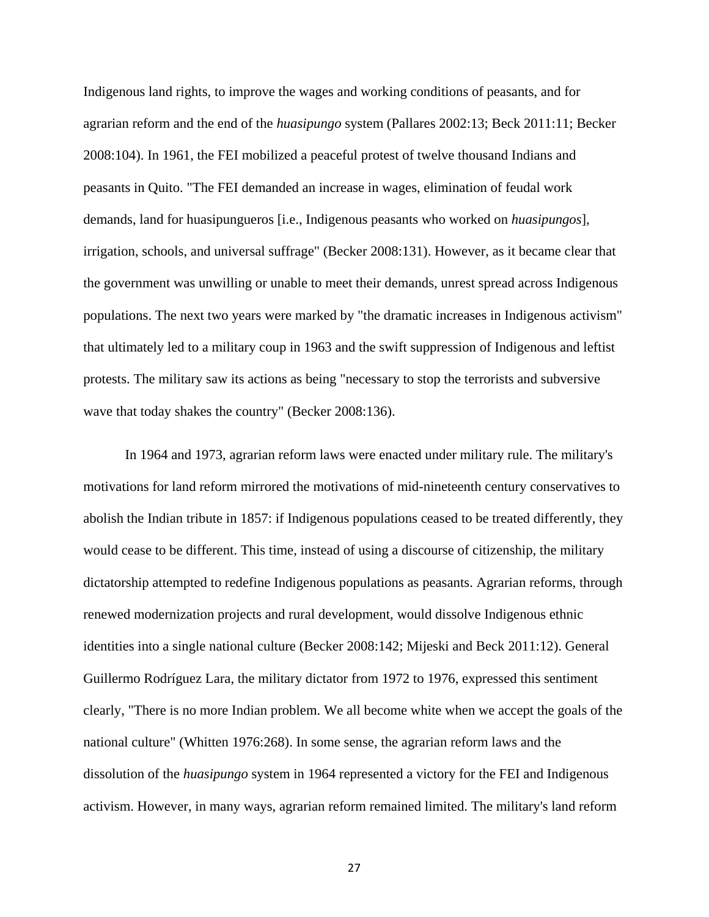Indigenous land rights, to improve the wages and working conditions of peasants, and for agrarian reform and the end of the *huasipungo* system (Pallares 2002:13; Beck 2011:11; Becker 2008:104). In 1961, the FEI mobilized a peaceful protest of twelve thousand Indians and peasants in Quito. "The FEI demanded an increase in wages, elimination of feudal work demands, land for huasipungueros [i.e., Indigenous peasants who worked on *huasipungos*], irrigation, schools, and universal suffrage" (Becker 2008:131). However, as it became clear that the government was unwilling or unable to meet their demands, unrest spread across Indigenous populations. The next two years were marked by "the dramatic increases in Indigenous activism" that ultimately led to a military coup in 1963 and the swift suppression of Indigenous and leftist protests. The military saw its actions as being "necessary to stop the terrorists and subversive wave that today shakes the country" (Becker 2008:136).

In 1964 and 1973, agrarian reform laws were enacted under military rule. The military's motivations for land reform mirrored the motivations of mid-nineteenth century conservatives to abolish the Indian tribute in 1857: if Indigenous populations ceased to be treated differently, they would cease to be different. This time, instead of using a discourse of citizenship, the military dictatorship attempted to redefine Indigenous populations as peasants. Agrarian reforms, through renewed modernization projects and rural development, would dissolve Indigenous ethnic identities into a single national culture (Becker 2008:142; Mijeski and Beck 2011:12). General Guillermo Rodríguez Lara, the military dictator from 1972 to 1976, expressed this sentiment clearly, "There is no more Indian problem. We all become white when we accept the goals of the national culture" (Whitten 1976:268). In some sense, the agrarian reform laws and the dissolution of the *huasipungo* system in 1964 represented a victory for the FEI and Indigenous activism. However, in many ways, agrarian reform remained limited. The military's land reform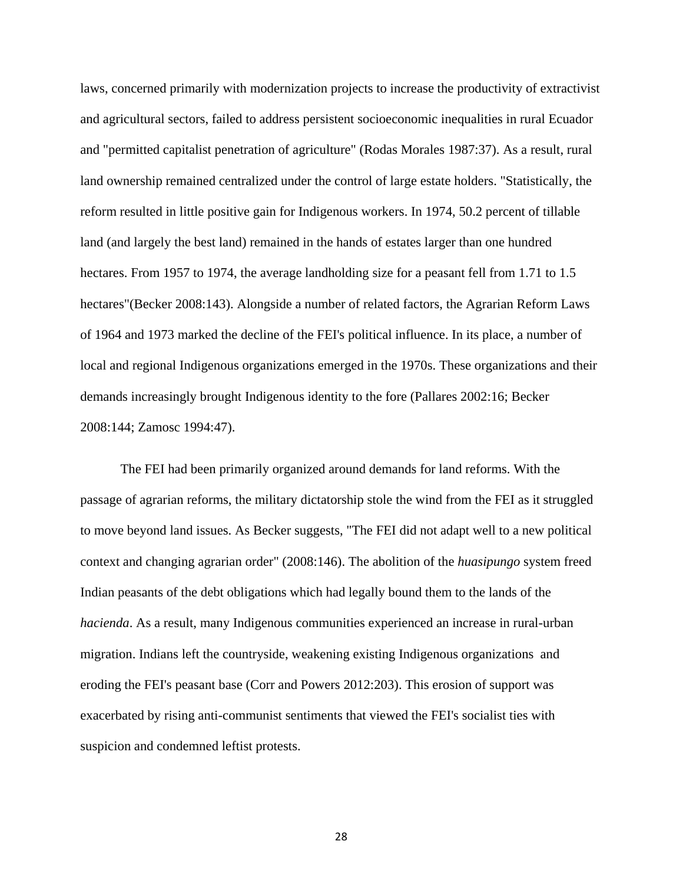laws, concerned primarily with modernization projects to increase the productivity of extractivist and agricultural sectors, failed to address persistent socioeconomic inequalities in rural Ecuador and "permitted capitalist penetration of agriculture" (Rodas Morales 1987:37). As a result, rural land ownership remained centralized under the control of large estate holders. "Statistically, the reform resulted in little positive gain for Indigenous workers. In 1974, 50.2 percent of tillable land (and largely the best land) remained in the hands of estates larger than one hundred hectares. From 1957 to 1974, the average landholding size for a peasant fell from 1.71 to 1.5 hectares"(Becker 2008:143). Alongside a number of related factors, the Agrarian Reform Laws of 1964 and 1973 marked the decline of the FEI's political influence. In its place, a number of local and regional Indigenous organizations emerged in the 1970s. These organizations and their demands increasingly brought Indigenous identity to the fore (Pallares 2002:16; Becker 2008:144; Zamosc 1994:47).

The FEI had been primarily organized around demands for land reforms. With the passage of agrarian reforms, the military dictatorship stole the wind from the FEI as it struggled to move beyond land issues. As Becker suggests, "The FEI did not adapt well to a new political context and changing agrarian order" (2008:146). The abolition of the *huasipungo* system freed Indian peasants of the debt obligations which had legally bound them to the lands of the *hacienda*. As a result, many Indigenous communities experienced an increase in rural-urban migration. Indians left the countryside, weakening existing Indigenous organizations and eroding the FEI's peasant base (Corr and Powers 2012:203). This erosion of support was exacerbated by rising anti-communist sentiments that viewed the FEI's socialist ties with suspicion and condemned leftist protests.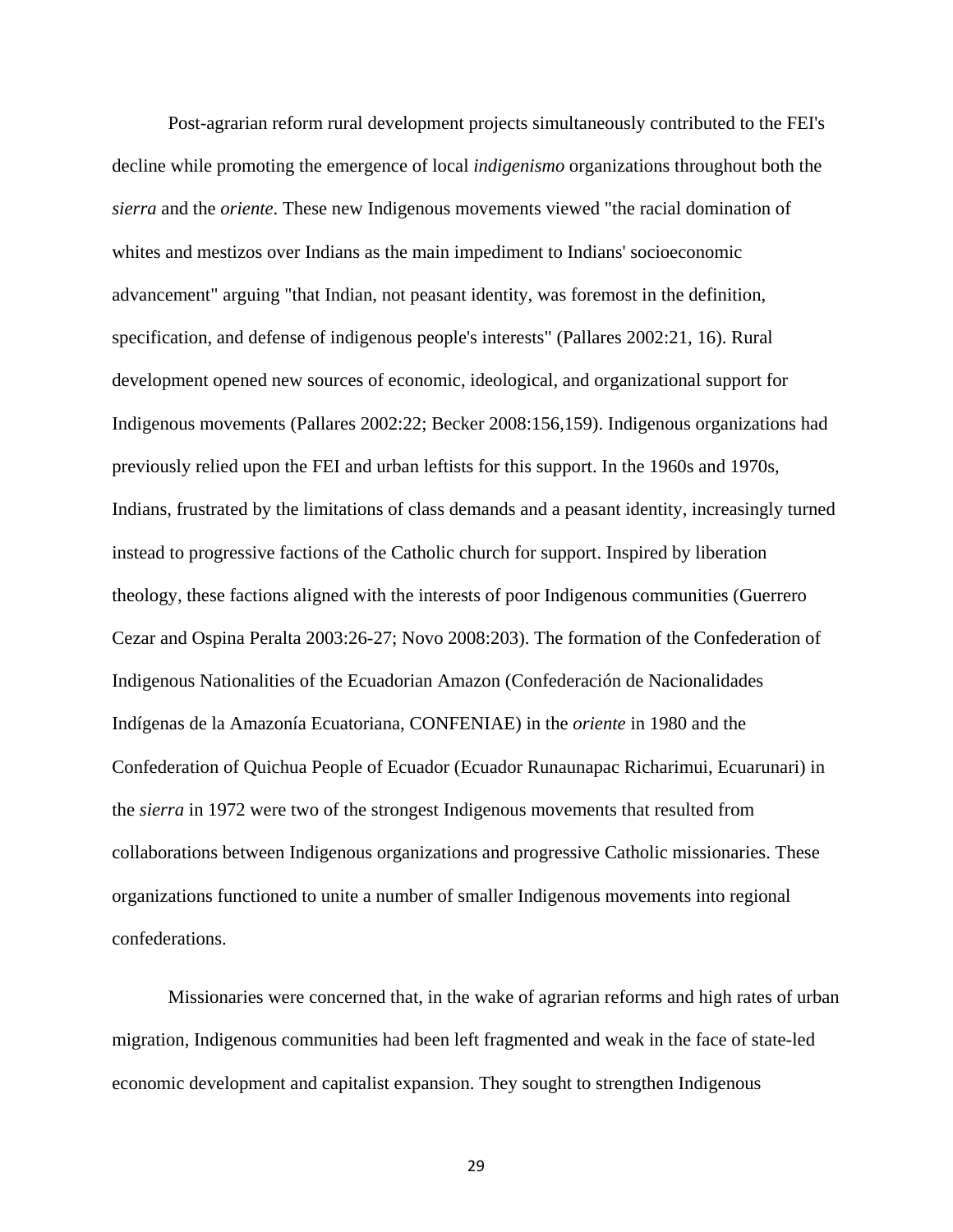Post-agrarian reform rural development projects simultaneously contributed to the FEI's decline while promoting the emergence of local *indigenismo* organizations throughout both the *sierra* and the *oriente*. These new Indigenous movements viewed "the racial domination of whites and mestizos over Indians as the main impediment to Indians' socioeconomic advancement" arguing "that Indian, not peasant identity, was foremost in the definition, specification, and defense of indigenous people's interests" (Pallares 2002:21, 16). Rural development opened new sources of economic, ideological, and organizational support for Indigenous movements (Pallares 2002:22; Becker 2008:156,159). Indigenous organizations had previously relied upon the FEI and urban leftists for this support. In the 1960s and 1970s, Indians, frustrated by the limitations of class demands and a peasant identity, increasingly turned instead to progressive factions of the Catholic church for support. Inspired by liberation theology, these factions aligned with the interests of poor Indigenous communities (Guerrero Cezar and Ospina Peralta 2003:26-27; Novo 2008:203). The formation of the Confederation of Indigenous Nationalities of the Ecuadorian Amazon (Confederación de Nacionalidades Indígenas de la Amazonía Ecuatoriana, CONFENIAE) in the *oriente* in 1980 and the Confederation of Quichua People of Ecuador (Ecuador Runaunapac Richarimui, Ecuarunari) in the *sierra* in 1972 were two of the strongest Indigenous movements that resulted from collaborations between Indigenous organizations and progressive Catholic missionaries. These organizations functioned to unite a number of smaller Indigenous movements into regional confederations.

Missionaries were concerned that, in the wake of agrarian reforms and high rates of urban migration, Indigenous communities had been left fragmented and weak in the face of state-led economic development and capitalist expansion. They sought to strengthen Indigenous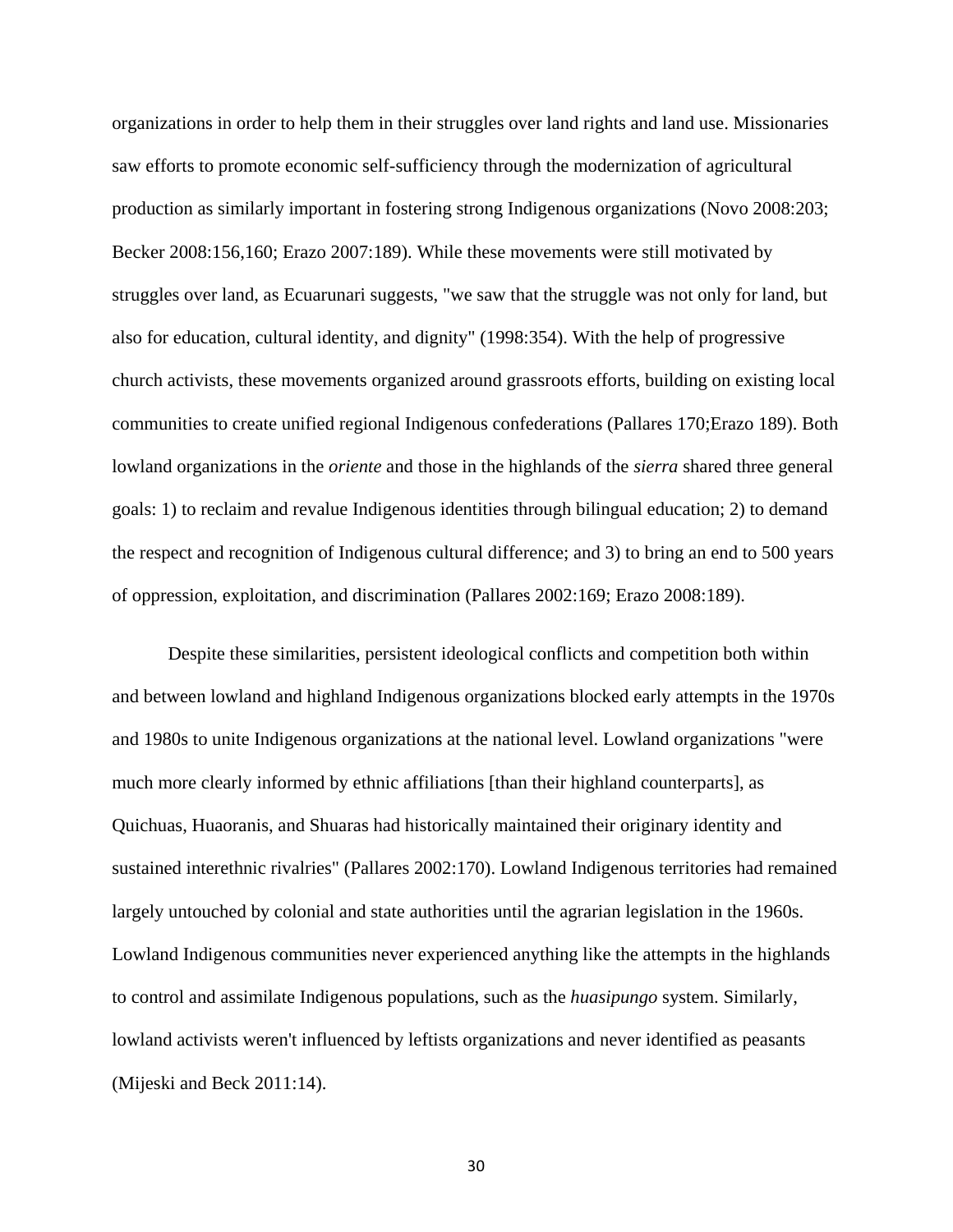organizations in order to help them in their struggles over land rights and land use. Missionaries saw efforts to promote economic self-sufficiency through the modernization of agricultural production as similarly important in fostering strong Indigenous organizations (Novo 2008:203; Becker 2008:156,160; Erazo 2007:189). While these movements were still motivated by struggles over land, as Ecuarunari suggests, "we saw that the struggle was not only for land, but also for education, cultural identity, and dignity" (1998:354). With the help of progressive church activists, these movements organized around grassroots efforts, building on existing local communities to create unified regional Indigenous confederations (Pallares 170;Erazo 189). Both lowland organizations in the *oriente* and those in the highlands of the *sierra* shared three general goals: 1) to reclaim and revalue Indigenous identities through bilingual education; 2) to demand the respect and recognition of Indigenous cultural difference; and 3) to bring an end to 500 years of oppression, exploitation, and discrimination (Pallares 2002:169; Erazo 2008:189).

Despite these similarities, persistent ideological conflicts and competition both within and between lowland and highland Indigenous organizations blocked early attempts in the 1970s and 1980s to unite Indigenous organizations at the national level. Lowland organizations "were much more clearly informed by ethnic affiliations [than their highland counterparts], as Quichuas, Huaoranis, and Shuaras had historically maintained their originary identity and sustained interethnic rivalries" (Pallares 2002:170). Lowland Indigenous territories had remained largely untouched by colonial and state authorities until the agrarian legislation in the 1960s. Lowland Indigenous communities never experienced anything like the attempts in the highlands to control and assimilate Indigenous populations, such as the *huasipungo* system. Similarly, lowland activists weren't influenced by leftists organizations and never identified as peasants (Mijeski and Beck 2011:14).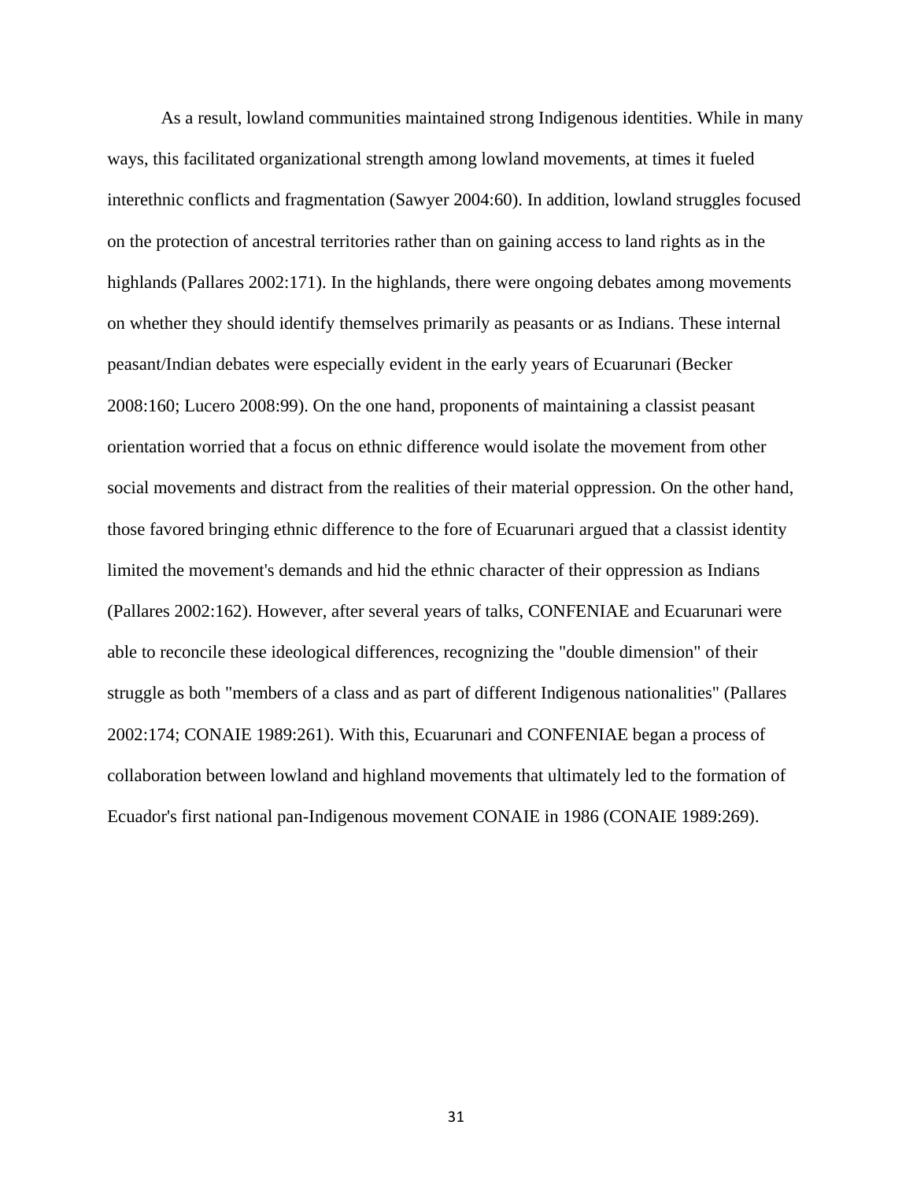As a result, lowland communities maintained strong Indigenous identities. While in many ways, this facilitated organizational strength among lowland movements, at times it fueled interethnic conflicts and fragmentation (Sawyer 2004:60). In addition, lowland struggles focused on the protection of ancestral territories rather than on gaining access to land rights as in the highlands (Pallares 2002:171). In the highlands, there were ongoing debates among movements on whether they should identify themselves primarily as peasants or as Indians. These internal peasant/Indian debates were especially evident in the early years of Ecuarunari (Becker 2008:160; Lucero 2008:99). On the one hand, proponents of maintaining a classist peasant orientation worried that a focus on ethnic difference would isolate the movement from other social movements and distract from the realities of their material oppression. On the other hand, those favored bringing ethnic difference to the fore of Ecuarunari argued that a classist identity limited the movement's demands and hid the ethnic character of their oppression as Indians (Pallares 2002:162). However, after several years of talks, CONFENIAE and Ecuarunari were able to reconcile these ideological differences, recognizing the "double dimension" of their struggle as both "members of a class and as part of different Indigenous nationalities" (Pallares 2002:174; CONAIE 1989:261). With this, Ecuarunari and CONFENIAE began a process of collaboration between lowland and highland movements that ultimately led to the formation of Ecuador's first national pan-Indigenous movement CONAIE in 1986 (CONAIE 1989:269).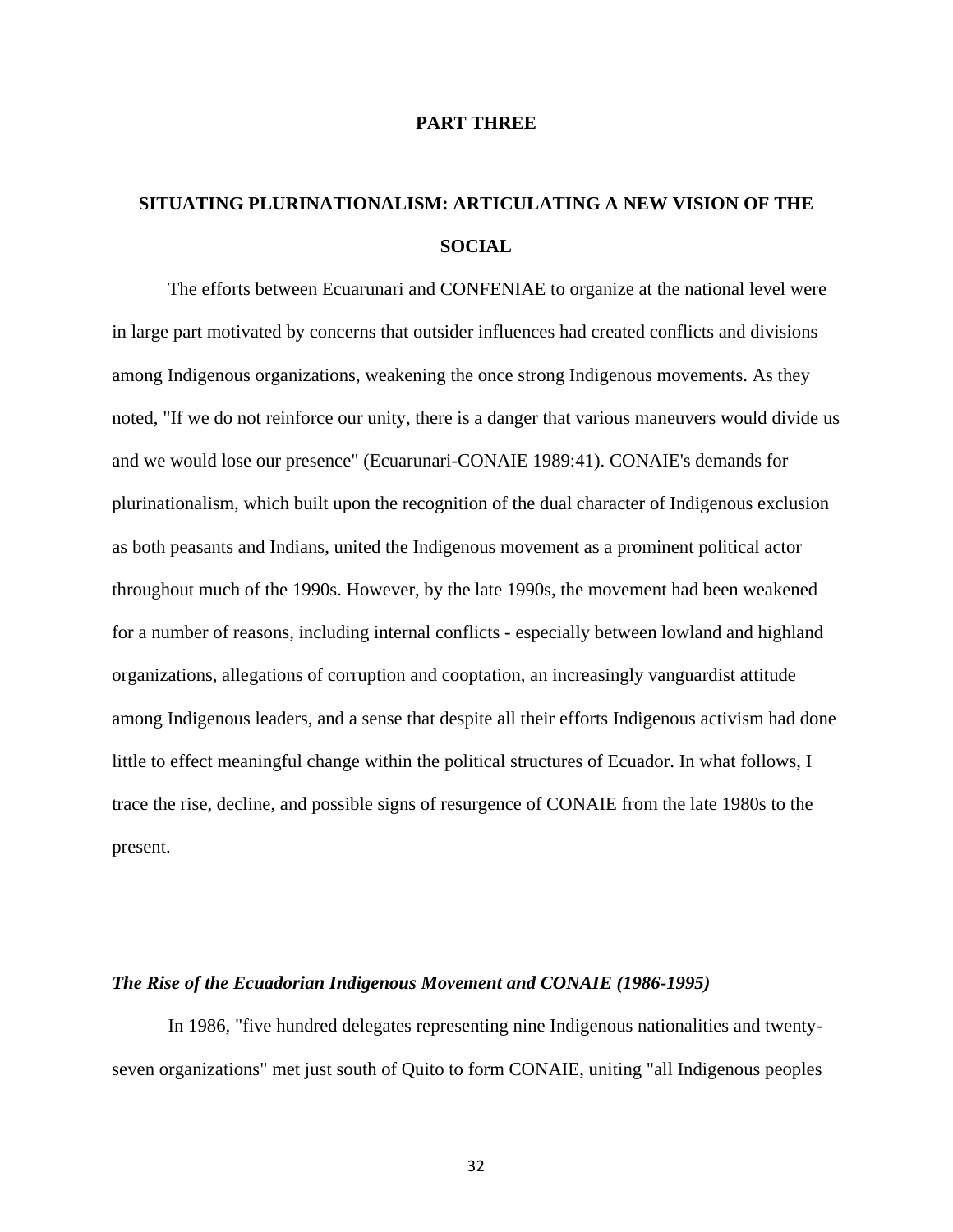# PART THREE

## SITUATING PLURINATIONALISM: ARTICULATING A NEW VISION OF THE SOCIAL

The efforts between Ecuarunari and CONFENIAE to organize at the national level were in large part motivated by concerns that outsider influences had created conflicts and divisions among Indigenous organizations, weakening the once strong Indigenous movements. As they noted, "If we do not reinforce our unity, there is a danger that various maneuvers would divide us and we would lose our presence" (Ecuarunari-CONAIE 1989:41). CONAIE's demands for plurinationalism, which built upon the recognition of the dual character of Indigenous exclusion as both peasants and Indians, united the Indigenous movement as a prominent political actor throughout much of the 1990s. However, by the late 1990s, the movement had been weakened for a number of reasons, including internal conflicts - especially between lowland and highland organizations, allegations of corruption and cooptation, an increasingly vanguardist attitude among Indigenous leaders, and a sense that despite all their efforts Indigenous activism had done little to effect meaningful change within the political structures of Ecuador. In what follows, I trace the rise, decline, and possible signs of resurgence of CONAIE from the late 1980s to the present.

### *The Rise of the Ecuadorian Indigenous Movement and CONAIE (1986-1995)*

In 1986, "five hundred delegates representing nine Indigenous nationalities and twenty-seven organizations" met just south of Quito to form CONAIE, uniting "all Indigenous peoples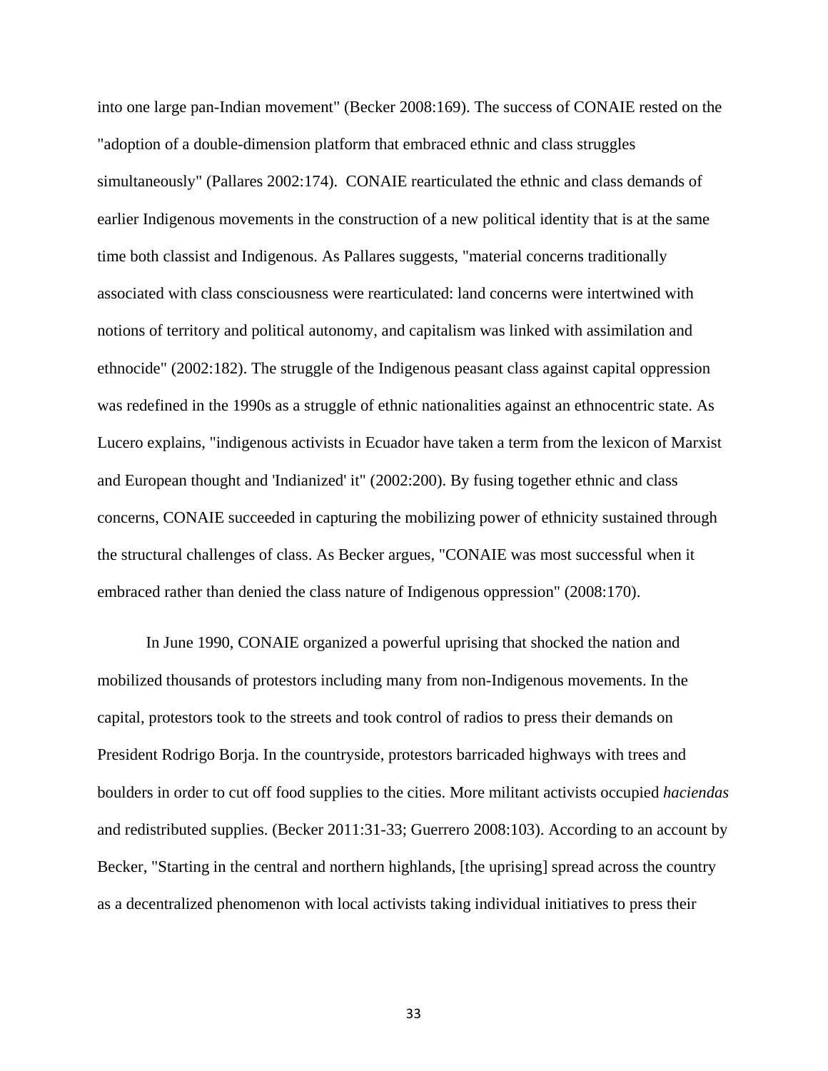into one large pan-Indian movement" (Becker 2008:169). The success of CONAIE rested on the "adoption of a double-dimension platform that embraced ethnic and class struggles simultaneously" (Pallares 2002:174). CONAIE rearticulated the ethnic and class demands of earlier Indigenous movements in the construction of a new political identity that is at the same time both classist and Indigenous. As Pallares suggests, "material concerns traditionally associated with class consciousness were rearticulated: land concerns were intertwined with notions of territory and political autonomy, and capitalism was linked with assimilation and ethnocide" (2002:182). The struggle of the Indigenous peasant class against capital oppression was redefined in the 1990s as a struggle of ethnic nationalities against an ethnocentric state. As Lucero explains, "indigenous activists in Ecuador have taken a term from the lexicon of Marxist and European thought and 'Indianized' it" (2002:200). By fusing together ethnic and class concerns, CONAIE succeeded in capturing the mobilizing power of ethnicity sustained through the structural challenges of class. As Becker argues, "CONAIE was most successful when it embraced rather than denied the class nature of Indigenous oppression" (2008:170).

In June 1990, CONAIE organized a powerful uprising that shocked the nation and mobilized thousands of protestors including many from non-Indigenous movements. In the capital, protestors took to the streets and took control of radios to press their demands on President Rodrigo Borja. In the countryside, protestors barricaded highways with trees and boulders in order to cut off food supplies to the cities. More militant activists occupied *haciendas* and redistributed supplies. (Becker 2011:31-33; Guerrero 2008:103). According to an account by Becker, "Starting in the central and northern highlands, [the uprising] spread across the country as a decentralized phenomenon with local activists taking individual initiatives to press their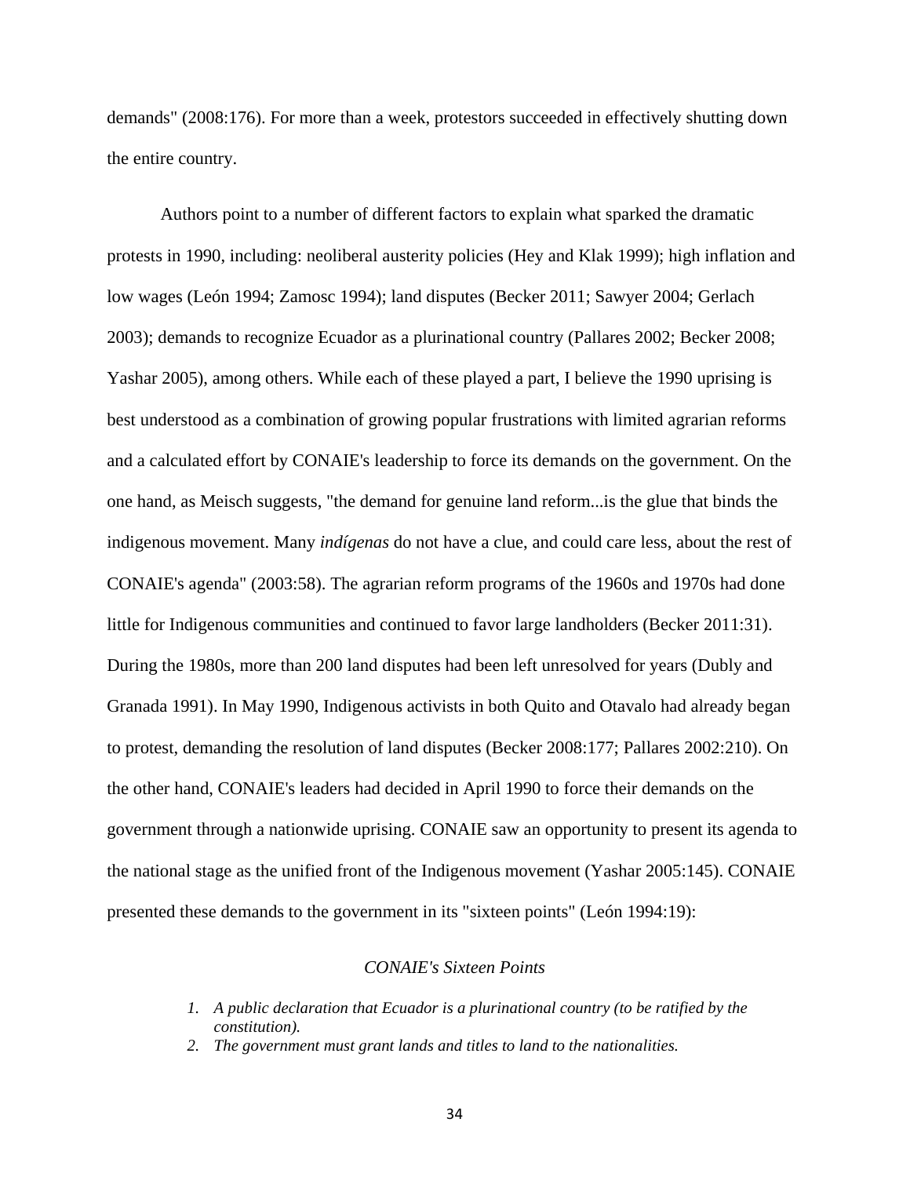demands" (2008:176). For more than a week, protestors succeeded in effectively shutting down the entire country.

Authors point to a number of different factors to explain what sparked the dramatic protests in 1990, including: neoliberal austerity policies (Hey and Klak 1999); high inflation and low wages (León 1994; Zamosc 1994); land disputes (Becker 2011; Sawyer 2004; Gerlach 2003); demands to recognize Ecuador as a plurinational country (Pallares 2002; Becker 2008; Yashar 2005), among others. While each of these played a part, I believe the 1990 uprising is best understood as a combination of growing popular frustrations with limited agrarian reforms and a calculated effort by CONAIE's leadership to force its demands on the government. On the one hand, as Meisch suggests, "the demand for genuine land reform...is the glue that binds the indigenous movement. Many *indígenas* do not have a clue, and could care less, about the rest of CONAIE's agenda" (2003:58). The agrarian reform programs of the 1960s and 1970s had done little for Indigenous communities and continued to favor large landholders (Becker 2011:31). During the 1980s, more than 200 land disputes had been left unresolved for years (Dubly and Granada 1991). In May 1990, Indigenous activists in both Quito and Otavalo had already began to protest, demanding the resolution of land disputes (Becker 2008:177; Pallares 2002:210). On the other hand, CONAIE's leaders had decided in April 1990 to force their demands on the government through a nationwide uprising. CONAIE saw an opportunity to present its agenda to the national stage as the unified front of the Indigenous movement (Yashar 2005:145). CONAIE presented these demands to the government in its "sixteen points" (León 1994:19):

*CONAIE's Sixteen Points*

1. *A public declaration that Ecuador is a plurinational country (to be ratified by the constitution).*
2. *The government must grant lands and titles to land to the nationalities.*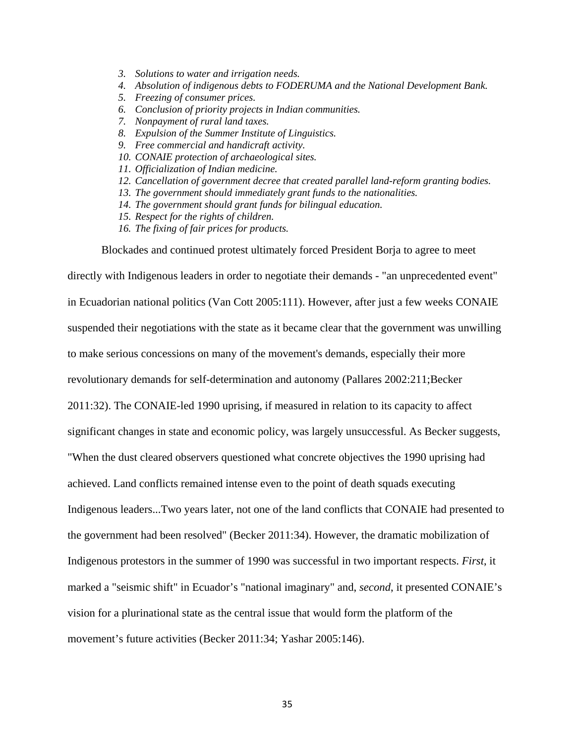3. *Solutions to water and irrigation needs.*
4. *Absolution of indigenous debts to FODERUMA and the National Development Bank.*
5. *Freezing of consumer prices.*
6. *Conclusion of priority projects in Indian communities.*
7. *Nonpayment of rural land taxes.*
8. *Expulsion of the Summer Institute of Linguistics.*
9. *Free commercial and handicraft activity.*
10. *CONAIE protection of archaeological sites.*
11. *Officialization of Indian medicine.*
12. *Cancellation of government decree that created parallel land-reform granting bodies.*
13. *The government should immediately grant funds to the nationalities.*
14. *The government should grant funds for bilingual education.*
15. *Respect for the rights of children.*
16. *The fixing of fair prices for products.*

Blockades and continued protest ultimately forced President Borja to agree to meet directly with Indigenous leaders in order to negotiate their demands - "an unprecedented event" in Ecuadorian national politics (Van Cott 2005:111). However, after just a few weeks CONAIE suspended their negotiations with the state as it became clear that the government was unwilling to make serious concessions on many of the movement's demands, especially their more revolutionary demands for self-determination and autonomy (Pallares 2002:211;Becker 2011:32). The CONAIE-led 1990 uprising, if measured in relation to its capacity to affect significant changes in state and economic policy, was largely unsuccessful. As Becker suggests, "When the dust cleared observers questioned what concrete objectives the 1990 uprising had achieved. Land conflicts remained intense even to the point of death squads executing Indigenous leaders...Two years later, not one of the land conflicts that CONAIE had presented to the government had been resolved" (Becker 2011:34). However, the dramatic mobilization of Indigenous protestors in the summer of 1990 was successful in two important respects. *First*, it marked a "seismic shift" in Ecuador's "national imaginary" and, *second*, it presented CONAIE's vision for a plurinational state as the central issue that would form the platform of the movement's future activities (Becker 2011:34; Yashar 2005:146).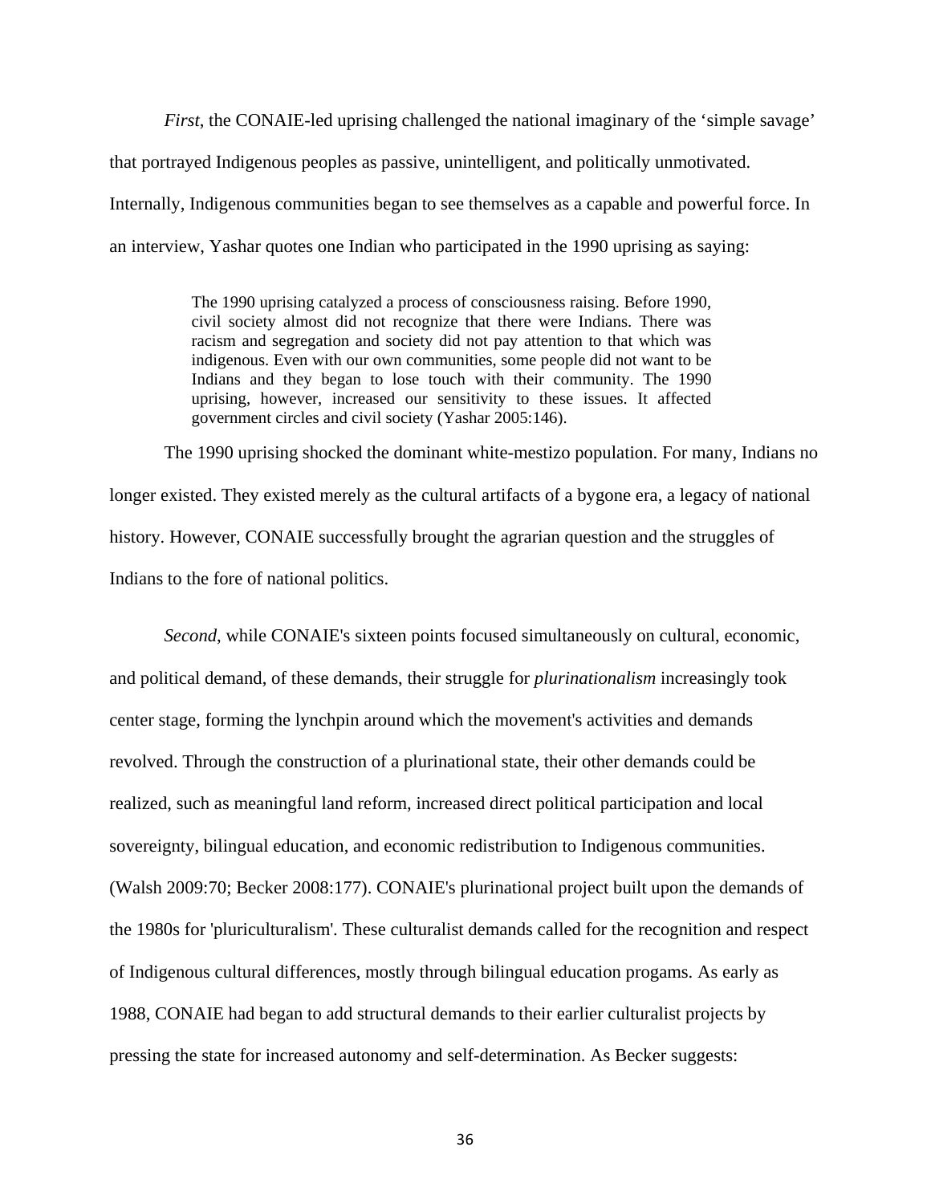*First*, the CONAIE-led uprising challenged the national imaginary of the 'simple savage' that portrayed Indigenous peoples as passive, unintelligent, and politically unmotivated. Internally, Indigenous communities began to see themselves as a capable and powerful force. In an interview, Yashar quotes one Indian who participated in the 1990 uprising as saying:

> The 1990 uprising catalyzed a process of consciousness raising. Before 1990, civil society almost did not recognize that there were Indians. There was racism and segregation and society did not pay attention to that which was indigenous. Even with our own communities, some people did not want to be Indians and they began to lose touch with their community. The 1990 uprising, however, increased our sensitivity to these issues. It affected government circles and civil society (Yashar 2005:146).

The 1990 uprising shocked the dominant white-mestizo population. For many, Indians no longer existed. They existed merely as the cultural artifacts of a bygone era, a legacy of national history. However, CONAIE successfully brought the agrarian question and the struggles of Indians to the fore of national politics.

*Second*, while CONAIE's sixteen points focused simultaneously on cultural, economic, and political demand, of these demands, their struggle for *plurinationalism* increasingly took center stage, forming the lynchpin around which the movement's activities and demands revolved. Through the construction of a plurinational state, their other demands could be realized, such as meaningful land reform, increased direct political participation and local sovereignty, bilingual education, and economic redistribution to Indigenous communities. (Walsh 2009:70; Becker 2008:177). CONAIE's plurinational project built upon the demands of the 1980s for 'pluriculturalism'. These culturalist demands called for the recognition and respect of Indigenous cultural differences, mostly through bilingual education progams. As early as 1988, CONAIE had began to add structural demands to their earlier culturalist projects by pressing the state for increased autonomy and self-determination. As Becker suggests: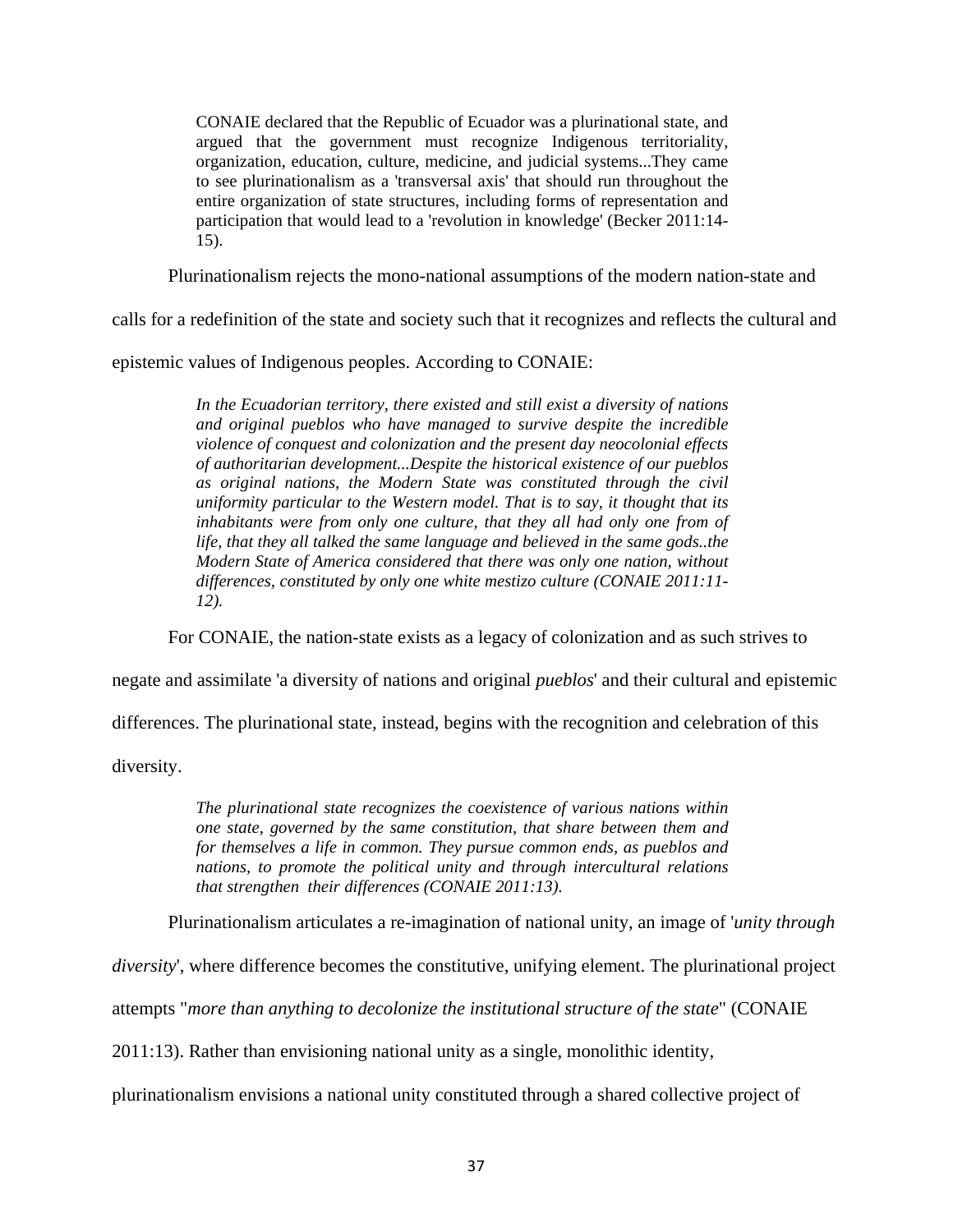> CONAIE declared that the Republic of Ecuador was a plurinational state, and argued that the government must recognize Indigenous territoriality, organization, education, culture, medicine, and judicial systems...They came to see plurinationalism as a 'transversal axis' that should run throughout the entire organization of state structures, including forms of representation and participation that would lead to a 'revolution in knowledge' (Becker 2011:14-15).

Plurinationalism rejects the mono-national assumptions of the modern nation-state and calls for a redefinition of the state and society such that it recognizes and reflects the cultural and epistemic values of Indigenous peoples. According to CONAIE:

> *In the Ecuadorian territory, there existed and still exist a diversity of nations and original pueblos who have managed to survive despite the incredible violence of conquest and colonization and the present day neocolonial effects of authoritarian development...Despite the historical existence of our pueblos as original nations, the Modern State was constituted through the civil uniformity particular to the Western model. That is to say, it thought that its inhabitants were from only one culture, that they all had only one from of life, that they all talked the same language and believed in the same gods..the Modern State of America considered that there was only one nation, without differences, constituted by only one white mestizo culture (CONAIE 2011:11-12).*

For CONAIE, the nation-state exists as a legacy of colonization and as such strives to negate and assimilate 'a diversity of nations and original *pueblos*' and their cultural and epistemic differences. The plurinational state, instead, begins with the recognition and celebration of this diversity.

> *The plurinational state recognizes the coexistence of various nations within one state, governed by the same constitution, that share between them and for themselves a life in common. They pursue common ends, as pueblos and nations, to promote the political unity and through intercultural relations that strengthen their differences (CONAIE 2011:13).*

Plurinationalism articulates a re-imagination of national unity, an image of '*unity through diversity*', where difference becomes the constitutive, unifying element. The plurinational project attempts "*more than anything to decolonize the institutional structure of the state*" (CONAIE 2011:13). Rather than envisioning national unity as a single, monolithic identity, plurinationalism envisions a national unity constituted through a shared collective project of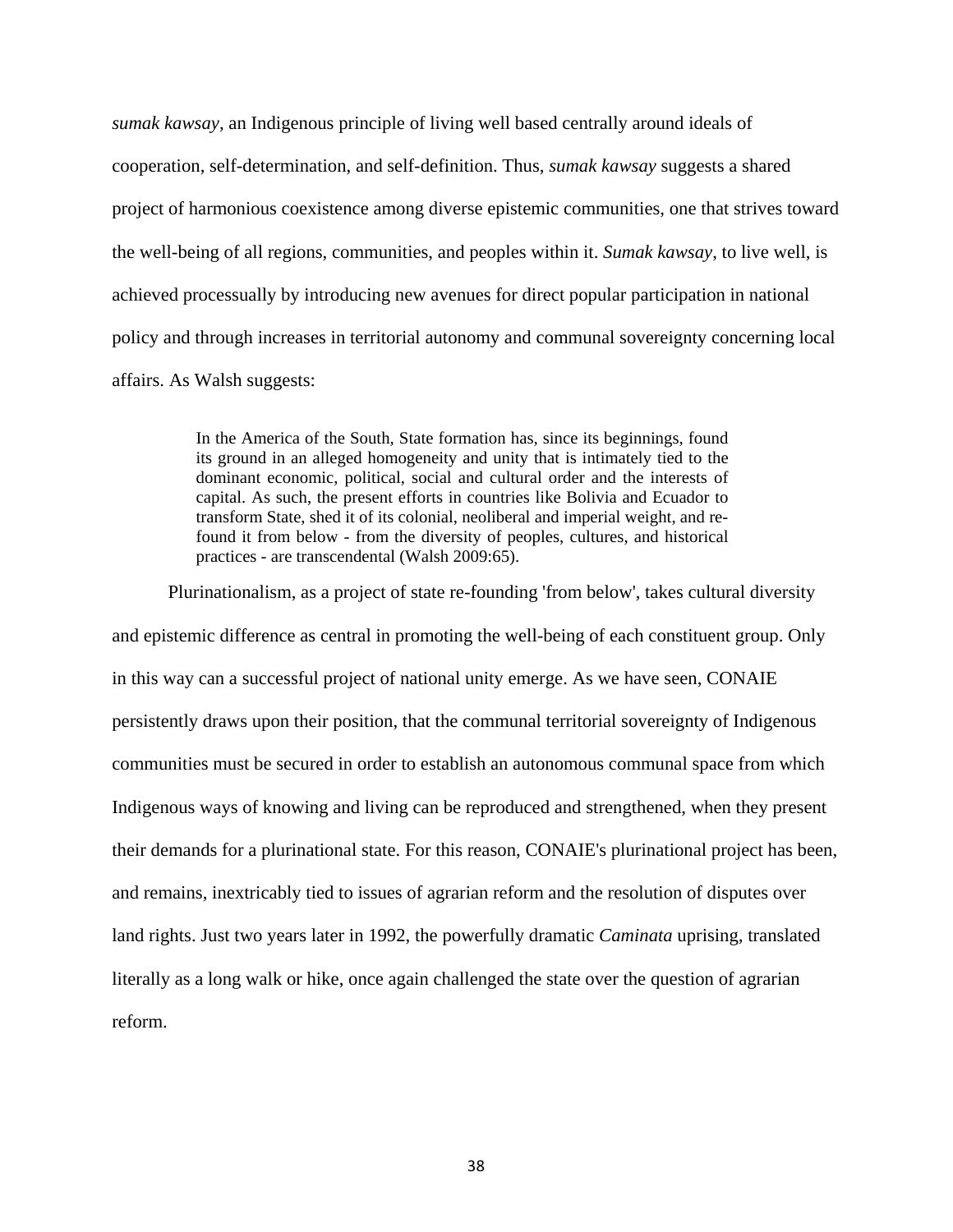*sumak kawsay*, an Indigenous principle of living well based centrally around ideals of cooperation, self-determination, and self-definition. Thus, *sumak kawsay* suggests a shared project of harmonious coexistence among diverse epistemic communities, one that strives toward the well-being of all regions, communities, and peoples within it. *Sumak kawsay*, to live well, is achieved processually by introducing new avenues for direct popular participation in national policy and through increases in territorial autonomy and communal sovereignty concerning local affairs. As Walsh suggests:

> In the America of the South, State formation has, since its beginnings, found its ground in an alleged homogeneity and unity that is intimately tied to the dominant economic, political, social and cultural order and the interests of capital. As such, the present efforts in countries like Bolivia and Ecuador to transform State, shed it of its colonial, neoliberal and imperial weight, and re-found it from below - from the diversity of peoples, cultures, and historical practices - are transcendental (Walsh 2009:65).

Plurinationalism, as a project of state re-founding 'from below', takes cultural diversity and epistemic difference as central in promoting the well-being of each constituent group. Only in this way can a successful project of national unity emerge. As we have seen, CONAIE persistently draws upon their position, that the communal territorial sovereignty of Indigenous communities must be secured in order to establish an autonomous communal space from which Indigenous ways of knowing and living can be reproduced and strengthened, when they present their demands for a plurinational state. For this reason, CONAIE's plurinational project has been, and remains, inextricably tied to issues of agrarian reform and the resolution of disputes over land rights. Just two years later in 1992, the powerfully dramatic *Caminata* uprising, translated literally as a long walk or hike, once again challenged the state over the question of agrarian reform.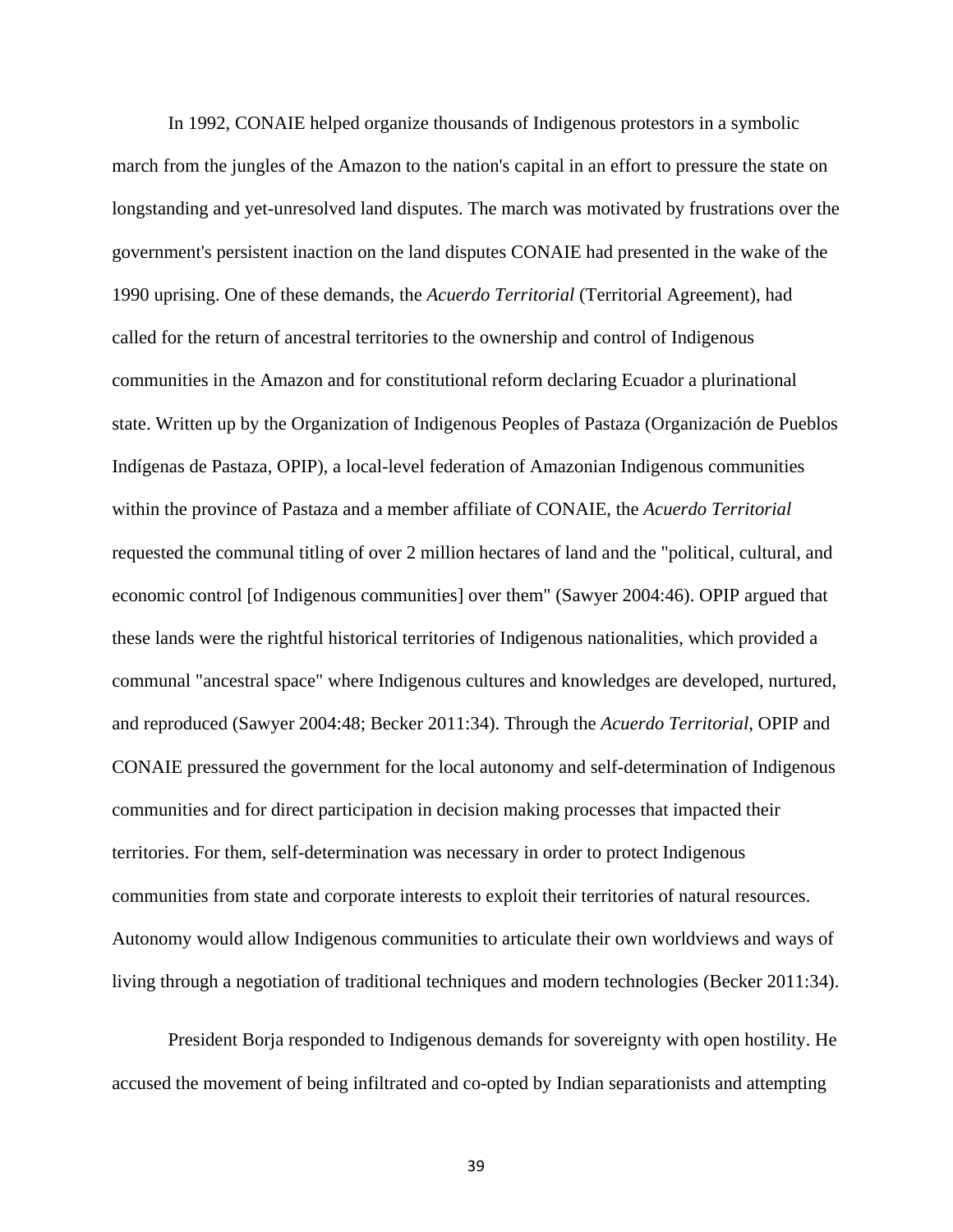In 1992, CONAIE helped organize thousands of Indigenous protestors in a symbolic march from the jungles of the Amazon to the nation's capital in an effort to pressure the state on longstanding and yet-unresolved land disputes. The march was motivated by frustrations over the government's persistent inaction on the land disputes CONAIE had presented in the wake of the 1990 uprising. One of these demands, the *Acuerdo Territorial* (Territorial Agreement), had called for the return of ancestral territories to the ownership and control of Indigenous communities in the Amazon and for constitutional reform declaring Ecuador a plurinational state. Written up by the Organization of Indigenous Peoples of Pastaza (Organización de Pueblos Indígenas de Pastaza, OPIP), a local-level federation of Amazonian Indigenous communities within the province of Pastaza and a member affiliate of CONAIE, the *Acuerdo Territorial* requested the communal titling of over 2 million hectares of land and the "political, cultural, and economic control [of Indigenous communities] over them" (Sawyer 2004:46). OPIP argued that these lands were the rightful historical territories of Indigenous nationalities, which provided a communal "ancestral space" where Indigenous cultures and knowledges are developed, nurtured, and reproduced (Sawyer 2004:48; Becker 2011:34). Through the *Acuerdo Territorial*, OPIP and CONAIE pressured the government for the local autonomy and self-determination of Indigenous communities and for direct participation in decision making processes that impacted their territories. For them, self-determination was necessary in order to protect Indigenous communities from state and corporate interests to exploit their territories of natural resources. Autonomy would allow Indigenous communities to articulate their own worldviews and ways of living through a negotiation of traditional techniques and modern technologies (Becker 2011:34).

President Borja responded to Indigenous demands for sovereignty with open hostility. He accused the movement of being infiltrated and co-opted by Indian separationists and attempting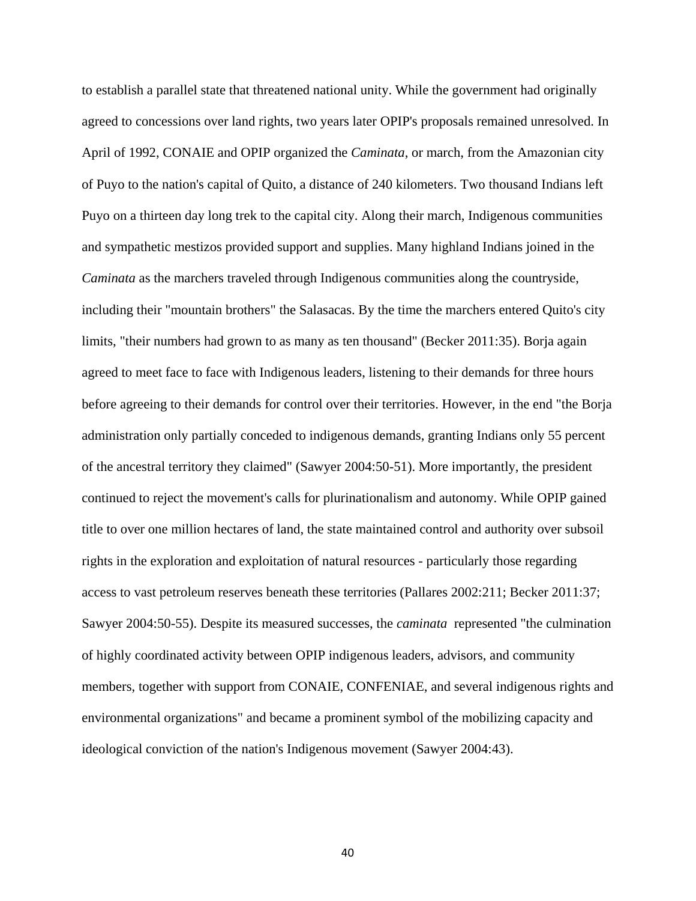to establish a parallel state that threatened national unity. While the government had originally agreed to concessions over land rights, two years later OPIP's proposals remained unresolved. In April of 1992, CONAIE and OPIP organized the *Caminata*, or march, from the Amazonian city of Puyo to the nation's capital of Quito, a distance of 240 kilometers. Two thousand Indians left Puyo on a thirteen day long trek to the capital city. Along their march, Indigenous communities and sympathetic mestizos provided support and supplies. Many highland Indians joined in the *Caminata* as the marchers traveled through Indigenous communities along the countryside, including their "mountain brothers" the Salasacas. By the time the marchers entered Quito's city limits, "their numbers had grown to as many as ten thousand" (Becker 2011:35). Borja again agreed to meet face to face with Indigenous leaders, listening to their demands for three hours before agreeing to their demands for control over their territories. However, in the end "the Borja administration only partially conceded to indigenous demands, granting Indians only 55 percent of the ancestral territory they claimed" (Sawyer 2004:50-51). More importantly, the president continued to reject the movement's calls for plurinationalism and autonomy. While OPIP gained title to over one million hectares of land, the state maintained control and authority over subsoil rights in the exploration and exploitation of natural resources - particularly those regarding access to vast petroleum reserves beneath these territories (Pallares 2002:211; Becker 2011:37; Sawyer 2004:50-55). Despite its measured successes, the *caminata* represented "the culmination of highly coordinated activity between OPIP indigenous leaders, advisors, and community members, together with support from CONAIE, CONFENIAE, and several indigenous rights and environmental organizations" and became a prominent symbol of the mobilizing capacity and ideological conviction of the nation's Indigenous movement (Sawyer 2004:43).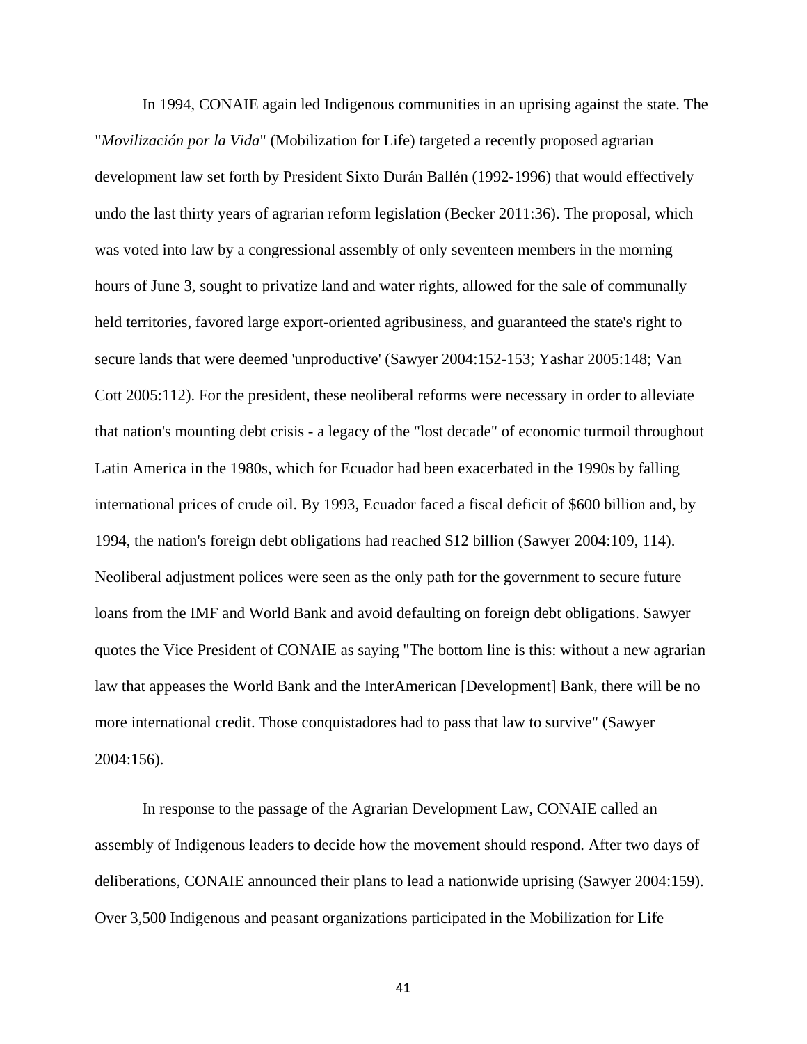In 1994, CONAIE again led Indigenous communities in an uprising against the state. The "*Movilización por la Vida*" (Mobilization for Life) targeted a recently proposed agrarian development law set forth by President Sixto Durán Ballén (1992-1996) that would effectively undo the last thirty years of agrarian reform legislation (Becker 2011:36). The proposal, which was voted into law by a congressional assembly of only seventeen members in the morning hours of June 3, sought to privatize land and water rights, allowed for the sale of communally held territories, favored large export-oriented agribusiness, and guaranteed the state's right to secure lands that were deemed 'unproductive' (Sawyer 2004:152-153; Yashar 2005:148; Van Cott 2005:112). For the president, these neoliberal reforms were necessary in order to alleviate that nation's mounting debt crisis - a legacy of the "lost decade" of economic turmoil throughout Latin America in the 1980s, which for Ecuador had been exacerbated in the 1990s by falling international prices of crude oil. By 1993, Ecuador faced a fiscal deficit of $600 billion and, by 1994, the nation's foreign debt obligations had reached $12 billion (Sawyer 2004:109, 114). Neoliberal adjustment polices were seen as the only path for the government to secure future loans from the IMF and World Bank and avoid defaulting on foreign debt obligations. Sawyer quotes the Vice President of CONAIE as saying "The bottom line is this: without a new agrarian law that appeases the World Bank and the InterAmerican [Development] Bank, there will be no more international credit. Those conquistadores had to pass that law to survive" (Sawyer 2004:156).

In response to the passage of the Agrarian Development Law, CONAIE called an assembly of Indigenous leaders to decide how the movement should respond. After two days of deliberations, CONAIE announced their plans to lead a nationwide uprising (Sawyer 2004:159). Over 3,500 Indigenous and peasant organizations participated in the Mobilization for Life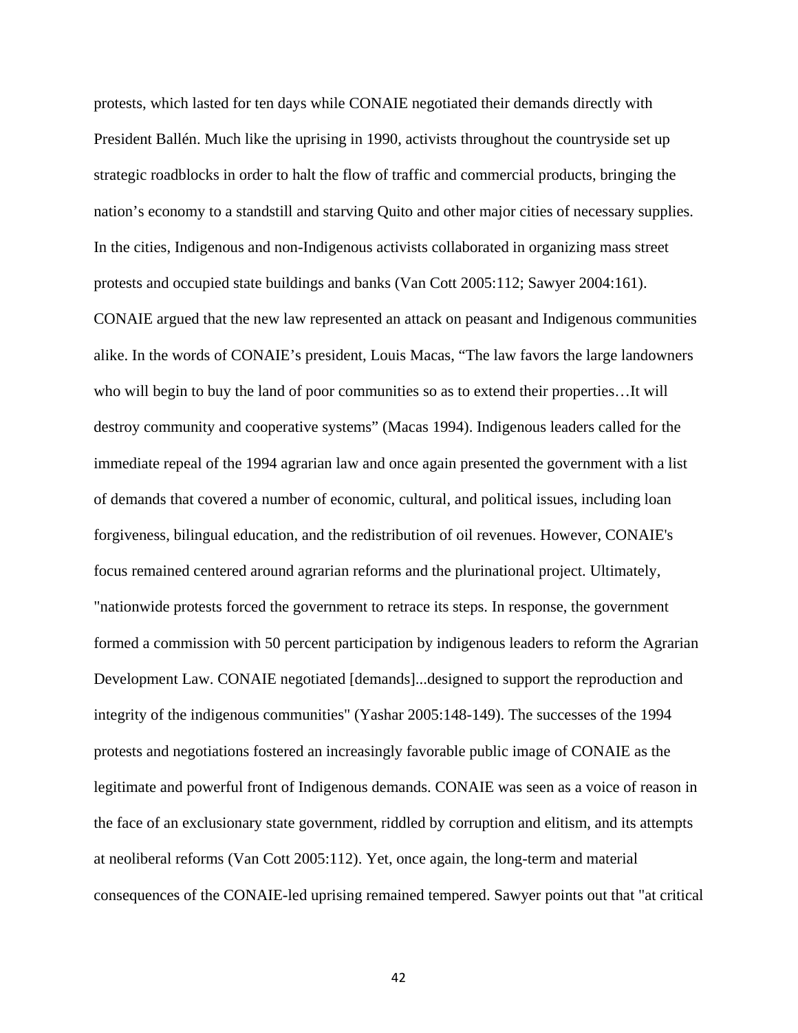protests, which lasted for ten days while CONAIE negotiated their demands directly with President Ballén. Much like the uprising in 1990, activists throughout the countryside set up strategic roadblocks in order to halt the flow of traffic and commercial products, bringing the nation's economy to a standstill and starving Quito and other major cities of necessary supplies. In the cities, Indigenous and non-Indigenous activists collaborated in organizing mass street protests and occupied state buildings and banks (Van Cott 2005:112; Sawyer 2004:161). CONAIE argued that the new law represented an attack on peasant and Indigenous communities alike. In the words of CONAIE's president, Louis Macas, "The law favors the large landowners who will begin to buy the land of poor communities so as to extend their properties…It will destroy community and cooperative systems" (Macas 1994). Indigenous leaders called for the immediate repeal of the 1994 agrarian law and once again presented the government with a list of demands that covered a number of economic, cultural, and political issues, including loan forgiveness, bilingual education, and the redistribution of oil revenues. However, CONAIE's focus remained centered around agrarian reforms and the plurinational project. Ultimately, "nationwide protests forced the government to retrace its steps. In response, the government formed a commission with 50 percent participation by indigenous leaders to reform the Agrarian Development Law. CONAIE negotiated [demands]...designed to support the reproduction and integrity of the indigenous communities" (Yashar 2005:148-149). The successes of the 1994 protests and negotiations fostered an increasingly favorable public image of CONAIE as the legitimate and powerful front of Indigenous demands. CONAIE was seen as a voice of reason in the face of an exclusionary state government, riddled by corruption and elitism, and its attempts at neoliberal reforms (Van Cott 2005:112). Yet, once again, the long-term and material consequences of the CONAIE-led uprising remained tempered. Sawyer points out that "at critical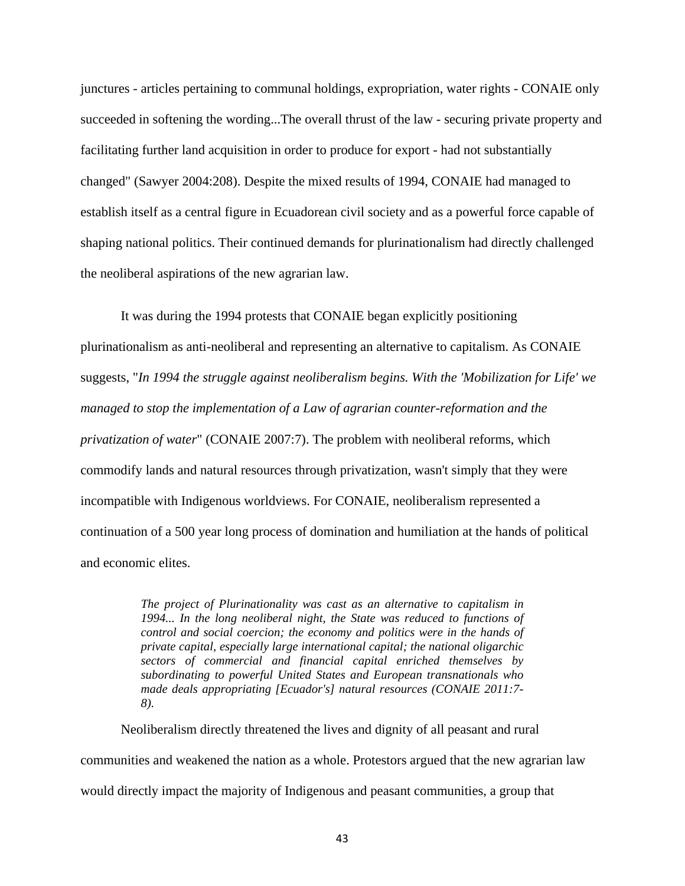junctures - articles pertaining to communal holdings, expropriation, water rights - CONAIE only succeeded in softening the wording...The overall thrust of the law - securing private property and facilitating further land acquisition in order to produce for export - had not substantially changed" (Sawyer 2004:208). Despite the mixed results of 1994, CONAIE had managed to establish itself as a central figure in Ecuadorean civil society and as a powerful force capable of shaping national politics. Their continued demands for plurinationalism had directly challenged the neoliberal aspirations of the new agrarian law.

It was during the 1994 protests that CONAIE began explicitly positioning plurinationalism as anti-neoliberal and representing an alternative to capitalism. As CONAIE suggests, "*In 1994 the struggle against neoliberalism begins. With the 'Mobilization for Life' we managed to stop the implementation of a Law of agrarian counter-reformation and the privatization of water*" (CONAIE 2007:7). The problem with neoliberal reforms, which commodify lands and natural resources through privatization, wasn't simply that they were incompatible with Indigenous worldviews. For CONAIE, neoliberalism represented a continuation of a 500 year long process of domination and humiliation at the hands of political and economic elites.

> *The project of Plurinationality was cast as an alternative to capitalism in 1994... In the long neoliberal night, the State was reduced to functions of control and social coercion; the economy and politics were in the hands of private capital, especially large international capital; the national oligarchic sectors of commercial and financial capital enriched themselves by subordinating to powerful United States and European transnationals who made deals appropriating [Ecuador's] natural resources (CONAIE 2011:7-8).*

Neoliberalism directly threatened the lives and dignity of all peasant and rural communities and weakened the nation as a whole. Protestors argued that the new agrarian law would directly impact the majority of Indigenous and peasant communities, a group that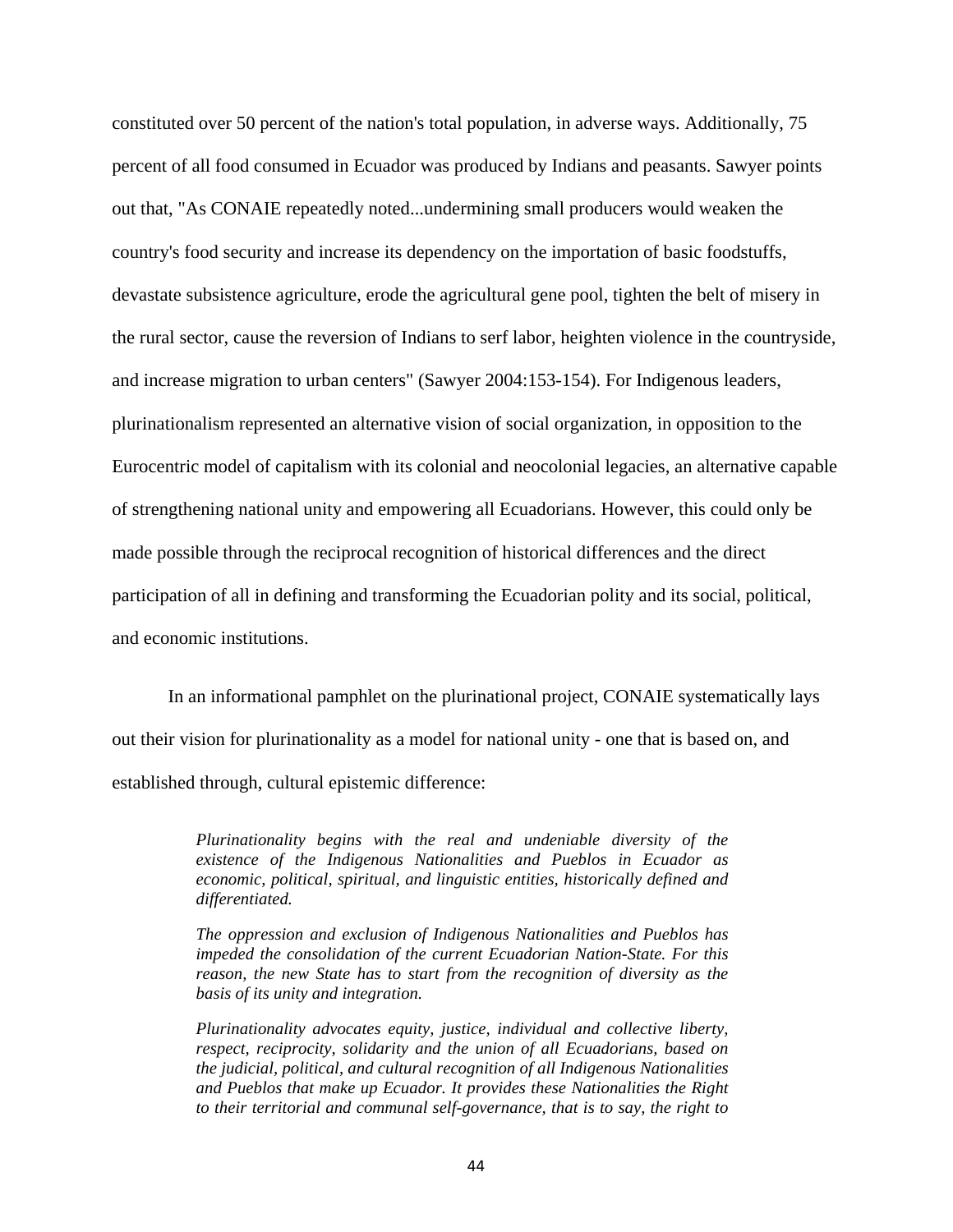constituted over 50 percent of the nation's total population, in adverse ways. Additionally, 75 percent of all food consumed in Ecuador was produced by Indians and peasants. Sawyer points out that, "As CONAIE repeatedly noted...undermining small producers would weaken the country's food security and increase its dependency on the importation of basic foodstuffs, devastate subsistence agriculture, erode the agricultural gene pool, tighten the belt of misery in the rural sector, cause the reversion of Indians to serf labor, heighten violence in the countryside, and increase migration to urban centers" (Sawyer 2004:153-154). For Indigenous leaders, plurinationalism represented an alternative vision of social organization, in opposition to the Eurocentric model of capitalism with its colonial and neocolonial legacies, an alternative capable of strengthening national unity and empowering all Ecuadorians. However, this could only be made possible through the reciprocal recognition of historical differences and the direct participation of all in defining and transforming the Ecuadorian polity and its social, political, and economic institutions.

In an informational pamphlet on the plurinational project, CONAIE systematically lays out their vision for plurinationality as a model for national unity - one that is based on, and established through, cultural epistemic difference:

> *Plurinationality begins with the real and undeniable diversity of the existence of the Indigenous Nationalities and Pueblos in Ecuador as economic, political, spiritual, and linguistic entities, historically defined and differentiated.*
>
> *The oppression and exclusion of Indigenous Nationalities and Pueblos has impeded the consolidation of the current Ecuadorian Nation-State. For this reason, the new State has to start from the recognition of diversity as the basis of its unity and integration.*
>
> *Plurinationality advocates equity, justice, individual and collective liberty, respect, reciprocity, solidarity and the union of all Ecuadorians, based on the judicial, political, and cultural recognition of all Indigenous Nationalities and Pueblos that make up Ecuador. It provides these Nationalities the Right to their territorial and communal self-governance, that is to say, the right to*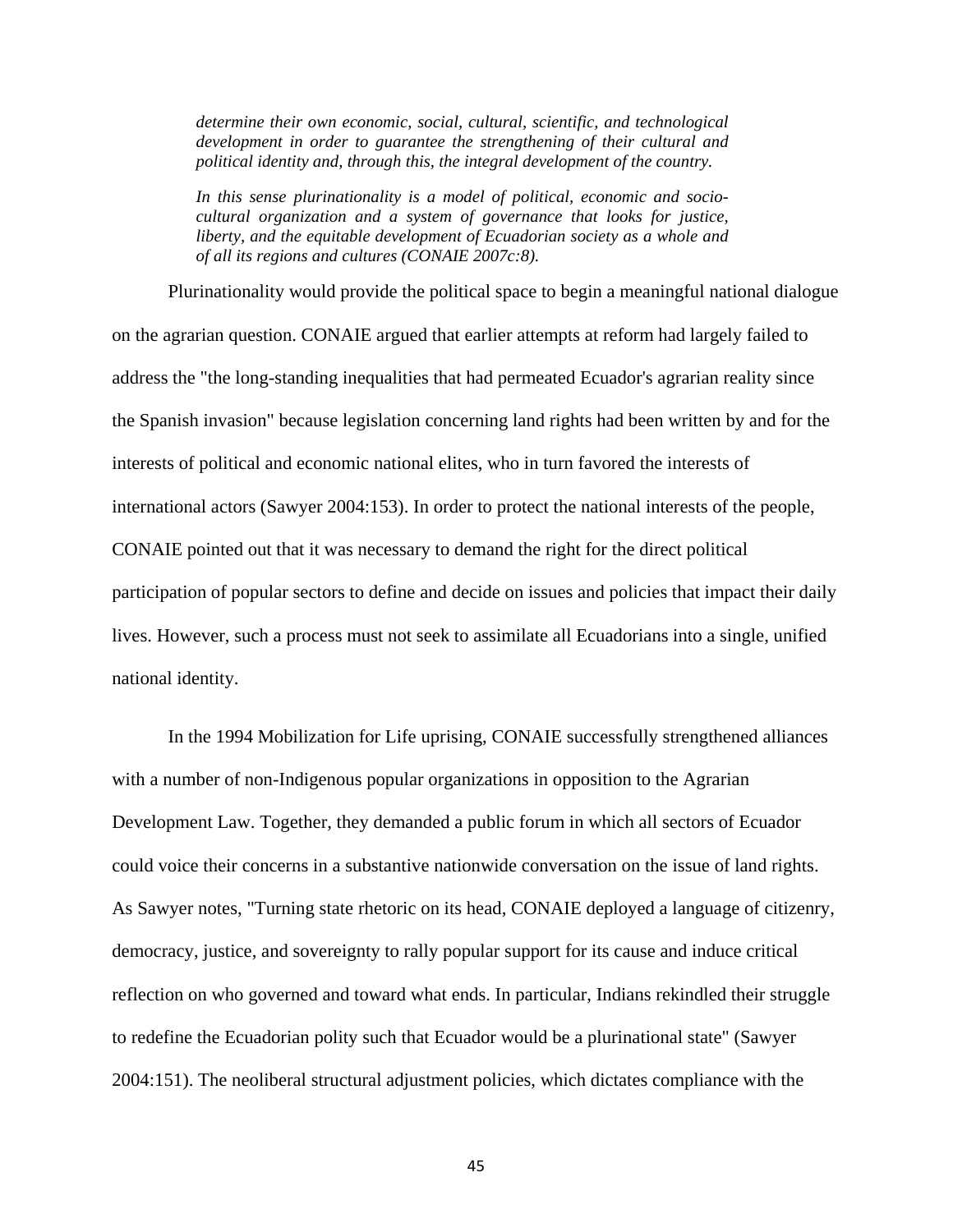> *determine their own economic, social, cultural, scientific, and technological development in order to guarantee the strengthening of their cultural and political identity and, through this, the integral development of the country.*
>
> *In this sense plurinationality is a model of political, economic and socio-cultural organization and a system of governance that looks for justice, liberty, and the equitable development of Ecuadorian society as a whole and of all its regions and cultures (CONAIE 2007c:8).*

Plurinationality would provide the political space to begin a meaningful national dialogue on the agrarian question. CONAIE argued that earlier attempts at reform had largely failed to address the "the long-standing inequalities that had permeated Ecuador's agrarian reality since the Spanish invasion" because legislation concerning land rights had been written by and for the interests of political and economic national elites, who in turn favored the interests of international actors (Sawyer 2004:153). In order to protect the national interests of the people, CONAIE pointed out that it was necessary to demand the right for the direct political participation of popular sectors to define and decide on issues and policies that impact their daily lives. However, such a process must not seek to assimilate all Ecuadorians into a single, unified national identity.

In the 1994 Mobilization for Life uprising, CONAIE successfully strengthened alliances with a number of non-Indigenous popular organizations in opposition to the Agrarian Development Law. Together, they demanded a public forum in which all sectors of Ecuador could voice their concerns in a substantive nationwide conversation on the issue of land rights. As Sawyer notes, "Turning state rhetoric on its head, CONAIE deployed a language of citizenry, democracy, justice, and sovereignty to rally popular support for its cause and induce critical reflection on who governed and toward what ends. In particular, Indians rekindled their struggle to redefine the Ecuadorian polity such that Ecuador would be a plurinational state" (Sawyer 2004:151). The neoliberal structural adjustment policies, which dictates compliance with the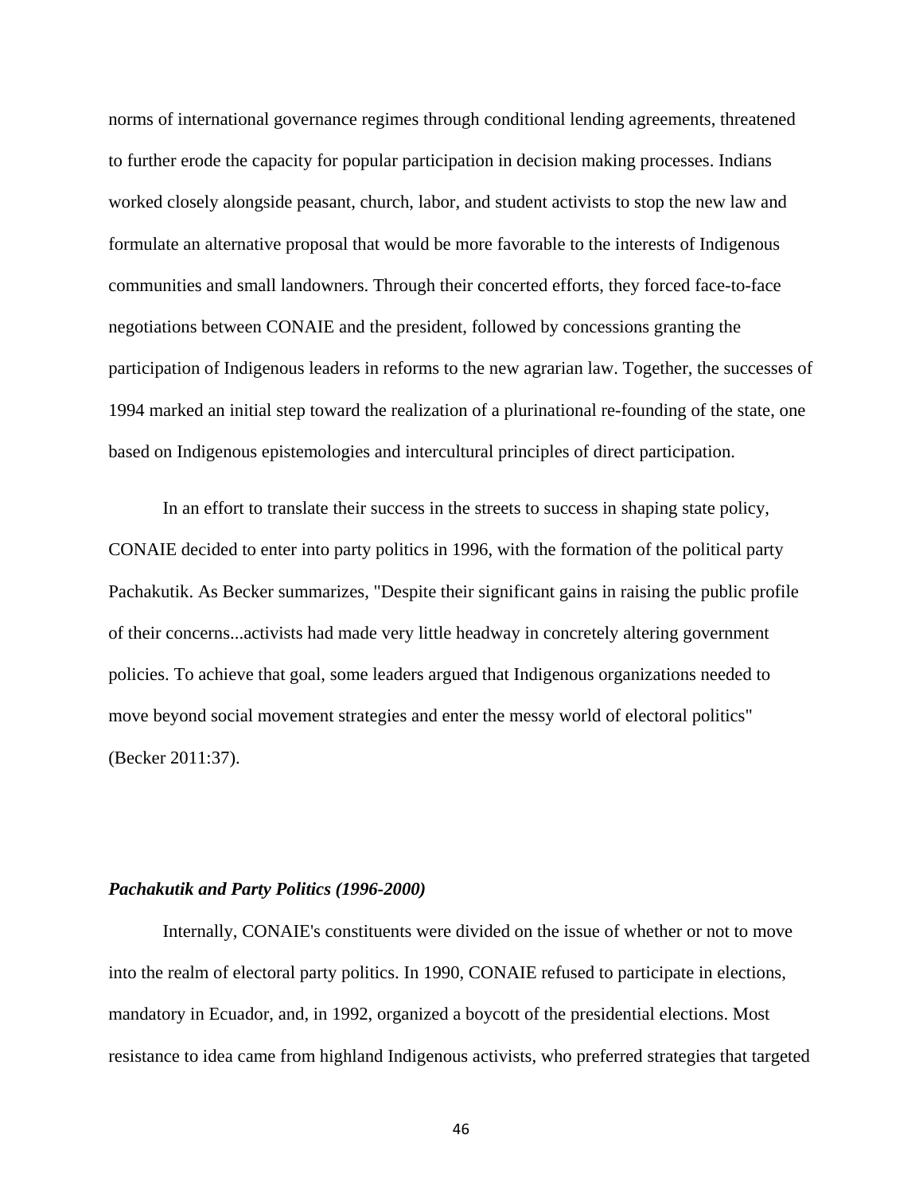norms of international governance regimes through conditional lending agreements, threatened to further erode the capacity for popular participation in decision making processes. Indians worked closely alongside peasant, church, labor, and student activists to stop the new law and formulate an alternative proposal that would be more favorable to the interests of Indigenous communities and small landowners. Through their concerted efforts, they forced face-to-face negotiations between CONAIE and the president, followed by concessions granting the participation of Indigenous leaders in reforms to the new agrarian law. Together, the successes of 1994 marked an initial step toward the realization of a plurinational re-founding of the state, one based on Indigenous epistemologies and intercultural principles of direct participation.

In an effort to translate their success in the streets to success in shaping state policy, CONAIE decided to enter into party politics in 1996, with the formation of the political party Pachakutik. As Becker summarizes, "Despite their significant gains in raising the public profile of their concerns...activists had made very little headway in concretely altering government policies. To achieve that goal, some leaders argued that Indigenous organizations needed to move beyond social movement strategies and enter the messy world of electoral politics" (Becker 2011:37).

### *Pachakutik and Party Politics (1996-2000)*

Internally, CONAIE's constituents were divided on the issue of whether or not to move into the realm of electoral party politics. In 1990, CONAIE refused to participate in elections, mandatory in Ecuador, and, in 1992, organized a boycott of the presidential elections. Most resistance to idea came from highland Indigenous activists, who preferred strategies that targeted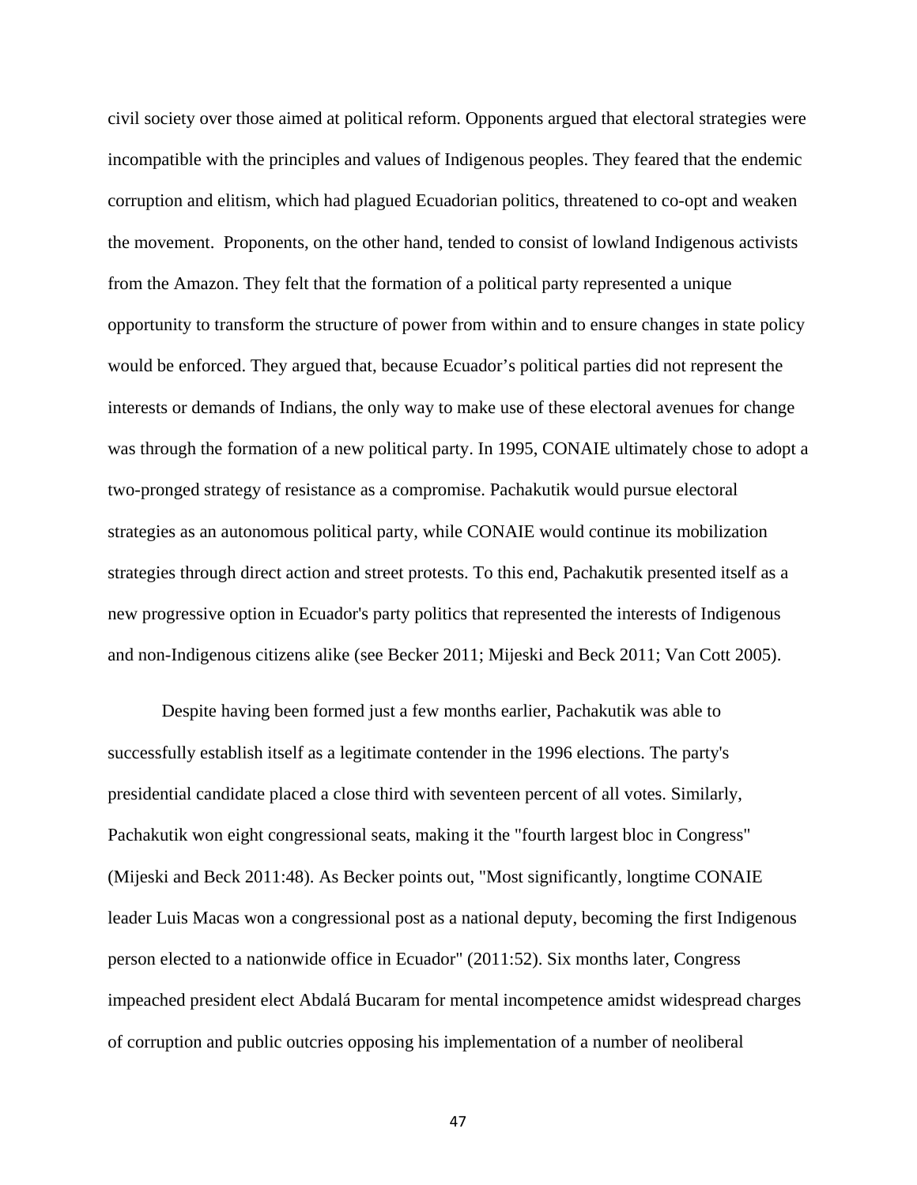civil society over those aimed at political reform. Opponents argued that electoral strategies were incompatible with the principles and values of Indigenous peoples. They feared that the endemic corruption and elitism, which had plagued Ecuadorian politics, threatened to co-opt and weaken the movement. Proponents, on the other hand, tended to consist of lowland Indigenous activists from the Amazon. They felt that the formation of a political party represented a unique opportunity to transform the structure of power from within and to ensure changes in state policy would be enforced. They argued that, because Ecuador's political parties did not represent the interests or demands of Indians, the only way to make use of these electoral avenues for change was through the formation of a new political party. In 1995, CONAIE ultimately chose to adopt a two-pronged strategy of resistance as a compromise. Pachakutik would pursue electoral strategies as an autonomous political party, while CONAIE would continue its mobilization strategies through direct action and street protests. To this end, Pachakutik presented itself as a new progressive option in Ecuador's party politics that represented the interests of Indigenous and non-Indigenous citizens alike (see Becker 2011; Mijeski and Beck 2011; Van Cott 2005).

Despite having been formed just a few months earlier, Pachakutik was able to successfully establish itself as a legitimate contender in the 1996 elections. The party's presidential candidate placed a close third with seventeen percent of all votes. Similarly, Pachakutik won eight congressional seats, making it the "fourth largest bloc in Congress" (Mijeski and Beck 2011:48). As Becker points out, "Most significantly, longtime CONAIE leader Luis Macas won a congressional post as a national deputy, becoming the first Indigenous person elected to a nationwide office in Ecuador" (2011:52). Six months later, Congress impeached president elect Abdalá Bucaram for mental incompetence amidst widespread charges of corruption and public outcries opposing his implementation of a number of neoliberal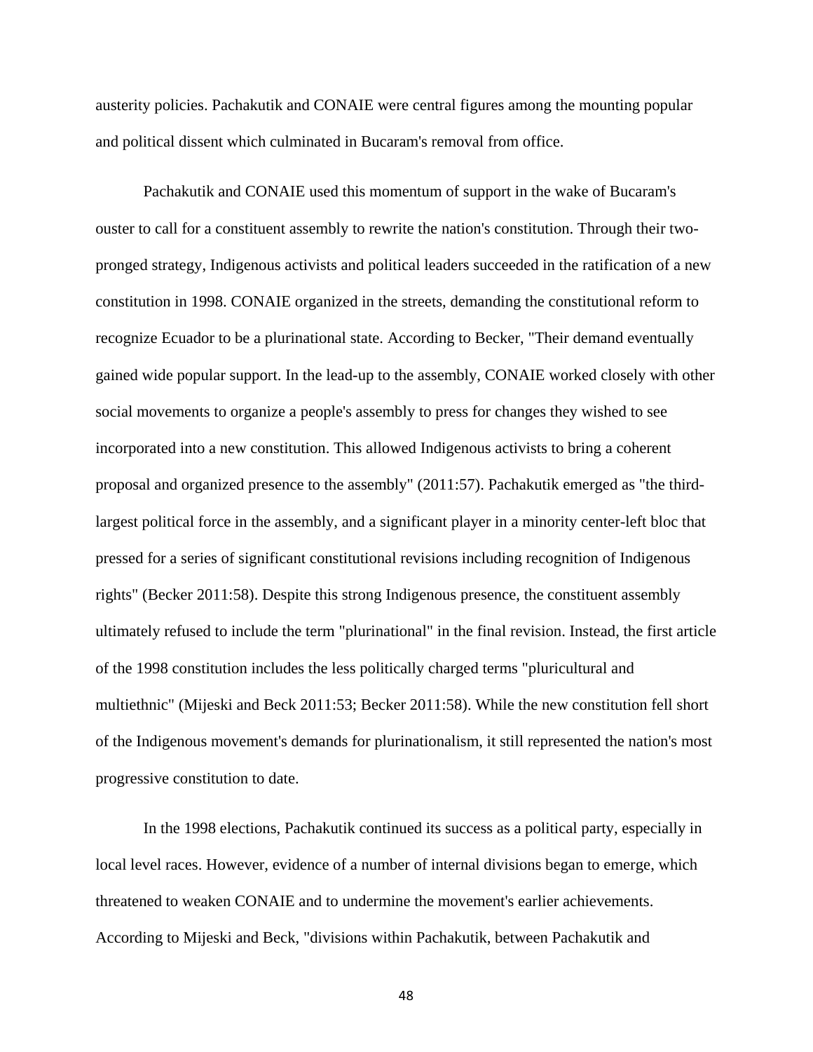austerity policies. Pachakutik and CONAIE were central figures among the mounting popular and political dissent which culminated in Bucaram's removal from office.

Pachakutik and CONAIE used this momentum of support in the wake of Bucaram's ouster to call for a constituent assembly to rewrite the nation's constitution. Through their two-pronged strategy, Indigenous activists and political leaders succeeded in the ratification of a new constitution in 1998. CONAIE organized in the streets, demanding the constitutional reform to recognize Ecuador to be a plurinational state. According to Becker, "Their demand eventually gained wide popular support. In the lead-up to the assembly, CONAIE worked closely with other social movements to organize a people's assembly to press for changes they wished to see incorporated into a new constitution. This allowed Indigenous activists to bring a coherent proposal and organized presence to the assembly" (2011:57). Pachakutik emerged as "the third-largest political force in the assembly, and a significant player in a minority center-left bloc that pressed for a series of significant constitutional revisions including recognition of Indigenous rights" (Becker 2011:58). Despite this strong Indigenous presence, the constituent assembly ultimately refused to include the term "plurinational" in the final revision. Instead, the first article of the 1998 constitution includes the less politically charged terms "pluricultural and multiethnic" (Mijeski and Beck 2011:53; Becker 2011:58). While the new constitution fell short of the Indigenous movement's demands for plurinationalism, it still represented the nation's most progressive constitution to date.

In the 1998 elections, Pachakutik continued its success as a political party, especially in local level races. However, evidence of a number of internal divisions began to emerge, which threatened to weaken CONAIE and to undermine the movement's earlier achievements. According to Mijeski and Beck, "divisions within Pachakutik, between Pachakutik and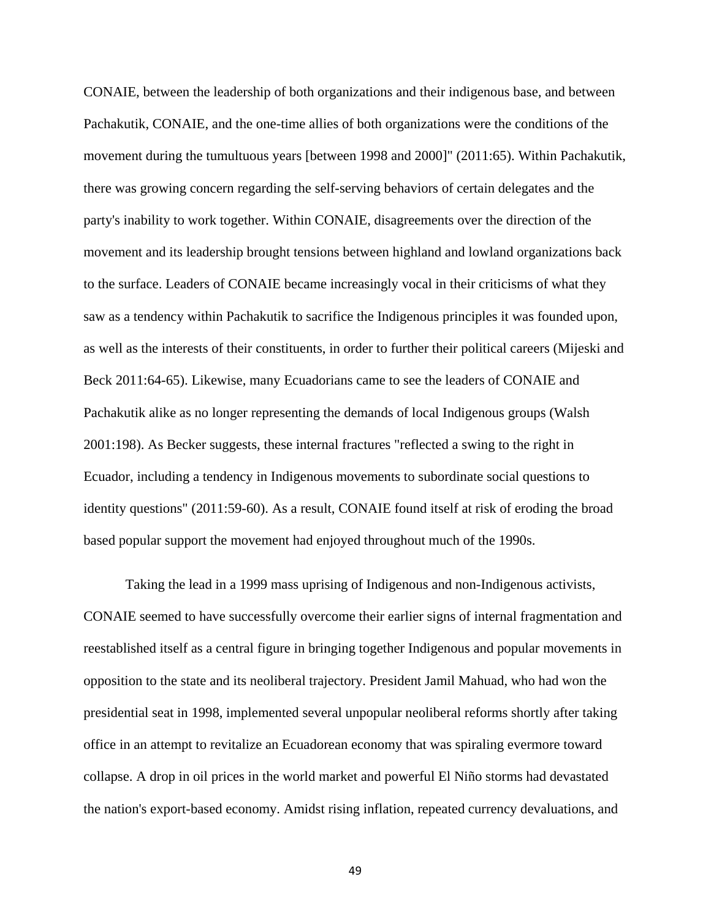CONAIE, between the leadership of both organizations and their indigenous base, and between Pachakutik, CONAIE, and the one-time allies of both organizations were the conditions of the movement during the tumultuous years [between 1998 and 2000]" (2011:65). Within Pachakutik, there was growing concern regarding the self-serving behaviors of certain delegates and the party's inability to work together. Within CONAIE, disagreements over the direction of the movement and its leadership brought tensions between highland and lowland organizations back to the surface. Leaders of CONAIE became increasingly vocal in their criticisms of what they saw as a tendency within Pachakutik to sacrifice the Indigenous principles it was founded upon, as well as the interests of their constituents, in order to further their political careers (Mijeski and Beck 2011:64-65). Likewise, many Ecuadorians came to see the leaders of CONAIE and Pachakutik alike as no longer representing the demands of local Indigenous groups (Walsh 2001:198). As Becker suggests, these internal fractures "reflected a swing to the right in Ecuador, including a tendency in Indigenous movements to subordinate social questions to identity questions" (2011:59-60). As a result, CONAIE found itself at risk of eroding the broad based popular support the movement had enjoyed throughout much of the 1990s.

Taking the lead in a 1999 mass uprising of Indigenous and non-Indigenous activists, CONAIE seemed to have successfully overcome their earlier signs of internal fragmentation and reestablished itself as a central figure in bringing together Indigenous and popular movements in opposition to the state and its neoliberal trajectory. President Jamil Mahuad, who had won the presidential seat in 1998, implemented several unpopular neoliberal reforms shortly after taking office in an attempt to revitalize an Ecuadorean economy that was spiraling evermore toward collapse. A drop in oil prices in the world market and powerful El Niño storms had devastated the nation's export-based economy. Amidst rising inflation, repeated currency devaluations, and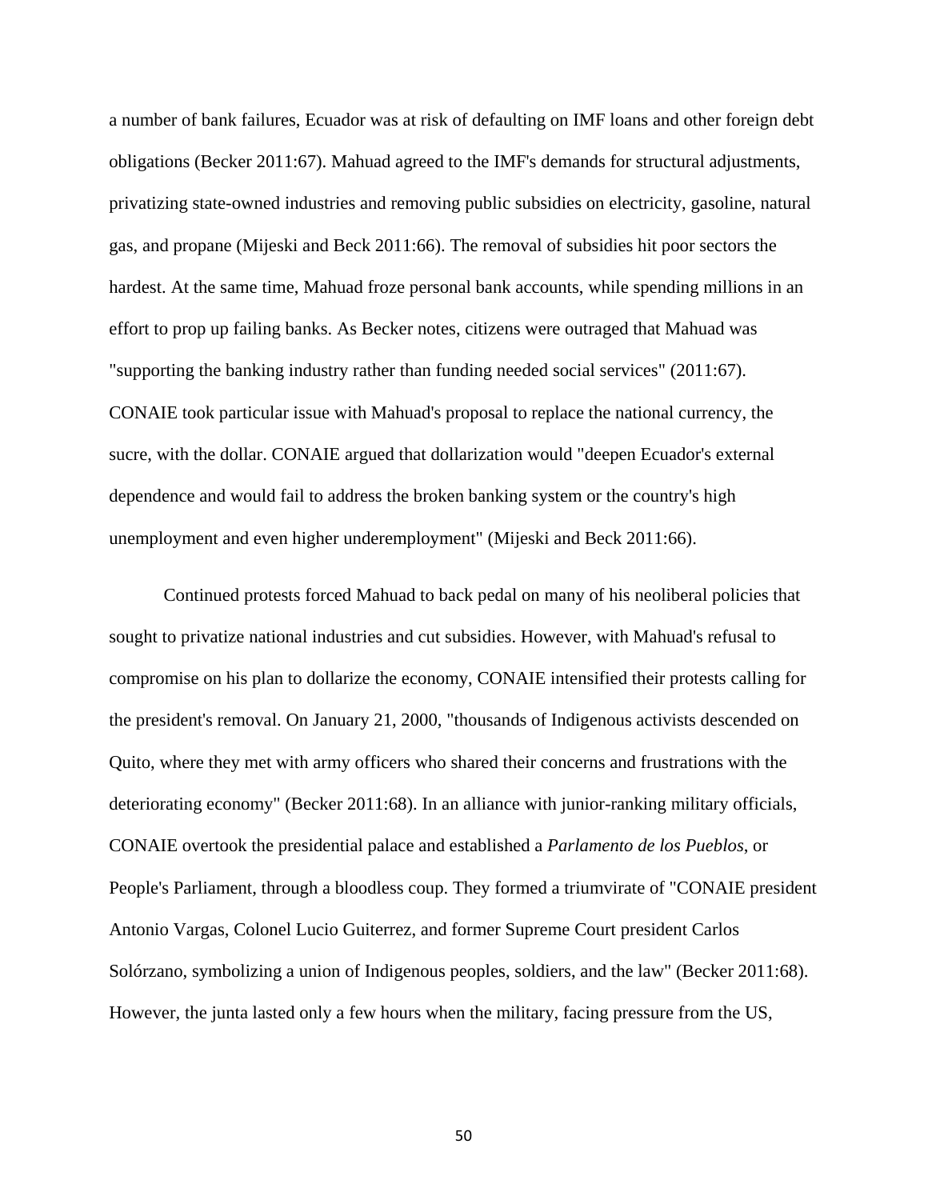a number of bank failures, Ecuador was at risk of defaulting on IMF loans and other foreign debt obligations (Becker 2011:67). Mahuad agreed to the IMF's demands for structural adjustments, privatizing state-owned industries and removing public subsidies on electricity, gasoline, natural gas, and propane (Mijeski and Beck 2011:66). The removal of subsidies hit poor sectors the hardest. At the same time, Mahuad froze personal bank accounts, while spending millions in an effort to prop up failing banks. As Becker notes, citizens were outraged that Mahuad was "supporting the banking industry rather than funding needed social services" (2011:67). CONAIE took particular issue with Mahuad's proposal to replace the national currency, the sucre, with the dollar. CONAIE argued that dollarization would "deepen Ecuador's external dependence and would fail to address the broken banking system or the country's high unemployment and even higher underemployment" (Mijeski and Beck 2011:66).

Continued protests forced Mahuad to back pedal on many of his neoliberal policies that sought to privatize national industries and cut subsidies. However, with Mahuad's refusal to compromise on his plan to dollarize the economy, CONAIE intensified their protests calling for the president's removal. On January 21, 2000, "thousands of Indigenous activists descended on Quito, where they met with army officers who shared their concerns and frustrations with the deteriorating economy" (Becker 2011:68). In an alliance with junior-ranking military officials, CONAIE overtook the presidential palace and established a *Parlamento de los Pueblos*, or People's Parliament, through a bloodless coup. They formed a triumvirate of "CONAIE president Antonio Vargas, Colonel Lucio Guiterrez, and former Supreme Court president Carlos Solórzano, symbolizing a union of Indigenous peoples, soldiers, and the law" (Becker 2011:68). However, the junta lasted only a few hours when the military, facing pressure from the US,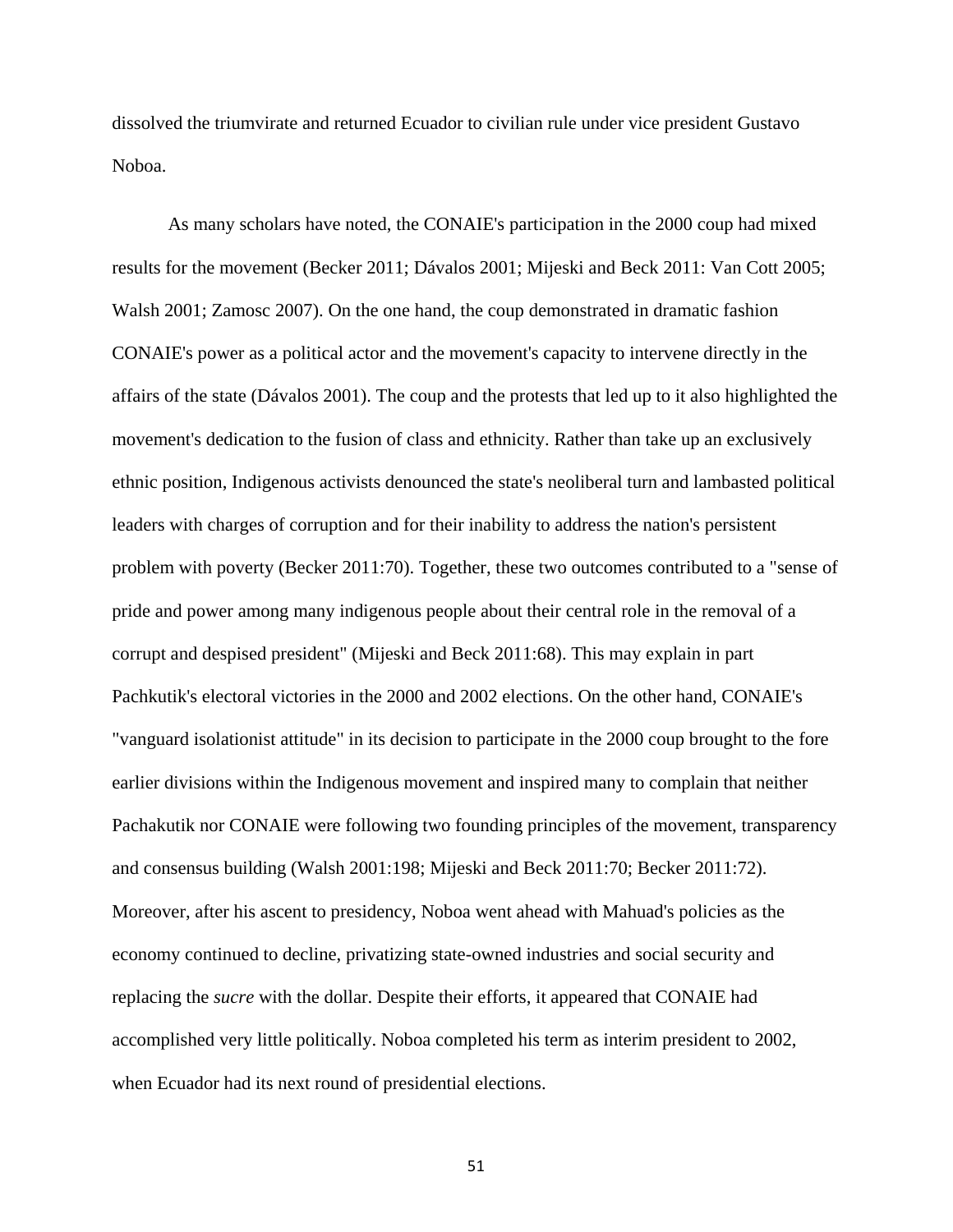dissolved the triumvirate and returned Ecuador to civilian rule under vice president Gustavo Noboa.

As many scholars have noted, the CONAIE's participation in the 2000 coup had mixed results for the movement (Becker 2011; Dávalos 2001; Mijeski and Beck 2011: Van Cott 2005; Walsh 2001; Zamosc 2007). On the one hand, the coup demonstrated in dramatic fashion CONAIE's power as a political actor and the movement's capacity to intervene directly in the affairs of the state (Dávalos 2001). The coup and the protests that led up to it also highlighted the movement's dedication to the fusion of class and ethnicity. Rather than take up an exclusively ethnic position, Indigenous activists denounced the state's neoliberal turn and lambasted political leaders with charges of corruption and for their inability to address the nation's persistent problem with poverty (Becker 2011:70). Together, these two outcomes contributed to a "sense of pride and power among many indigenous people about their central role in the removal of a corrupt and despised president" (Mijeski and Beck 2011:68). This may explain in part Pachkutik's electoral victories in the 2000 and 2002 elections. On the other hand, CONAIE's "vanguard isolationist attitude" in its decision to participate in the 2000 coup brought to the fore earlier divisions within the Indigenous movement and inspired many to complain that neither Pachakutik nor CONAIE were following two founding principles of the movement, transparency and consensus building (Walsh 2001:198; Mijeski and Beck 2011:70; Becker 2011:72). Moreover, after his ascent to presidency, Noboa went ahead with Mahuad's policies as the economy continued to decline, privatizing state-owned industries and social security and replacing the *sucre* with the dollar. Despite their efforts, it appeared that CONAIE had accomplished very little politically. Noboa completed his term as interim president to 2002, when Ecuador had its next round of presidential elections.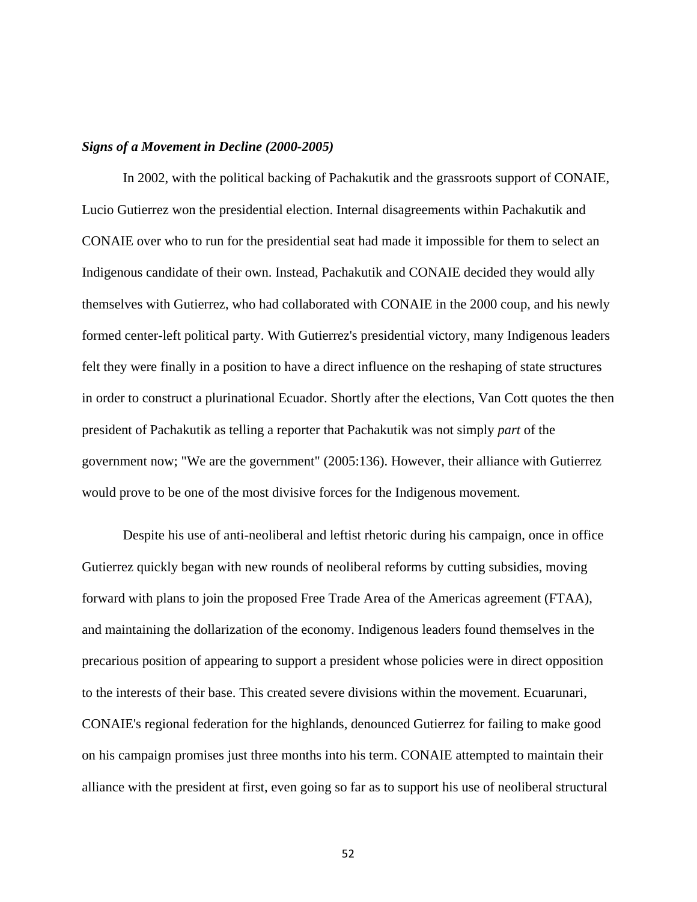***Signs of a Movement in Decline (2000-2005)***

In 2002, with the political backing of Pachakutik and the grassroots support of CONAIE, Lucio Gutierrez won the presidential election. Internal disagreements within Pachakutik and CONAIE over who to run for the presidential seat had made it impossible for them to select an Indigenous candidate of their own. Instead, Pachakutik and CONAIE decided they would ally themselves with Gutierrez, who had collaborated with CONAIE in the 2000 coup, and his newly formed center-left political party. With Gutierrez's presidential victory, many Indigenous leaders felt they were finally in a position to have a direct influence on the reshaping of state structures in order to construct a plurinational Ecuador. Shortly after the elections, Van Cott quotes the then president of Pachakutik as telling a reporter that Pachakutik was not simply *part* of the government now; "We are the government" (2005:136). However, their alliance with Gutierrez would prove to be one of the most divisive forces for the Indigenous movement.

Despite his use of anti-neoliberal and leftist rhetoric during his campaign, once in office Gutierrez quickly began with new rounds of neoliberal reforms by cutting subsidies, moving forward with plans to join the proposed Free Trade Area of the Americas agreement (FTAA), and maintaining the dollarization of the economy. Indigenous leaders found themselves in the precarious position of appearing to support a president whose policies were in direct opposition to the interests of their base. This created severe divisions within the movement. Ecuarunari, CONAIE's regional federation for the highlands, denounced Gutierrez for failing to make good on his campaign promises just three months into his term. CONAIE attempted to maintain their alliance with the president at first, even going so far as to support his use of neoliberal structural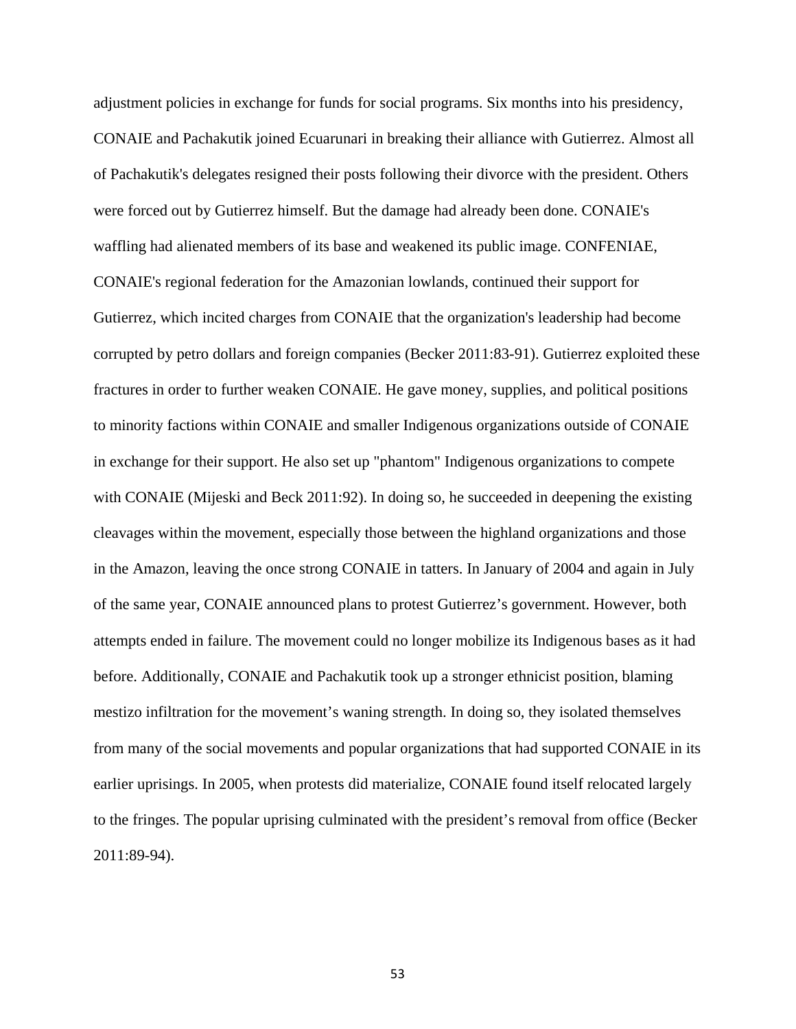adjustment policies in exchange for funds for social programs. Six months into his presidency, CONAIE and Pachakutik joined Ecuarunari in breaking their alliance with Gutierrez. Almost all of Pachakutik's delegates resigned their posts following their divorce with the president. Others were forced out by Gutierrez himself. But the damage had already been done. CONAIE's waffling had alienated members of its base and weakened its public image. CONFENIAE, CONAIE's regional federation for the Amazonian lowlands, continued their support for Gutierrez, which incited charges from CONAIE that the organization's leadership had become corrupted by petro dollars and foreign companies (Becker 2011:83-91). Gutierrez exploited these fractures in order to further weaken CONAIE. He gave money, supplies, and political positions to minority factions within CONAIE and smaller Indigenous organizations outside of CONAIE in exchange for their support. He also set up "phantom" Indigenous organizations to compete with CONAIE (Mijeski and Beck 2011:92). In doing so, he succeeded in deepening the existing cleavages within the movement, especially those between the highland organizations and those in the Amazon, leaving the once strong CONAIE in tatters. In January of 2004 and again in July of the same year, CONAIE announced plans to protest Gutierrez's government. However, both attempts ended in failure. The movement could no longer mobilize its Indigenous bases as it had before. Additionally, CONAIE and Pachakutik took up a stronger ethnicist position, blaming mestizo infiltration for the movement's waning strength. In doing so, they isolated themselves from many of the social movements and popular organizations that had supported CONAIE in its earlier uprisings. In 2005, when protests did materialize, CONAIE found itself relocated largely to the fringes. The popular uprising culminated with the president's removal from office (Becker 2011:89-94).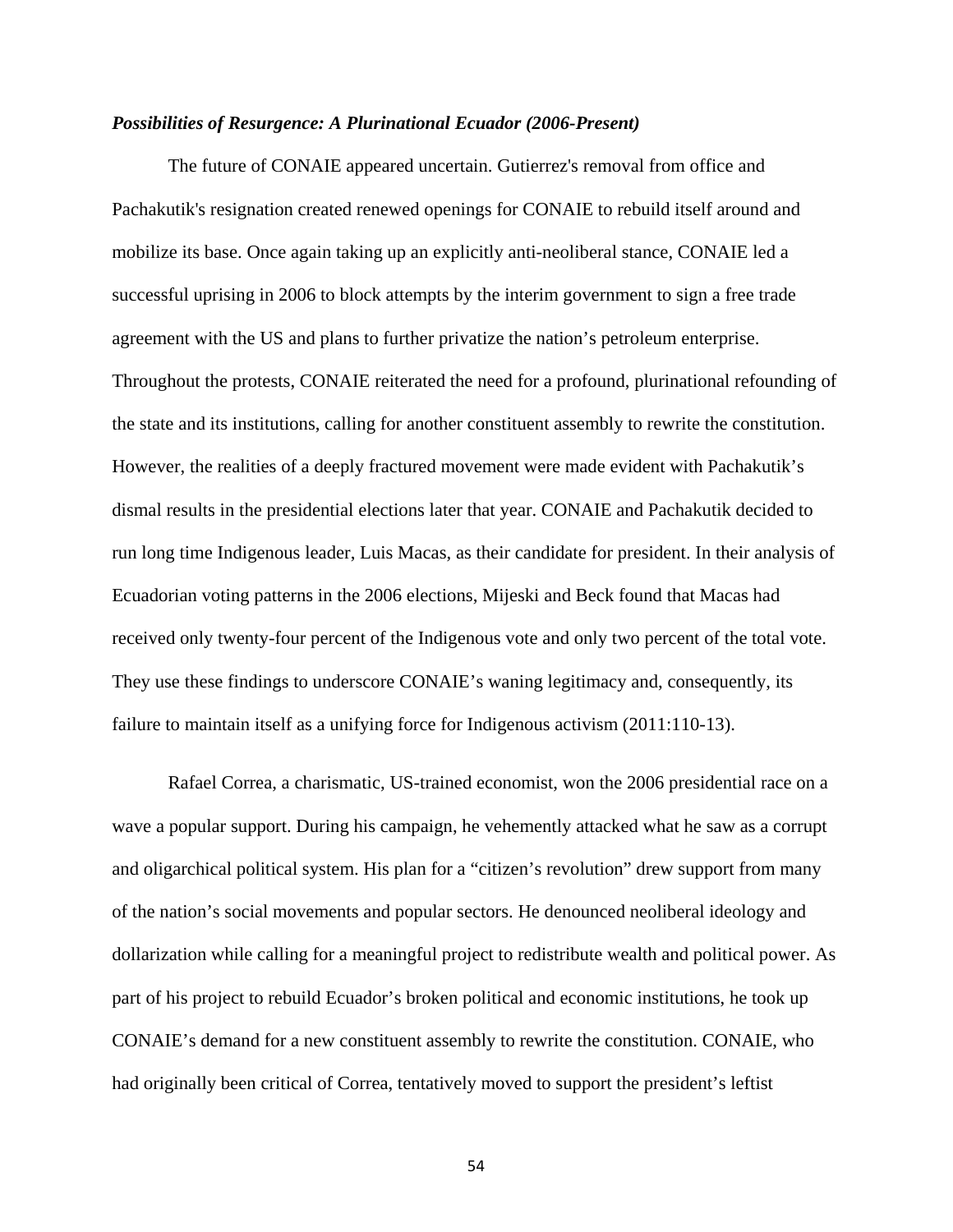### *Possibilities of Resurgence: A Plurinational Ecuador (2006-Present)*

The future of CONAIE appeared uncertain. Gutierrez's removal from office and Pachakutik's resignation created renewed openings for CONAIE to rebuild itself around and mobilize its base. Once again taking up an explicitly anti-neoliberal stance, CONAIE led a successful uprising in 2006 to block attempts by the interim government to sign a free trade agreement with the US and plans to further privatize the nation's petroleum enterprise. Throughout the protests, CONAIE reiterated the need for a profound, plurinational refounding of the state and its institutions, calling for another constituent assembly to rewrite the constitution. However, the realities of a deeply fractured movement were made evident with Pachakutik's dismal results in the presidential elections later that year. CONAIE and Pachakutik decided to run long time Indigenous leader, Luis Macas, as their candidate for president. In their analysis of Ecuadorian voting patterns in the 2006 elections, Mijeski and Beck found that Macas had received only twenty-four percent of the Indigenous vote and only two percent of the total vote. They use these findings to underscore CONAIE's waning legitimacy and, consequently, its failure to maintain itself as a unifying force for Indigenous activism (2011:110-13).

Rafael Correa, a charismatic, US-trained economist, won the 2006 presidential race on a wave a popular support. During his campaign, he vehemently attacked what he saw as a corrupt and oligarchical political system. His plan for a "citizen's revolution" drew support from many of the nation's social movements and popular sectors. He denounced neoliberal ideology and dollarization while calling for a meaningful project to redistribute wealth and political power. As part of his project to rebuild Ecuador's broken political and economic institutions, he took up CONAIE's demand for a new constituent assembly to rewrite the constitution. CONAIE, who had originally been critical of Correa, tentatively moved to support the president's leftist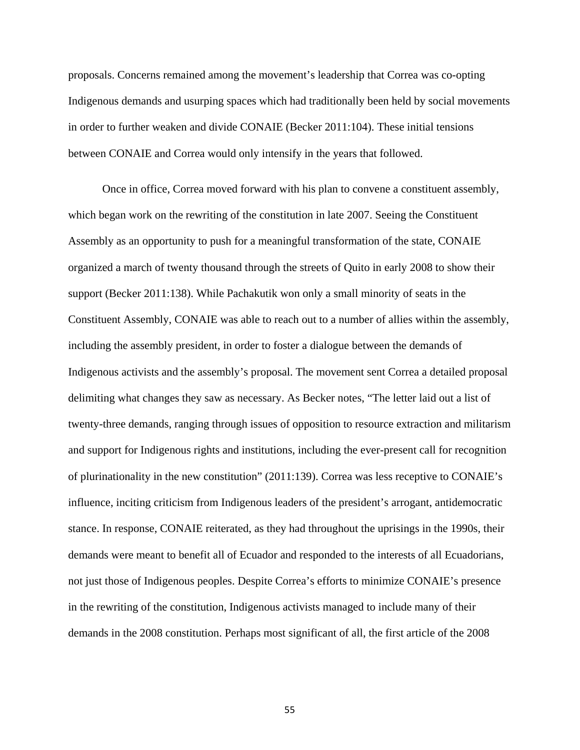proposals. Concerns remained among the movement's leadership that Correa was co-opting Indigenous demands and usurping spaces which had traditionally been held by social movements in order to further weaken and divide CONAIE (Becker 2011:104). These initial tensions between CONAIE and Correa would only intensify in the years that followed.

Once in office, Correa moved forward with his plan to convene a constituent assembly, which began work on the rewriting of the constitution in late 2007. Seeing the Constituent Assembly as an opportunity to push for a meaningful transformation of the state, CONAIE organized a march of twenty thousand through the streets of Quito in early 2008 to show their support (Becker 2011:138). While Pachakutik won only a small minority of seats in the Constituent Assembly, CONAIE was able to reach out to a number of allies within the assembly, including the assembly president, in order to foster a dialogue between the demands of Indigenous activists and the assembly's proposal. The movement sent Correa a detailed proposal delimiting what changes they saw as necessary. As Becker notes, "The letter laid out a list of twenty-three demands, ranging through issues of opposition to resource extraction and militarism and support for Indigenous rights and institutions, including the ever-present call for recognition of plurinationality in the new constitution" (2011:139). Correa was less receptive to CONAIE's influence, inciting criticism from Indigenous leaders of the president's arrogant, antidemocratic stance. In response, CONAIE reiterated, as they had throughout the uprisings in the 1990s, their demands were meant to benefit all of Ecuador and responded to the interests of all Ecuadorians, not just those of Indigenous peoples. Despite Correa's efforts to minimize CONAIE's presence in the rewriting of the constitution, Indigenous activists managed to include many of their demands in the 2008 constitution. Perhaps most significant of all, the first article of the 2008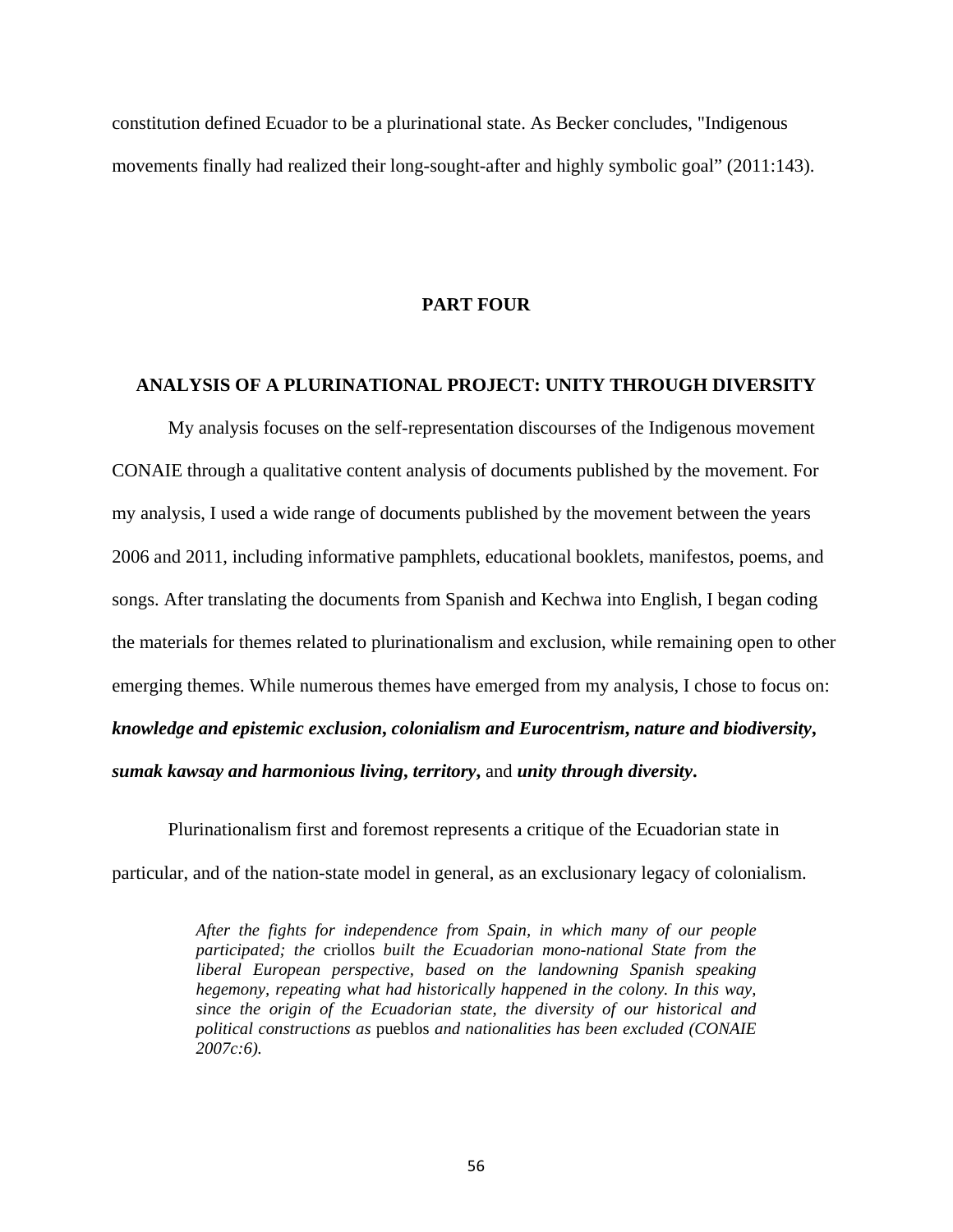constitution defined Ecuador to be a plurinational state. As Becker concludes, "Indigenous movements finally had realized their long-sought-after and highly symbolic goal" (2011:143).

# PART FOUR

## ANALYSIS OF A PLURINATIONAL PROJECT: UNITY THROUGH DIVERSITY

My analysis focuses on the self-representation discourses of the Indigenous movement CONAIE through a qualitative content analysis of documents published by the movement. For my analysis, I used a wide range of documents published by the movement between the years 2006 and 2011, including informative pamphlets, educational booklets, manifestos, poems, and songs. After translating the documents from Spanish and Kechwa into English, I began coding the materials for themes related to plurinationalism and exclusion, while remaining open to other emerging themes. While numerous themes have emerged from my analysis, I chose to focus on: ***knowledge and epistemic exclusion*, *colonialism and Eurocentrism*, *nature and biodiversity*, *sumak kawsay and harmonious living*, *territory*,** and ***unity through diversity*.**

Plurinationalism first and foremost represents a critique of the Ecuadorian state in particular, and of the nation-state model in general, as an exclusionary legacy of colonialism.

> *After the fights for independence from Spain, in which many of our people participated; the* criollos *built the Ecuadorian mono-national State from the liberal European perspective, based on the landowning Spanish speaking hegemony, repeating what had historically happened in the colony. In this way, since the origin of the Ecuadorian state, the diversity of our historical and political constructions as* pueblos *and nationalities has been excluded (CONAIE 2007c:6).*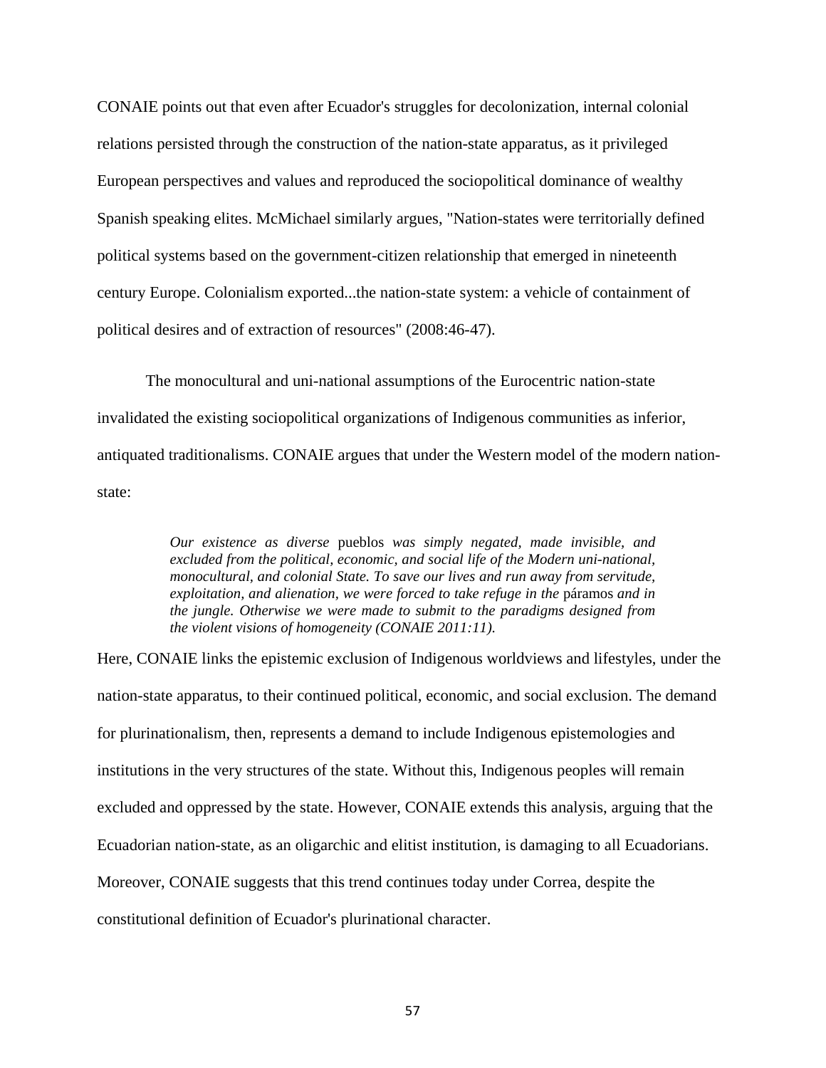CONAIE points out that even after Ecuador's struggles for decolonization, internal colonial relations persisted through the construction of the nation-state apparatus, as it privileged European perspectives and values and reproduced the sociopolitical dominance of wealthy Spanish speaking elites. McMichael similarly argues, "Nation-states were territorially defined political systems based on the government-citizen relationship that emerged in nineteenth century Europe. Colonialism exported...the nation-state system: a vehicle of containment of political desires and of extraction of resources" (2008:46-47).

The monocultural and uni-national assumptions of the Eurocentric nation-state invalidated the existing sociopolitical organizations of Indigenous communities as inferior, antiquated traditionalisms. CONAIE argues that under the Western model of the modern nation-state:

> *Our existence as diverse* pueblos *was simply negated, made invisible, and excluded from the political, economic, and social life of the Modern uni-national, monocultural, and colonial State. To save our lives and run away from servitude, exploitation, and alienation, we were forced to take refuge in the* páramos *and in the jungle. Otherwise we were made to submit to the paradigms designed from the violent visions of homogeneity (CONAIE 2011:11).*

Here, CONAIE links the epistemic exclusion of Indigenous worldviews and lifestyles, under the nation-state apparatus, to their continued political, economic, and social exclusion. The demand for plurinationalism, then, represents a demand to include Indigenous epistemologies and institutions in the very structures of the state. Without this, Indigenous peoples will remain excluded and oppressed by the state. However, CONAIE extends this analysis, arguing that the Ecuadorian nation-state, as an oligarchic and elitist institution, is damaging to all Ecuadorians. Moreover, CONAIE suggests that this trend continues today under Correa, despite the constitutional definition of Ecuador's plurinational character.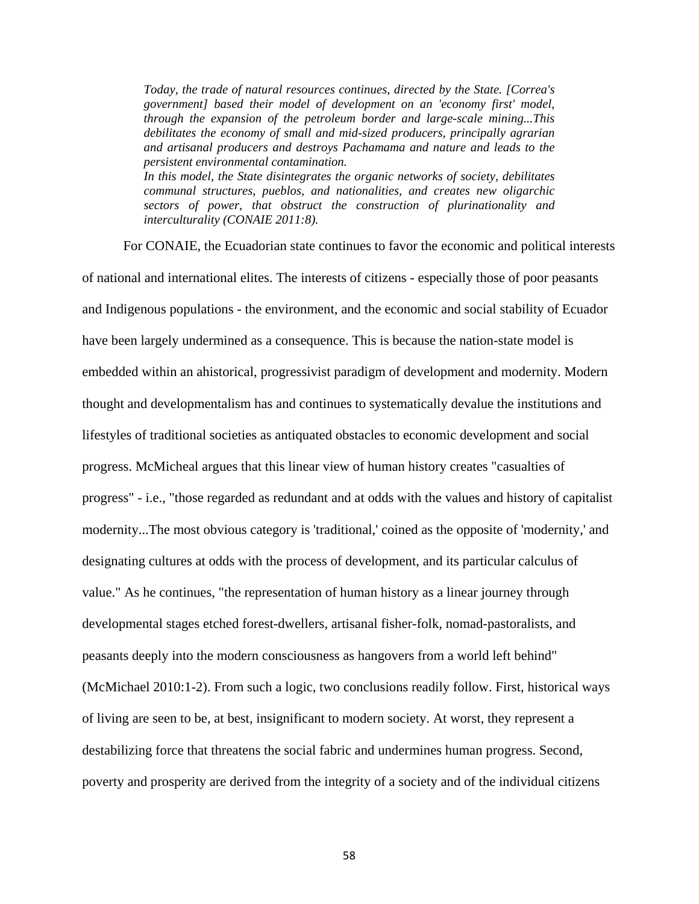> *Today, the trade of natural resources continues, directed by the State. [Correa's government] based their model of development on an 'economy first' model, through the expansion of the petroleum border and large-scale mining...This debilitates the economy of small and mid-sized producers, principally agrarian and artisanal producers and destroys Pachamama and nature and leads to the persistent environmental contamination.*
>
> *In this model, the State disintegrates the organic networks of society, debilitates communal structures, pueblos, and nationalities, and creates new oligarchic sectors of power, that obstruct the construction of plurinationality and interculturality (CONAIE 2011:8).*

For CONAIE, the Ecuadorian state continues to favor the economic and political interests of national and international elites. The interests of citizens - especially those of poor peasants and Indigenous populations - the environment, and the economic and social stability of Ecuador have been largely undermined as a consequence. This is because the nation-state model is embedded within an ahistorical, progressivist paradigm of development and modernity. Modern thought and developmentalism has and continues to systematically devalue the institutions and lifestyles of traditional societies as antiquated obstacles to economic development and social progress. McMicheal argues that this linear view of human history creates "casualties of progress" - i.e., "those regarded as redundant and at odds with the values and history of capitalist modernity...The most obvious category is 'traditional,' coined as the opposite of 'modernity,' and designating cultures at odds with the process of development, and its particular calculus of value." As he continues, "the representation of human history as a linear journey through developmental stages etched forest-dwellers, artisanal fisher-folk, nomad-pastoralists, and peasants deeply into the modern consciousness as hangovers from a world left behind" (McMichael 2010:1-2). From such a logic, two conclusions readily follow. First, historical ways of living are seen to be, at best, insignificant to modern society. At worst, they represent a destabilizing force that threatens the social fabric and undermines human progress. Second, poverty and prosperity are derived from the integrity of a society and of the individual citizens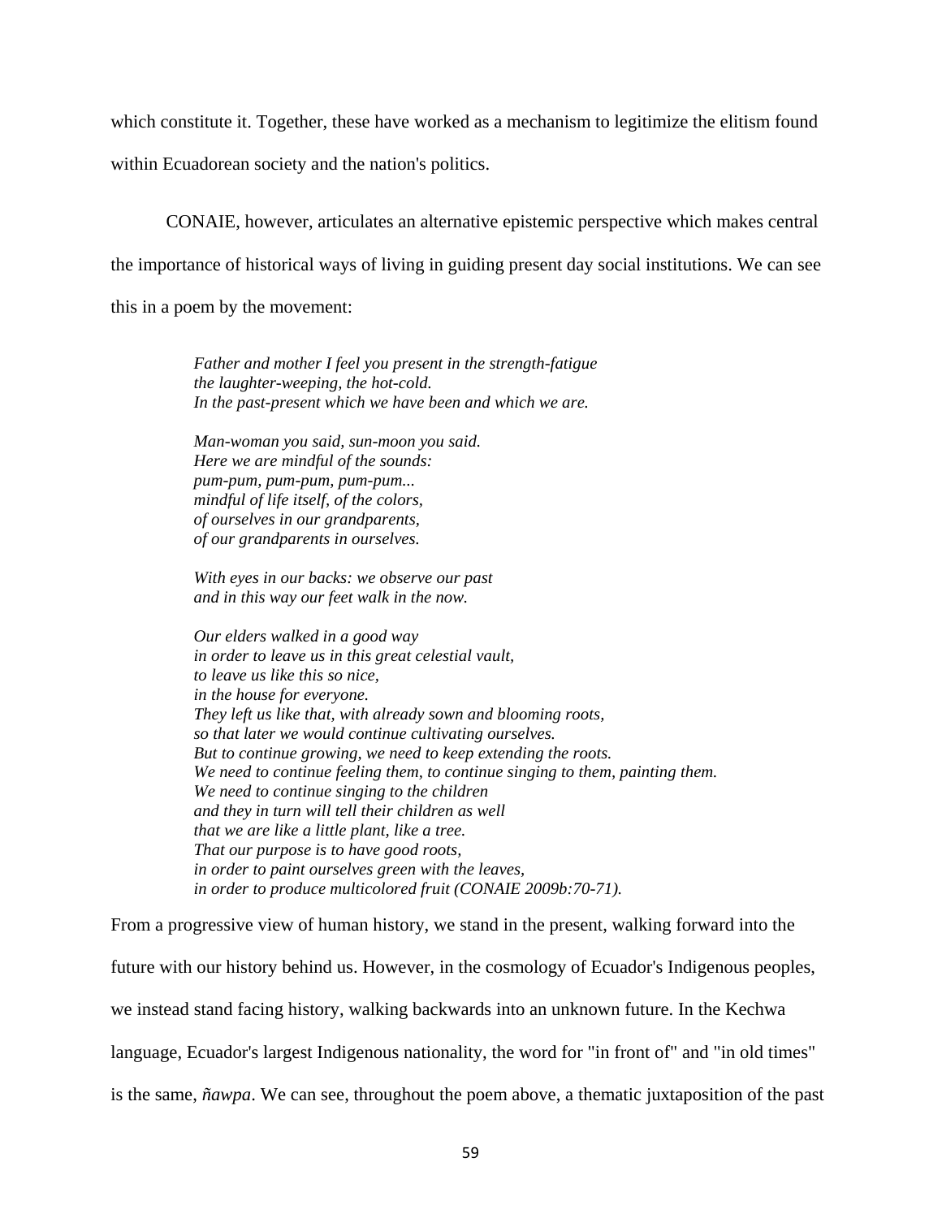which constitute it. Together, these have worked as a mechanism to legitimize the elitism found within Ecuadorean society and the nation's politics.

CONAIE, however, articulates an alternative epistemic perspective which makes central the importance of historical ways of living in guiding present day social institutions. We can see this in a poem by the movement:

> *Father and mother I feel you present in the strength-fatigue*
> *the laughter-weeping, the hot-cold.*
> *In the past-present which we have been and which we are.*
>
> *Man-woman you said, sun-moon you said.*
> *Here we are mindful of the sounds:*
> *pum-pum, pum-pum, pum-pum...*
> *mindful of life itself, of the colors,*
> *of ourselves in our grandparents,*
> *of our grandparents in ourselves.*
>
> *With eyes in our backs: we observe our past*
> *and in this way our feet walk in the now.*
>
> *Our elders walked in a good way*
> *in order to leave us in this great celestial vault,*
> *to leave us like this so nice,*
> *in the house for everyone.*
> *They left us like that, with already sown and blooming roots,*
> *so that later we would continue cultivating ourselves.*
> *But to continue growing, we need to keep extending the roots.*
> *We need to continue feeling them, to continue singing to them, painting them.*
> *We need to continue singing to the children*
> *and they in turn will tell their children as well*
> *that we are like a little plant, like a tree.*
> *That our purpose is to have good roots,*
> *in order to paint ourselves green with the leaves,*
> *in order to produce multicolored fruit (CONAIE 2009b:70-71).*

From a progressive view of human history, we stand in the present, walking forward into the future with our history behind us. However, in the cosmology of Ecuador's Indigenous peoples, we instead stand facing history, walking backwards into an unknown future. In the Kechwa language, Ecuador's largest Indigenous nationality, the word for "in front of" and "in old times" is the same, *ñawpa*. We can see, throughout the poem above, a thematic juxtaposition of the past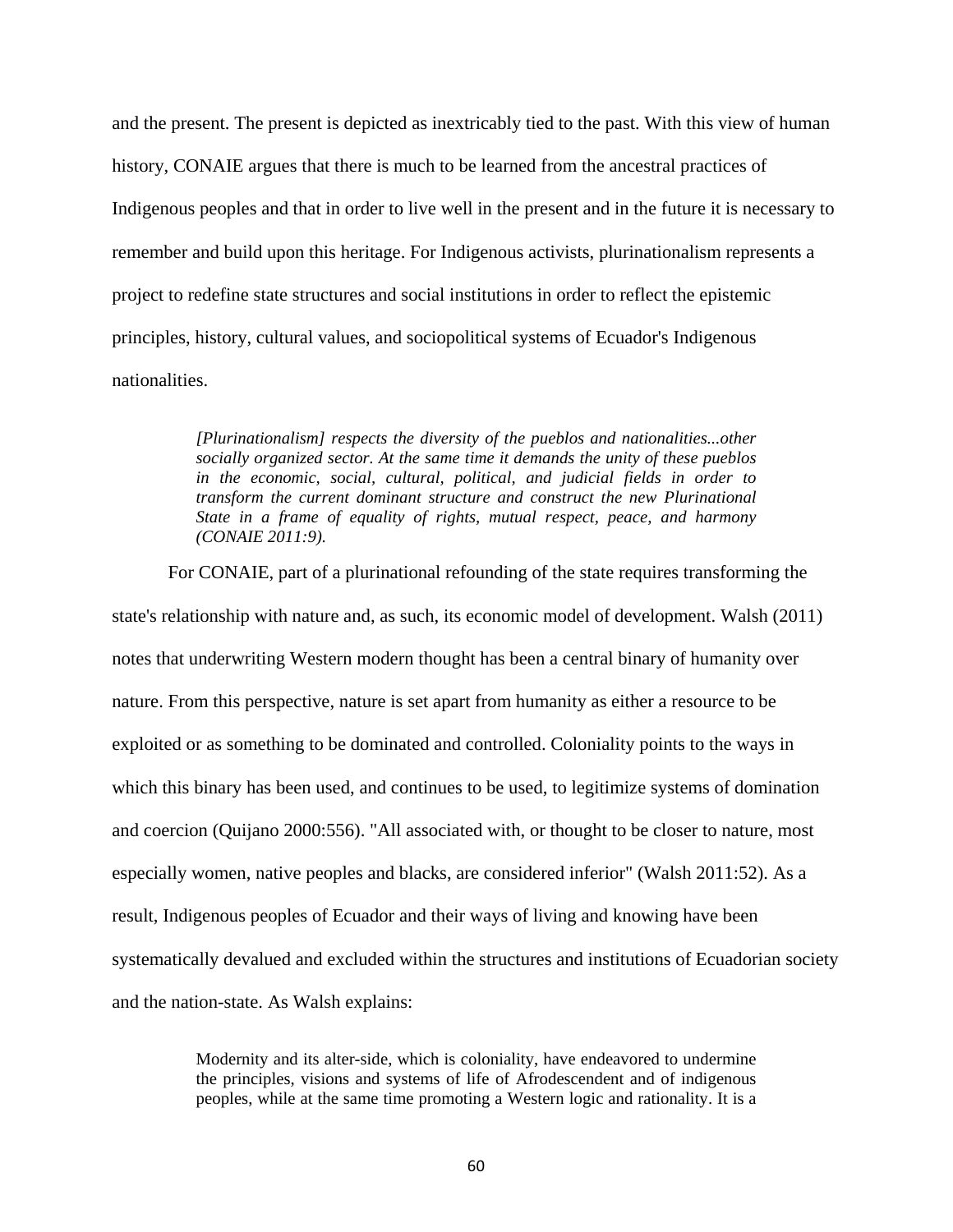and the present. The present is depicted as inextricably tied to the past. With this view of human history, CONAIE argues that there is much to be learned from the ancestral practices of Indigenous peoples and that in order to live well in the present and in the future it is necessary to remember and build upon this heritage. For Indigenous activists, plurinationalism represents a project to redefine state structures and social institutions in order to reflect the epistemic principles, history, cultural values, and sociopolitical systems of Ecuador's Indigenous nationalities.

> *[Plurinationalism] respects the diversity of the pueblos and nationalities...other socially organized sector. At the same time it demands the unity of these pueblos in the economic, social, cultural, political, and judicial fields in order to transform the current dominant structure and construct the new Plurinational State in a frame of equality of rights, mutual respect, peace, and harmony (CONAIE 2011:9).*

For CONAIE, part of a plurinational refounding of the state requires transforming the state's relationship with nature and, as such, its economic model of development. Walsh (2011) notes that underwriting Western modern thought has been a central binary of humanity over nature. From this perspective, nature is set apart from humanity as either a resource to be exploited or as something to be dominated and controlled. Coloniality points to the ways in which this binary has been used, and continues to be used, to legitimize systems of domination and coercion (Quijano 2000:556). "All associated with, or thought to be closer to nature, most especially women, native peoples and blacks, are considered inferior" (Walsh 2011:52). As a result, Indigenous peoples of Ecuador and their ways of living and knowing have been systematically devalued and excluded within the structures and institutions of Ecuadorian society and the nation-state. As Walsh explains:

> Modernity and its alter-side, which is coloniality, have endeavored to undermine the principles, visions and systems of life of Afrodescendent and of indigenous peoples, while at the same time promoting a Western logic and rationality. It is a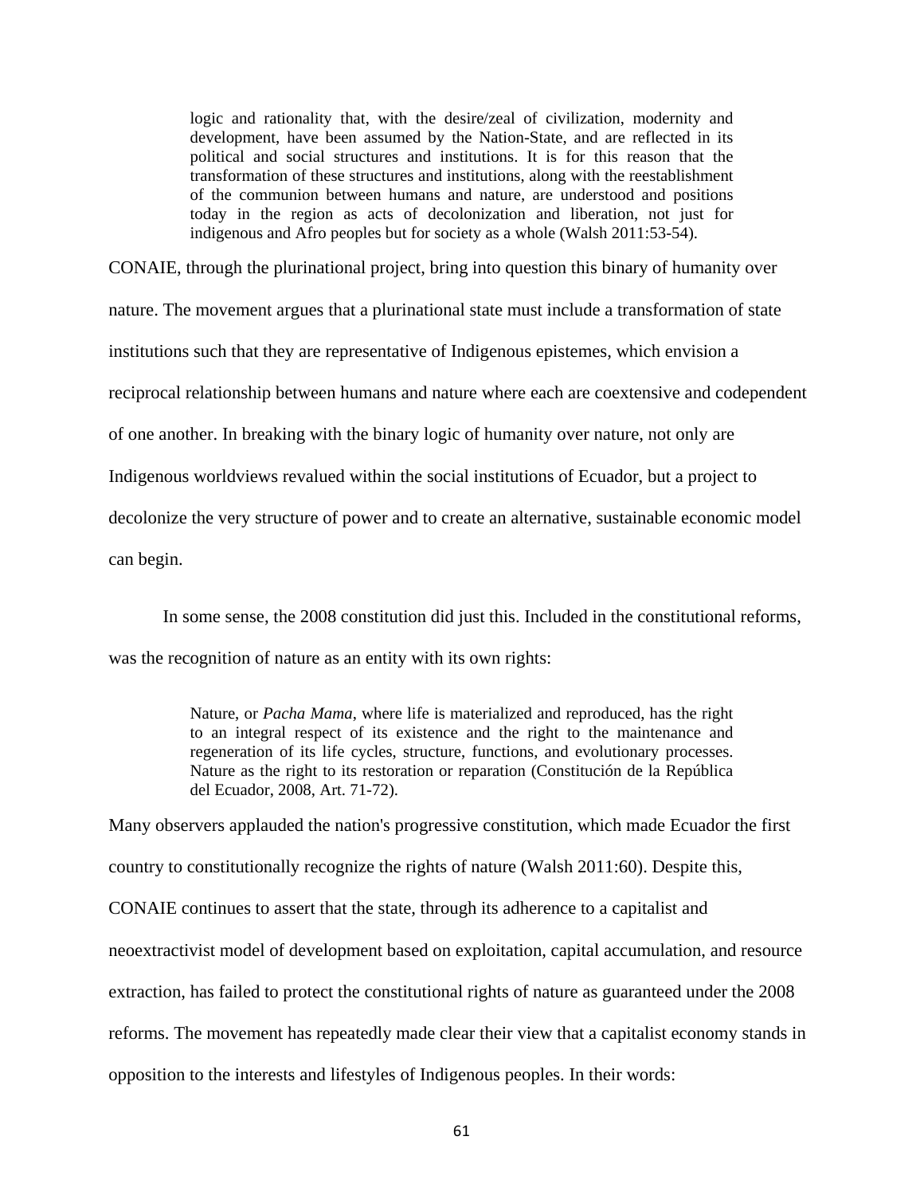> logic and rationality that, with the desire/zeal of civilization, modernity and development, have been assumed by the Nation-State, and are reflected in its political and social structures and institutions. It is for this reason that the transformation of these structures and institutions, along with the reestablishment of the communion between humans and nature, are understood and positions today in the region as acts of decolonization and liberation, not just for indigenous and Afro peoples but for society as a whole (Walsh 2011:53-54).

CONAIE, through the plurinational project, bring into question this binary of humanity over nature. The movement argues that a plurinational state must include a transformation of state institutions such that they are representative of Indigenous epistemes, which envision a reciprocal relationship between humans and nature where each are coextensive and codependent of one another. In breaking with the binary logic of humanity over nature, not only are Indigenous worldviews revalued within the social institutions of Ecuador, but a project to decolonize the very structure of power and to create an alternative, sustainable economic model can begin.

In some sense, the 2008 constitution did just this. Included in the constitutional reforms, was the recognition of nature as an entity with its own rights:

> Nature, or *Pacha Mama*, where life is materialized and reproduced, has the right to an integral respect of its existence and the right to the maintenance and regeneration of its life cycles, structure, functions, and evolutionary processes. Nature as the right to its restoration or reparation (Constitución de la República del Ecuador, 2008, Art. 71-72).

Many observers applauded the nation's progressive constitution, which made Ecuador the first country to constitutionally recognize the rights of nature (Walsh 2011:60). Despite this, CONAIE continues to assert that the state, through its adherence to a capitalist and neoextractivist model of development based on exploitation, capital accumulation, and resource extraction, has failed to protect the constitutional rights of nature as guaranteed under the 2008 reforms. The movement has repeatedly made clear their view that a capitalist economy stands in opposition to the interests and lifestyles of Indigenous peoples. In their words: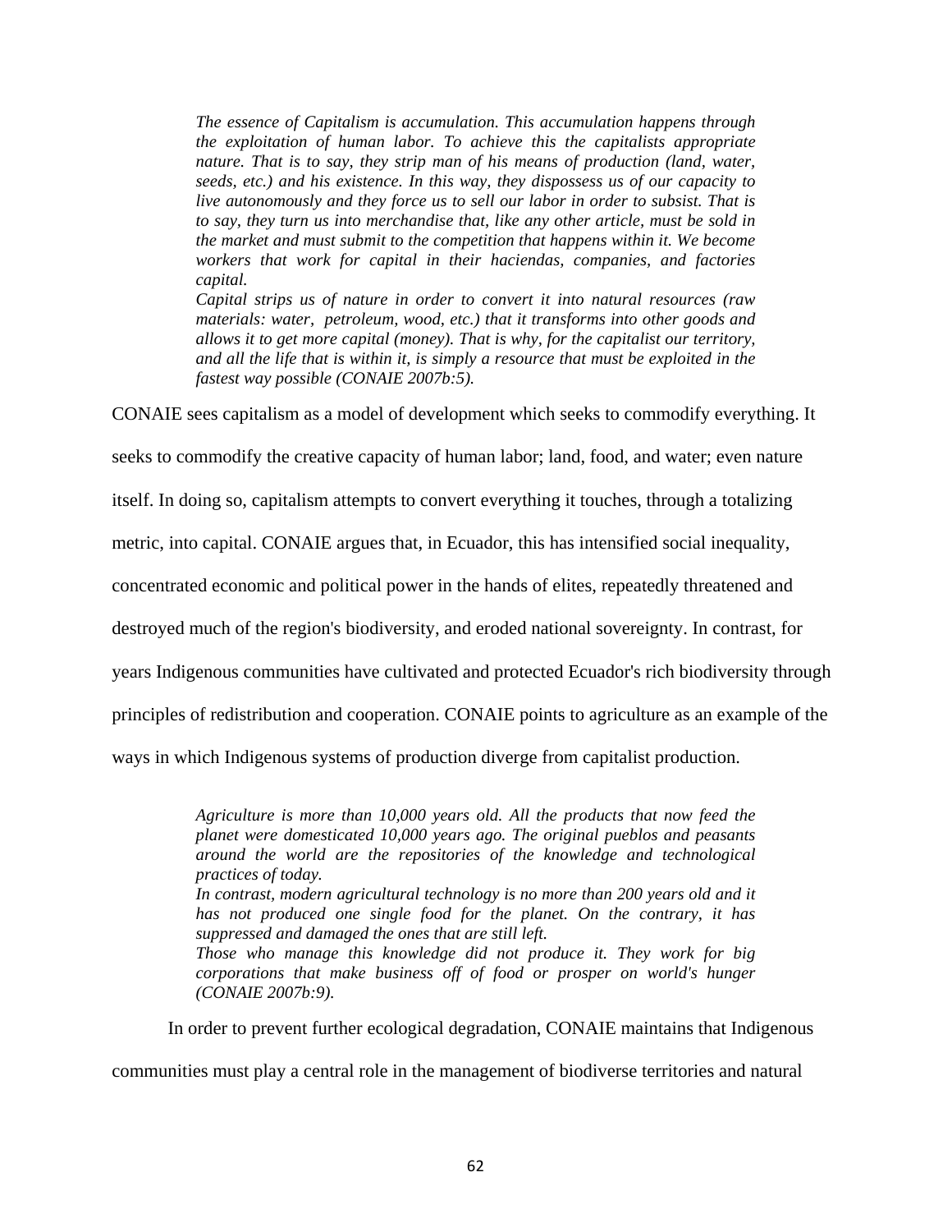> *The essence of Capitalism is accumulation. This accumulation happens through the exploitation of human labor. To achieve this the capitalists appropriate nature. That is to say, they strip man of his means of production (land, water, seeds, etc.) and his existence. In this way, they dispossess us of our capacity to live autonomously and they force us to sell our labor in order to subsist. That is to say, they turn us into merchandise that, like any other article, must be sold in the market and must submit to the competition that happens within it. We become workers that work for capital in their haciendas, companies, and factories capital.*
>
> *Capital strips us of nature in order to convert it into natural resources (raw materials: water, petroleum, wood, etc.) that it transforms into other goods and allows it to get more capital (money). That is why, for the capitalist our territory, and all the life that is within it, is simply a resource that must be exploited in the fastest way possible (CONAIE 2007b:5).*

CONAIE sees capitalism as a model of development which seeks to commodify everything. It seeks to commodify the creative capacity of human labor; land, food, and water; even nature itself. In doing so, capitalism attempts to convert everything it touches, through a totalizing metric, into capital. CONAIE argues that, in Ecuador, this has intensified social inequality, concentrated economic and political power in the hands of elites, repeatedly threatened and destroyed much of the region's biodiversity, and eroded national sovereignty. In contrast, for years Indigenous communities have cultivated and protected Ecuador's rich biodiversity through principles of redistribution and cooperation. CONAIE points to agriculture as an example of the ways in which Indigenous systems of production diverge from capitalist production.

> *Agriculture is more than 10,000 years old. All the products that now feed the planet were domesticated 10,000 years ago. The original pueblos and peasants around the world are the repositories of the knowledge and technological practices of today.*
>
> *In contrast, modern agricultural technology is no more than 200 years old and it has not produced one single food for the planet. On the contrary, it has suppressed and damaged the ones that are still left.*
>
> *Those who manage this knowledge did not produce it. They work for big corporations that make business off of food or prosper on world's hunger (CONAIE 2007b:9).*

In order to prevent further ecological degradation, CONAIE maintains that Indigenous communities must play a central role in the management of biodiverse territories and natural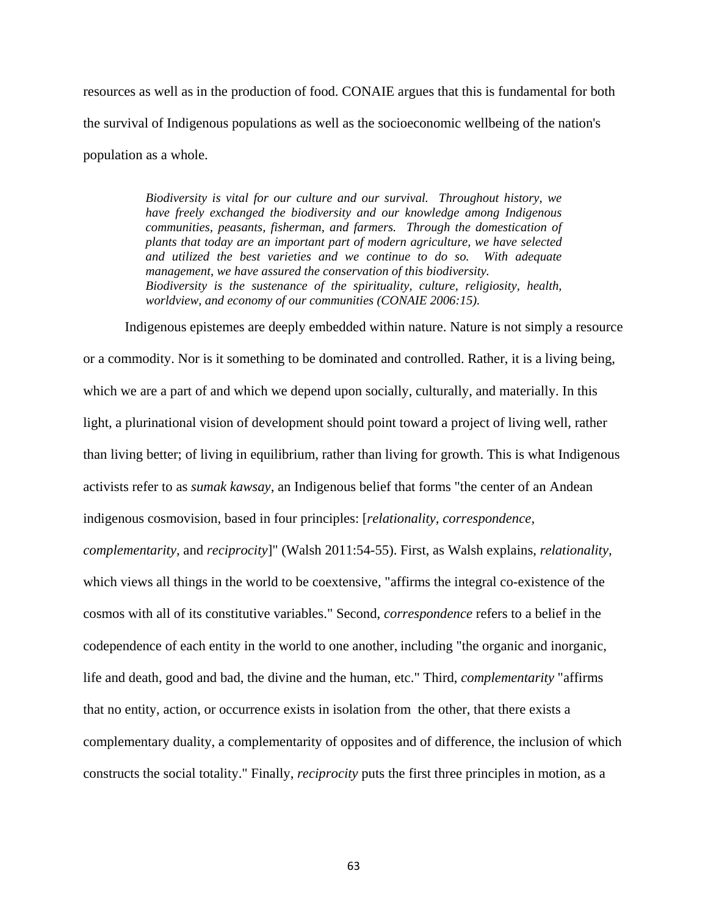resources as well as in the production of food. CONAIE argues that this is fundamental for both the survival of Indigenous populations as well as the socioeconomic wellbeing of the nation's population as a whole.

> *Biodiversity is vital for our culture and our survival. Throughout history, we have freely exchanged the biodiversity and our knowledge among Indigenous communities, peasants, fisherman, and farmers. Through the domestication of plants that today are an important part of modern agriculture, we have selected and utilized the best varieties and we continue to do so. With adequate management, we have assured the conservation of this biodiversity.*
> *Biodiversity is the sustenance of the spirituality, culture, religiosity, health, worldview, and economy of our communities (CONAIE 2006:15).*

Indigenous epistemes are deeply embedded within nature. Nature is not simply a resource or a commodity. Nor is it something to be dominated and controlled. Rather, it is a living being, which we are a part of and which we depend upon socially, culturally, and materially. In this light, a plurinational vision of development should point toward a project of living well, rather than living better; of living in equilibrium, rather than living for growth. This is what Indigenous activists refer to as *sumak kawsay*, an Indigenous belief that forms "the center of an Andean indigenous cosmovision, based in four principles: [*relationality, correspondence, complementarity,* and *reciprocity*]" (Walsh 2011:54-55). First, as Walsh explains, *relationality,* which views all things in the world to be coextensive, "affirms the integral co-existence of the cosmos with all of its constitutive variables." Second, *correspondence* refers to a belief in the codependence of each entity in the world to one another, including "the organic and inorganic, life and death, good and bad, the divine and the human, etc." Third, *complementarity* "affirms that no entity, action, or occurrence exists in isolation from the other, that there exists a complementary duality, a complementarity of opposites and of difference, the inclusion of which constructs the social totality." Finally, *reciprocity* puts the first three principles in motion, as a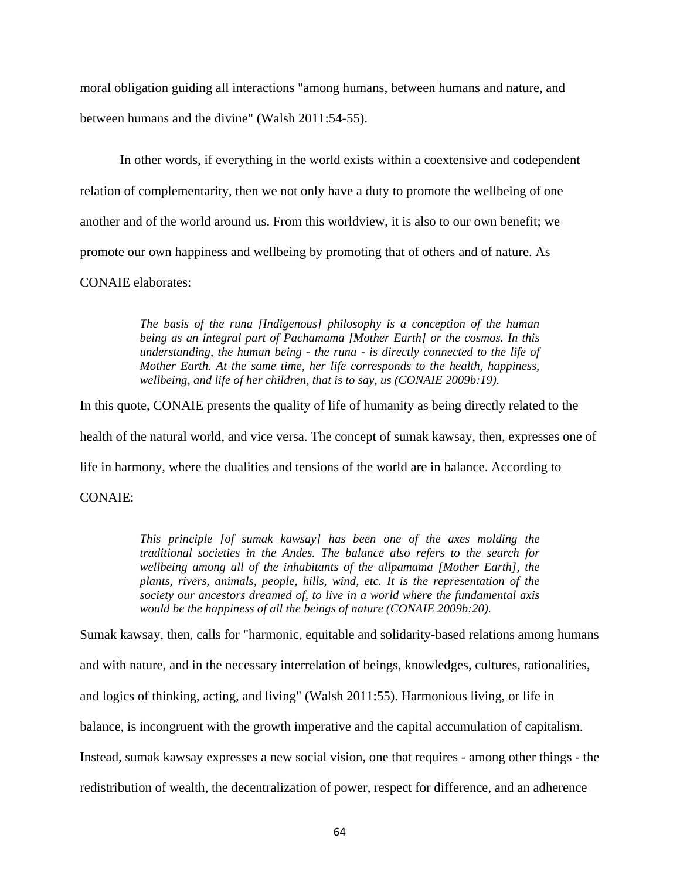moral obligation guiding all interactions "among humans, between humans and nature, and between humans and the divine" (Walsh 2011:54-55).

In other words, if everything in the world exists within a coextensive and codependent relation of complementarity, then we not only have a duty to promote the wellbeing of one another and of the world around us. From this worldview, it is also to our own benefit; we promote our own happiness and wellbeing by promoting that of others and of nature. As CONAIE elaborates:

> *The basis of the runa [Indigenous] philosophy is a conception of the human being as an integral part of Pachamama [Mother Earth] or the cosmos. In this understanding, the human being - the runa - is directly connected to the life of Mother Earth. At the same time, her life corresponds to the health, happiness, wellbeing, and life of her children, that is to say, us (CONAIE 2009b:19).*

In this quote, CONAIE presents the quality of life of humanity as being directly related to the health of the natural world, and vice versa. The concept of sumak kawsay, then, expresses one of life in harmony, where the dualities and tensions of the world are in balance. According to CONAIE:

> *This principle [of sumak kawsay] has been one of the axes molding the traditional societies in the Andes. The balance also refers to the search for wellbeing among all of the inhabitants of the allpamama [Mother Earth], the plants, rivers, animals, people, hills, wind, etc. It is the representation of the society our ancestors dreamed of, to live in a world where the fundamental axis would be the happiness of all the beings of nature (CONAIE 2009b:20).*

Sumak kawsay, then, calls for "harmonic, equitable and solidarity-based relations among humans and with nature, and in the necessary interrelation of beings, knowledges, cultures, rationalities, and logics of thinking, acting, and living" (Walsh 2011:55). Harmonious living, or life in balance, is incongruent with the growth imperative and the capital accumulation of capitalism. Instead, sumak kawsay expresses a new social vision, one that requires - among other things - the redistribution of wealth, the decentralization of power, respect for difference, and an adherence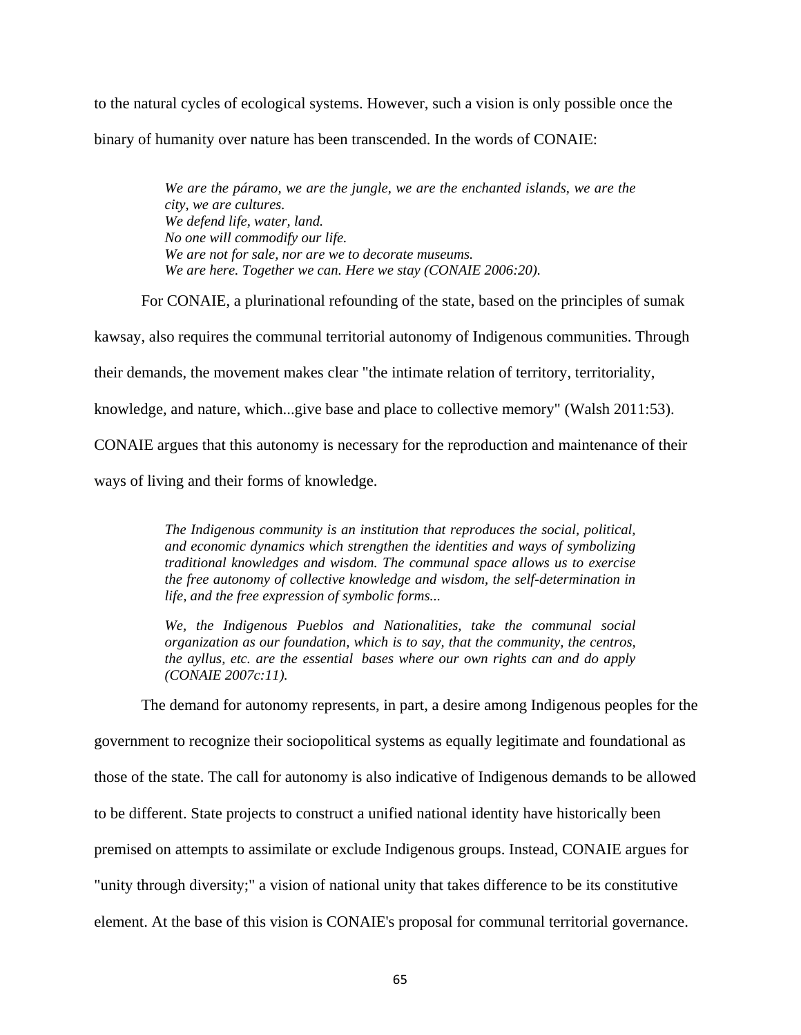to the natural cycles of ecological systems. However, such a vision is only possible once the binary of humanity over nature has been transcended. In the words of CONAIE:

> *We are the páramo, we are the jungle, we are the enchanted islands, we are the city, we are cultures.*
> *We defend life, water, land.*
> *No one will commodify our life.*
> *We are not for sale, nor are we to decorate museums.*
> *We are here. Together we can. Here we stay (CONAIE 2006:20).*

For CONAIE, a plurinational refounding of the state, based on the principles of sumak kawsay, also requires the communal territorial autonomy of Indigenous communities. Through their demands, the movement makes clear "the intimate relation of territory, territoriality, knowledge, and nature, which...give base and place to collective memory" (Walsh 2011:53). CONAIE argues that this autonomy is necessary for the reproduction and maintenance of their ways of living and their forms of knowledge.

> *The Indigenous community is an institution that reproduces the social, political, and economic dynamics which strengthen the identities and ways of symbolizing traditional knowledges and wisdom. The communal space allows us to exercise the free autonomy of collective knowledge and wisdom, the self-determination in life, and the free expression of symbolic forms...*
>
> *We, the Indigenous Pueblos and Nationalities, take the communal social organization as our foundation, which is to say, that the community, the centros, the ayllus, etc. are the essential bases where our own rights can and do apply (CONAIE 2007c:11).*

The demand for autonomy represents, in part, a desire among Indigenous peoples for the government to recognize their sociopolitical systems as equally legitimate and foundational as those of the state. The call for autonomy is also indicative of Indigenous demands to be allowed to be different. State projects to construct a unified national identity have historically been premised on attempts to assimilate or exclude Indigenous groups. Instead, CONAIE argues for "unity through diversity;" a vision of national unity that takes difference to be its constitutive element. At the base of this vision is CONAIE's proposal for communal territorial governance.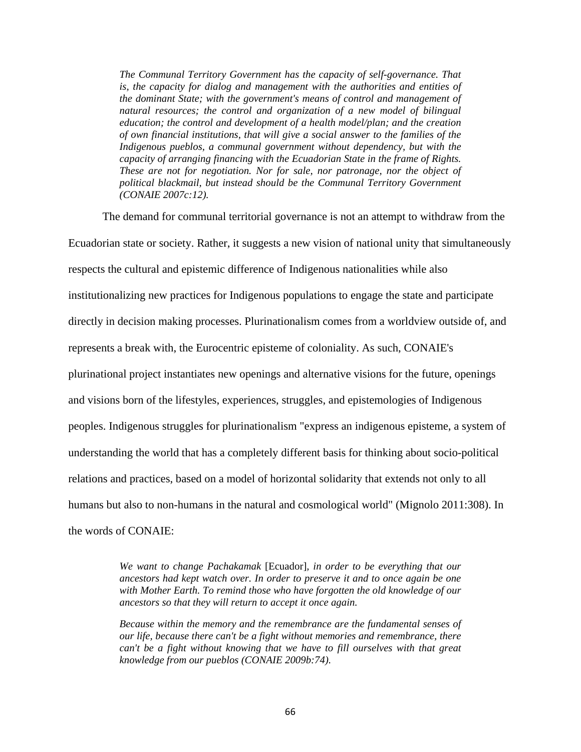> *The Communal Territory Government has the capacity of self-governance. That is, the capacity for dialog and management with the authorities and entities of the dominant State; with the government's means of control and management of natural resources; the control and organization of a new model of bilingual education; the control and development of a health model/plan; and the creation of own financial institutions, that will give a social answer to the families of the Indigenous pueblos, a communal government without dependency, but with the capacity of arranging financing with the Ecuadorian State in the frame of Rights. These are not for negotiation. Nor for sale, nor patronage, nor the object of political blackmail, but instead should be the Communal Territory Government (CONAIE 2007c:12).*

The demand for communal territorial governance is not an attempt to withdraw from the Ecuadorian state or society. Rather, it suggests a new vision of national unity that simultaneously respects the cultural and epistemic difference of Indigenous nationalities while also institutionalizing new practices for Indigenous populations to engage the state and participate directly in decision making processes. Plurinationalism comes from a worldview outside of, and represents a break with, the Eurocentric episteme of coloniality. As such, CONAIE's plurinational project instantiates new openings and alternative visions for the future, openings and visions born of the lifestyles, experiences, struggles, and epistemologies of Indigenous peoples. Indigenous struggles for plurinationalism "express an indigenous episteme, a system of understanding the world that has a completely different basis for thinking about socio-political relations and practices, based on a model of horizontal solidarity that extends not only to all humans but also to non-humans in the natural and cosmological world" (Mignolo 2011:308). In the words of CONAIE:

> *We want to change Pachakamak* [Ecuador]*, in order to be everything that our ancestors had kept watch over. In order to preserve it and to once again be one with Mother Earth. To remind those who have forgotten the old knowledge of our ancestors so that they will return to accept it once again.*
>
> *Because within the memory and the remembrance are the fundamental senses of our life, because there can't be a fight without memories and remembrance, there can't be a fight without knowing that we have to fill ourselves with that great knowledge from our pueblos (CONAIE 2009b:74).*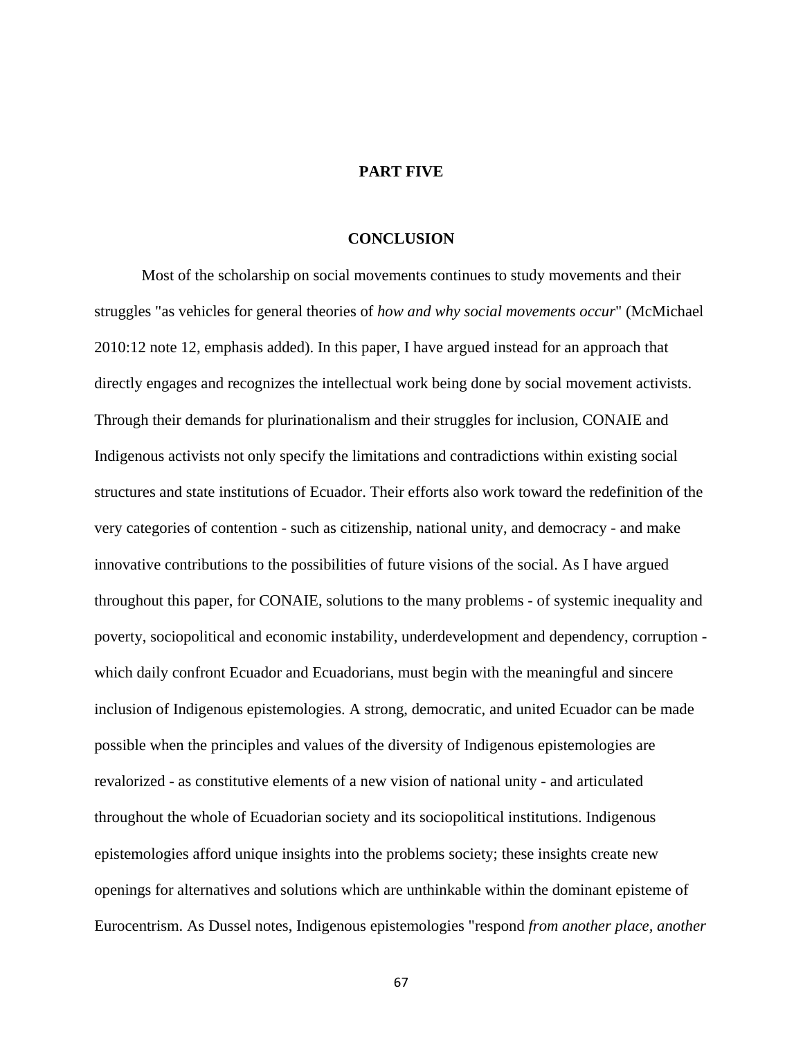# PART FIVE

## CONCLUSION

Most of the scholarship on social movements continues to study movements and their struggles "as vehicles for general theories of *how and why social movements occur*" (McMichael 2010:12 note 12, emphasis added). In this paper, I have argued instead for an approach that directly engages and recognizes the intellectual work being done by social movement activists. Through their demands for plurinationalism and their struggles for inclusion, CONAIE and Indigenous activists not only specify the limitations and contradictions within existing social structures and state institutions of Ecuador. Their efforts also work toward the redefinition of the very categories of contention - such as citizenship, national unity, and democracy - and make innovative contributions to the possibilities of future visions of the social. As I have argued throughout this paper, for CONAIE, solutions to the many problems - of systemic inequality and poverty, sociopolitical and economic instability, underdevelopment and dependency, corruption - which daily confront Ecuador and Ecuadorians, must begin with the meaningful and sincere inclusion of Indigenous epistemologies. A strong, democratic, and united Ecuador can be made possible when the principles and values of the diversity of Indigenous epistemologies are revalorized - as constitutive elements of a new vision of national unity - and articulated throughout the whole of Ecuadorian society and its sociopolitical institutions. Indigenous epistemologies afford unique insights into the problems society; these insights create new openings for alternatives and solutions which are unthinkable within the dominant episteme of Eurocentrism. As Dussel notes, Indigenous epistemologies "respond *from another place, another*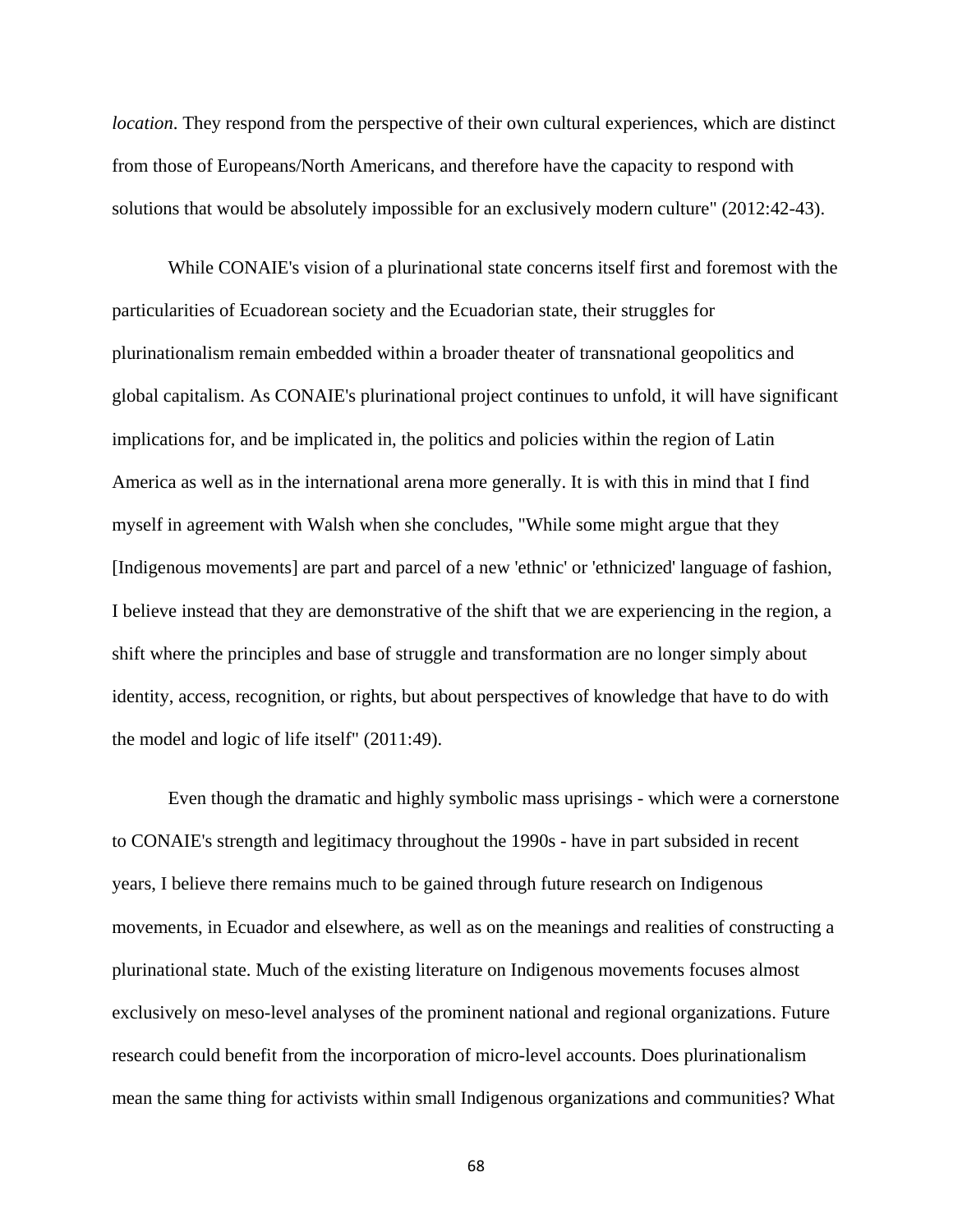*location*. They respond from the perspective of their own cultural experiences, which are distinct from those of Europeans/North Americans, and therefore have the capacity to respond with solutions that would be absolutely impossible for an exclusively modern culture" (2012:42-43).

While CONAIE's vision of a plurinational state concerns itself first and foremost with the particularities of Ecuadorean society and the Ecuadorian state, their struggles for plurinationalism remain embedded within a broader theater of transnational geopolitics and global capitalism. As CONAIE's plurinational project continues to unfold, it will have significant implications for, and be implicated in, the politics and policies within the region of Latin America as well as in the international arena more generally. It is with this in mind that I find myself in agreement with Walsh when she concludes, "While some might argue that they [Indigenous movements] are part and parcel of a new 'ethnic' or 'ethnicized' language of fashion, I believe instead that they are demonstrative of the shift that we are experiencing in the region, a shift where the principles and base of struggle and transformation are no longer simply about identity, access, recognition, or rights, but about perspectives of knowledge that have to do with the model and logic of life itself" (2011:49).

Even though the dramatic and highly symbolic mass uprisings - which were a cornerstone to CONAIE's strength and legitimacy throughout the 1990s - have in part subsided in recent years, I believe there remains much to be gained through future research on Indigenous movements, in Ecuador and elsewhere, as well as on the meanings and realities of constructing a plurinational state. Much of the existing literature on Indigenous movements focuses almost exclusively on meso-level analyses of the prominent national and regional organizations. Future research could benefit from the incorporation of micro-level accounts. Does plurinationalism mean the same thing for activists within small Indigenous organizations and communities? What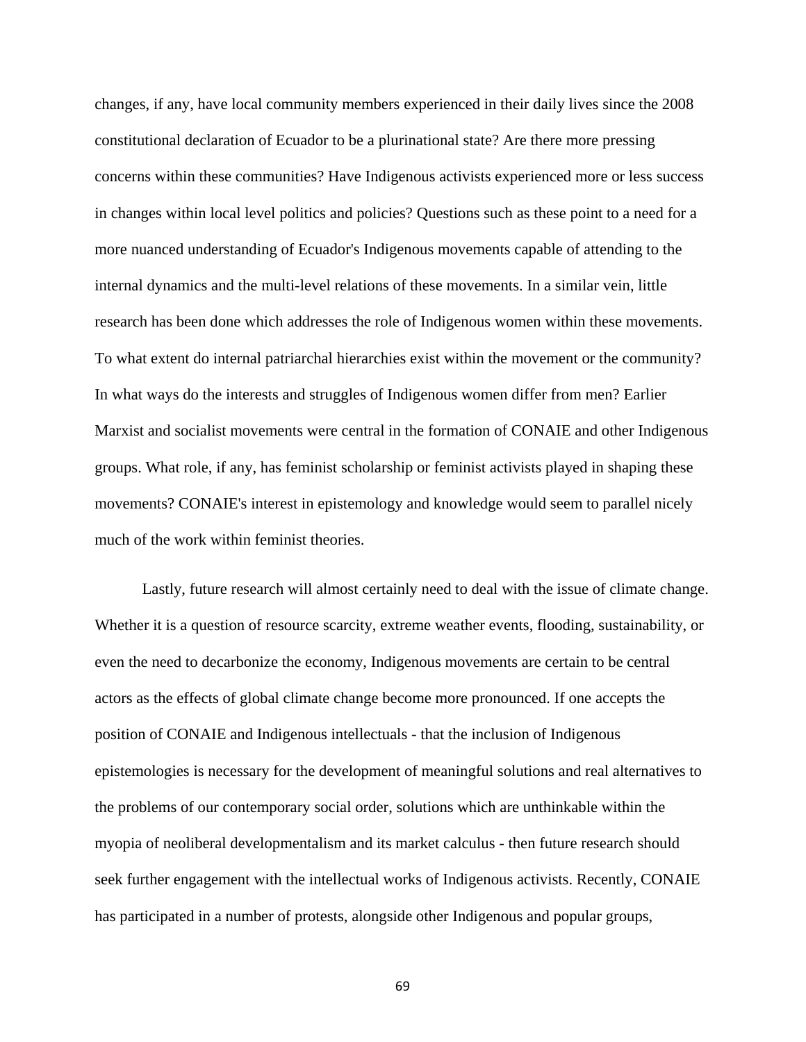changes, if any, have local community members experienced in their daily lives since the 2008 constitutional declaration of Ecuador to be a plurinational state? Are there more pressing concerns within these communities? Have Indigenous activists experienced more or less success in changes within local level politics and policies? Questions such as these point to a need for a more nuanced understanding of Ecuador's Indigenous movements capable of attending to the internal dynamics and the multi-level relations of these movements. In a similar vein, little research has been done which addresses the role of Indigenous women within these movements. To what extent do internal patriarchal hierarchies exist within the movement or the community? In what ways do the interests and struggles of Indigenous women differ from men? Earlier Marxist and socialist movements were central in the formation of CONAIE and other Indigenous groups. What role, if any, has feminist scholarship or feminist activists played in shaping these movements? CONAIE's interest in epistemology and knowledge would seem to parallel nicely much of the work within feminist theories.

Lastly, future research will almost certainly need to deal with the issue of climate change. Whether it is a question of resource scarcity, extreme weather events, flooding, sustainability, or even the need to decarbonize the economy, Indigenous movements are certain to be central actors as the effects of global climate change become more pronounced. If one accepts the position of CONAIE and Indigenous intellectuals - that the inclusion of Indigenous epistemologies is necessary for the development of meaningful solutions and real alternatives to the problems of our contemporary social order, solutions which are unthinkable within the myopia of neoliberal developmentalism and its market calculus - then future research should seek further engagement with the intellectual works of Indigenous activists. Recently, CONAIE has participated in a number of protests, alongside other Indigenous and popular groups,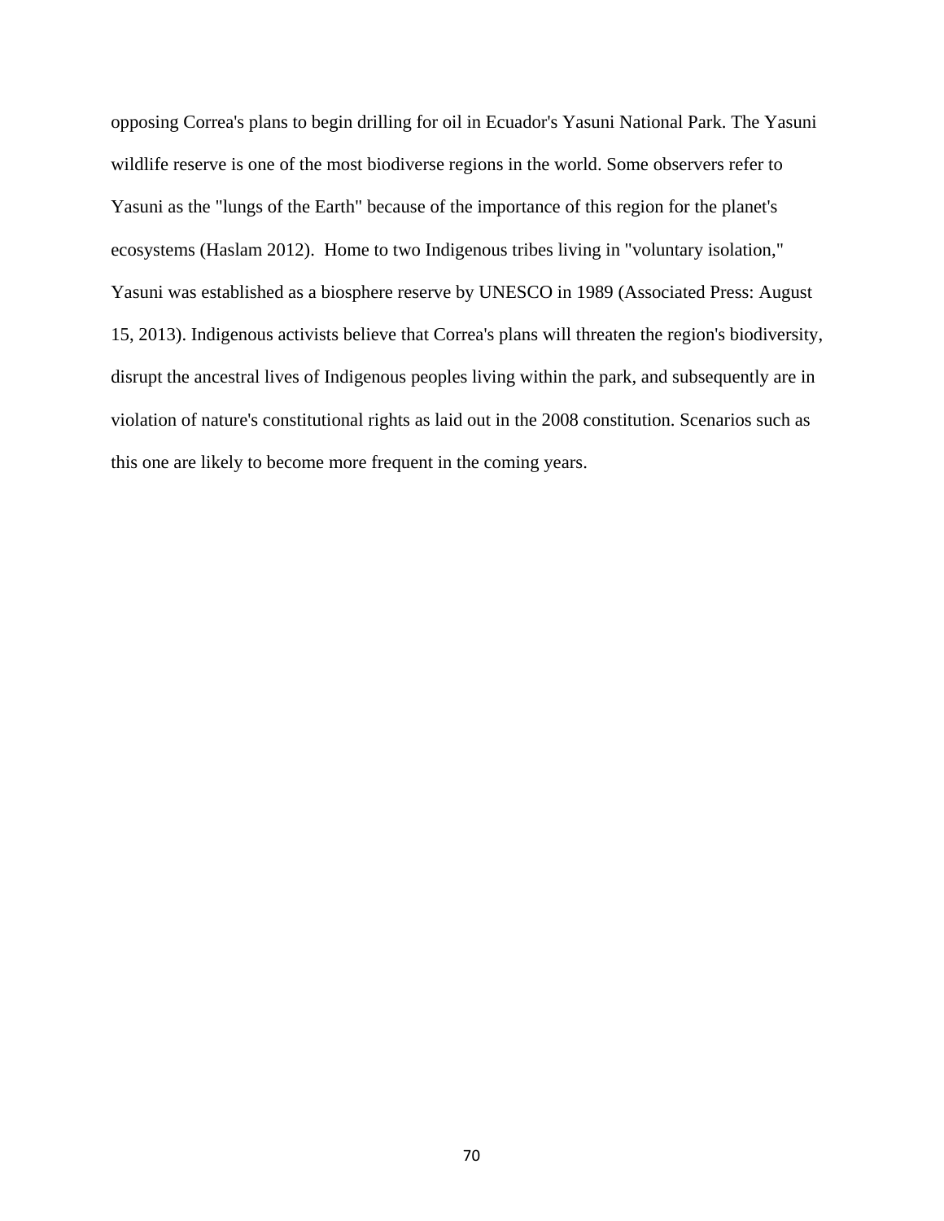opposing Correa's plans to begin drilling for oil in Ecuador's Yasuni National Park. The Yasuni wildlife reserve is one of the most biodiverse regions in the world. Some observers refer to Yasuni as the "lungs of the Earth" because of the importance of this region for the planet's ecosystems (Haslam 2012). Home to two Indigenous tribes living in "voluntary isolation," Yasuni was established as a biosphere reserve by UNESCO in 1989 (Associated Press: August 15, 2013). Indigenous activists believe that Correa's plans will threaten the region's biodiversity, disrupt the ancestral lives of Indigenous peoples living within the park, and subsequently are in violation of nature's constitutional rights as laid out in the 2008 constitution. Scenarios such as this one are likely to become more frequent in the coming years.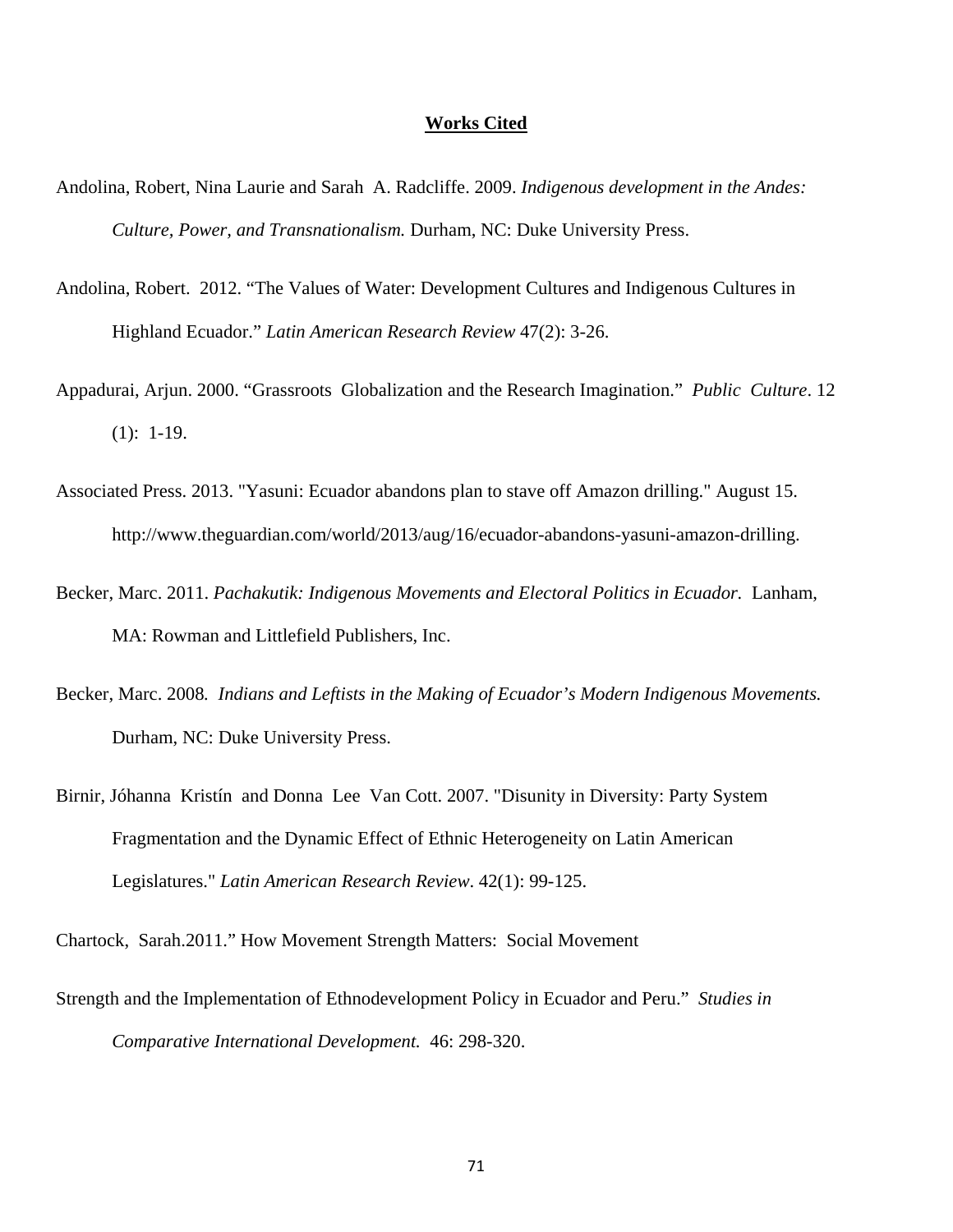**Works Cited**

Andolina, Robert, Nina Laurie and Sarah A. Radcliffe. 2009. *Indigenous development in the Andes: Culture, Power, and Transnationalism.* Durham, NC: Duke University Press.

Andolina, Robert. 2012. "The Values of Water: Development Cultures and Indigenous Cultures in Highland Ecuador." *Latin American Research Review* 47(2): 3-26.

Appadurai, Arjun. 2000. "Grassroots Globalization and the Research Imagination." *Public Culture*. 12 (1): 1-19.

Associated Press. 2013. "Yasuni: Ecuador abandons plan to stave off Amazon drilling." August 15. http://www.theguardian.com/world/2013/aug/16/ecuador-abandons-yasuni-amazon-drilling.

Becker, Marc. 2011. *Pachakutik: Indigenous Movements and Electoral Politics in Ecuador.* Lanham, MA: Rowman and Littlefield Publishers, Inc.

Becker, Marc. 2008. *Indians and Leftists in the Making of Ecuador's Modern Indigenous Movements.* Durham, NC: Duke University Press.

Birnir, Jóhanna Kristín and Donna Lee Van Cott. 2007. "Disunity in Diversity: Party System Fragmentation and the Dynamic Effect of Ethnic Heterogeneity on Latin American Legislatures." *Latin American Research Review*. 42(1): 99-125.

Chartock, Sarah.2011." How Movement Strength Matters: Social Movement

Strength and the Implementation of Ethnodevelopment Policy in Ecuador and Peru." *Studies in Comparative International Development.* 46: 298-320.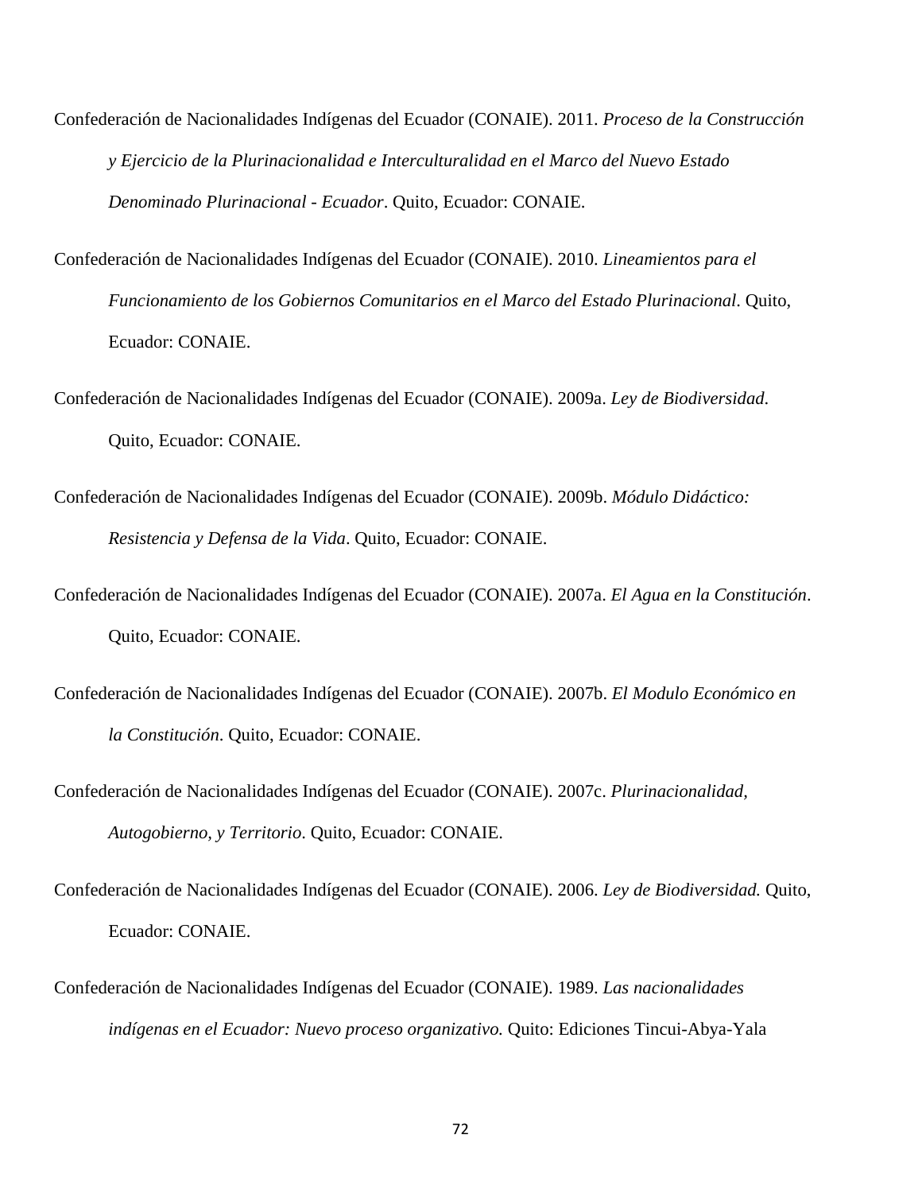Confederación de Nacionalidades Indígenas del Ecuador (CONAIE). 2011. *Proceso de la Construcción y Ejercicio de la Plurinacionalidad e Interculturalidad en el Marco del Nuevo Estado Denominado Plurinacional - Ecuador*. Quito, Ecuador: CONAIE.

Confederación de Nacionalidades Indígenas del Ecuador (CONAIE). 2010. *Lineamientos para el Funcionamiento de los Gobiernos Comunitarios en el Marco del Estado Plurinacional*. Quito, Ecuador: CONAIE.

Confederación de Nacionalidades Indígenas del Ecuador (CONAIE). 2009a. *Ley de Biodiversidad*. Quito, Ecuador: CONAIE.

Confederación de Nacionalidades Indígenas del Ecuador (CONAIE). 2009b. *Módulo Didáctico: Resistencia y Defensa de la Vida*. Quito, Ecuador: CONAIE.

Confederación de Nacionalidades Indígenas del Ecuador (CONAIE). 2007a. *El Agua en la Constitución*. Quito, Ecuador: CONAIE.

Confederación de Nacionalidades Indígenas del Ecuador (CONAIE). 2007b. *El Modulo Económico en la Constitución*. Quito, Ecuador: CONAIE.

Confederación de Nacionalidades Indígenas del Ecuador (CONAIE). 2007c. *Plurinacionalidad, Autogobierno, y Territorio*. Quito, Ecuador: CONAIE.

Confederación de Nacionalidades Indígenas del Ecuador (CONAIE). 2006. *Ley de Biodiversidad.* Quito, Ecuador: CONAIE.

Confederación de Nacionalidades Indígenas del Ecuador (CONAIE). 1989. *Las nacionalidades indígenas en el Ecuador: Nuevo proceso organizativo.* Quito: Ediciones Tincui-Abya-Yala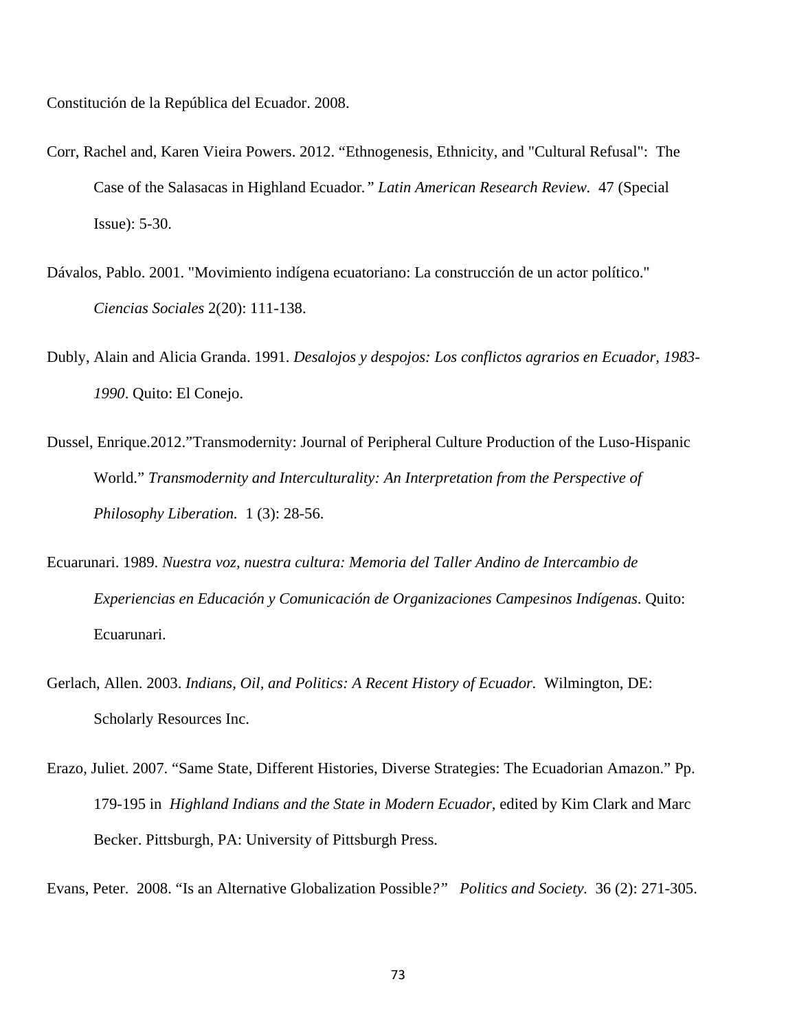Constitución de la República del Ecuador. 2008.

Corr, Rachel and, Karen Vieira Powers. 2012. "Ethnogenesis, Ethnicity, and "Cultural Refusal": The Case of the Salasacas in Highland Ecuador*." Latin American Research Review.* 47 (Special Issue): 5-30.

Dávalos, Pablo. 2001. "Movimiento indígena ecuatoriano: La construcción de un actor político." *Ciencias Sociales* 2(20): 111-138.

Dubly, Alain and Alicia Granda. 1991. *Desalojos y despojos: Los conflictos agrarios en Ecuador, 1983-1990*. Quito: El Conejo.

Dussel, Enrique.2012."Transmodernity: Journal of Peripheral Culture Production of the Luso-Hispanic World." *Transmodernity and Interculturality: An Interpretation from the Perspective of Philosophy Liberation.* 1 (3): 28-56.

Ecuarunari. 1989. *Nuestra voz, nuestra cultura: Memoria del Taller Andino de Intercambio de Experiencias en Educación y Comunicación de Organizaciones Campesinos Indígenas*. Quito: Ecuarunari.

Gerlach, Allen. 2003. *Indians, Oil, and Politics: A Recent History of Ecuador.* Wilmington, DE: Scholarly Resources Inc.

Erazo, Juliet. 2007. "Same State, Different Histories, Diverse Strategies: The Ecuadorian Amazon." Pp. 179-195 in *Highland Indians and the State in Modern Ecuador*, edited by Kim Clark and Marc Becker. Pittsburgh, PA: University of Pittsburgh Press.

Evans, Peter. 2008. "Is an Alternative Globalization Possible*?" Politics and Society.* 36 (2): 271-305.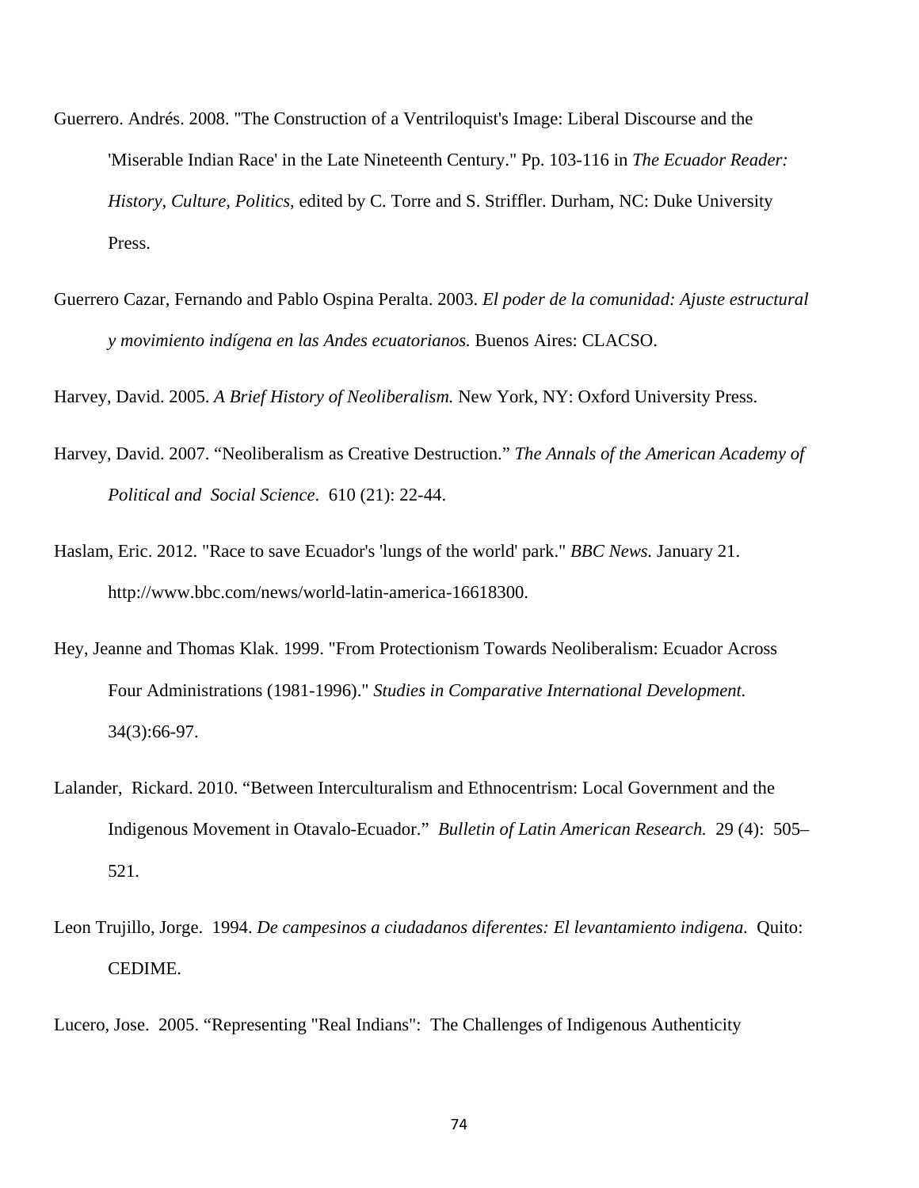Guerrero. Andrés. 2008. "The Construction of a Ventriloquist's Image: Liberal Discourse and the 'Miserable Indian Race' in the Late Nineteenth Century." Pp. 103-116 in *The Ecuador Reader: History, Culture, Politics*, edited by C. Torre and S. Striffler. Durham, NC: Duke University Press.

Guerrero Cazar, Fernando and Pablo Ospina Peralta. 2003. *El poder de la comunidad: Ajuste estructural y movimiento indígena en las Andes ecuatorianos.* Buenos Aires: CLACSO.

Harvey, David. 2005. *A Brief History of Neoliberalism.* New York, NY: Oxford University Press.

Harvey, David. 2007. "Neoliberalism as Creative Destruction." *The Annals of the American Academy of Political and Social Science*. 610 (21): 22-44.

Haslam, Eric. 2012. "Race to save Ecuador's 'lungs of the world' park." *BBC News.* January 21. http://www.bbc.com/news/world-latin-america-16618300.

Hey, Jeanne and Thomas Klak. 1999. "From Protectionism Towards Neoliberalism: Ecuador Across Four Administrations (1981-1996)." *Studies in Comparative International Development.* 34(3):66-97.

Lalander, Rickard. 2010. "Between Interculturalism and Ethnocentrism: Local Government and the Indigenous Movement in Otavalo-Ecuador." *Bulletin of Latin American Research.* 29 (4): 505–521.

Leon Trujillo, Jorge. 1994. *De campesinos a ciudadanos diferentes: El levantamiento indigena.* Quito: CEDIME.

Lucero, Jose. 2005. "Representing "Real Indians": The Challenges of Indigenous Authenticity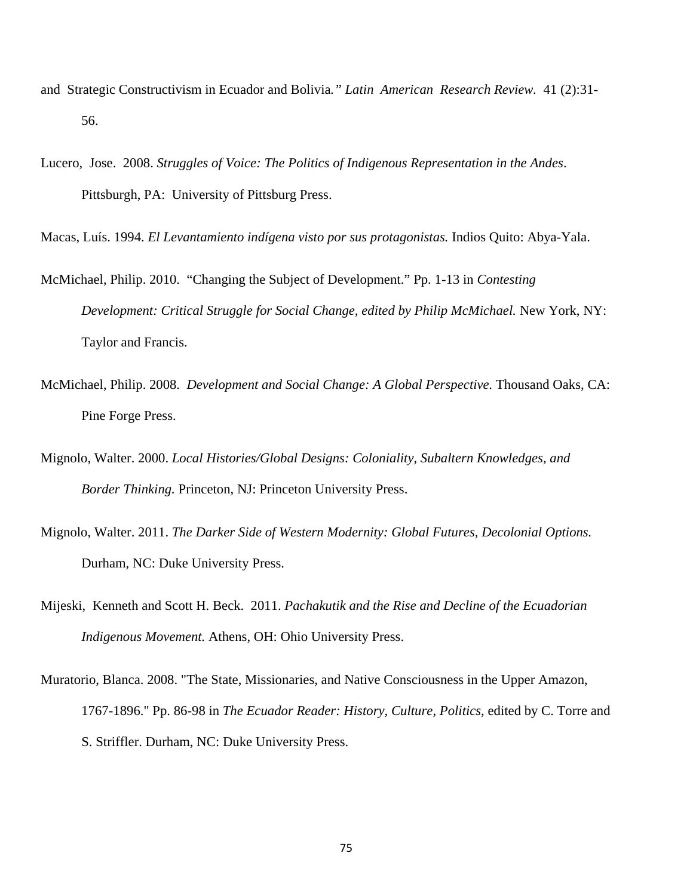and Strategic Constructivism in Ecuador and Bolivia*." Latin American Research Review.* 41 (2):31-56.

Lucero, Jose. 2008. *Struggles of Voice: The Politics of Indigenous Representation in the Andes*. Pittsburgh, PA: University of Pittsburg Press.

Macas, Luís. 1994. *El Levantamiento indígena visto por sus protagonistas.* Indios Quito: Abya-Yala.

McMichael, Philip. 2010. "Changing the Subject of Development." Pp. 1-13 in *Contesting Development: Critical Struggle for Social Change, edited by Philip McMichael.* New York, NY: Taylor and Francis.

McMichael, Philip. 2008. *Development and Social Change: A Global Perspective.* Thousand Oaks, CA: Pine Forge Press.

Mignolo, Walter. 2000. *Local Histories/Global Designs: Coloniality, Subaltern Knowledges, and Border Thinking.* Princeton, NJ: Princeton University Press.

Mignolo, Walter. 2011. *The Darker Side of Western Modernity: Global Futures, Decolonial Options.* Durham, NC: Duke University Press.

Mijeski, Kenneth and Scott H. Beck. 2011. *Pachakutik and the Rise and Decline of the Ecuadorian Indigenous Movement.* Athens, OH: Ohio University Press.

Muratorio, Blanca. 2008. "The State, Missionaries, and Native Consciousness in the Upper Amazon, 1767-1896." Pp. 86-98 in *The Ecuador Reader: History, Culture, Politics*, edited by C. Torre and S. Striffler. Durham, NC: Duke University Press.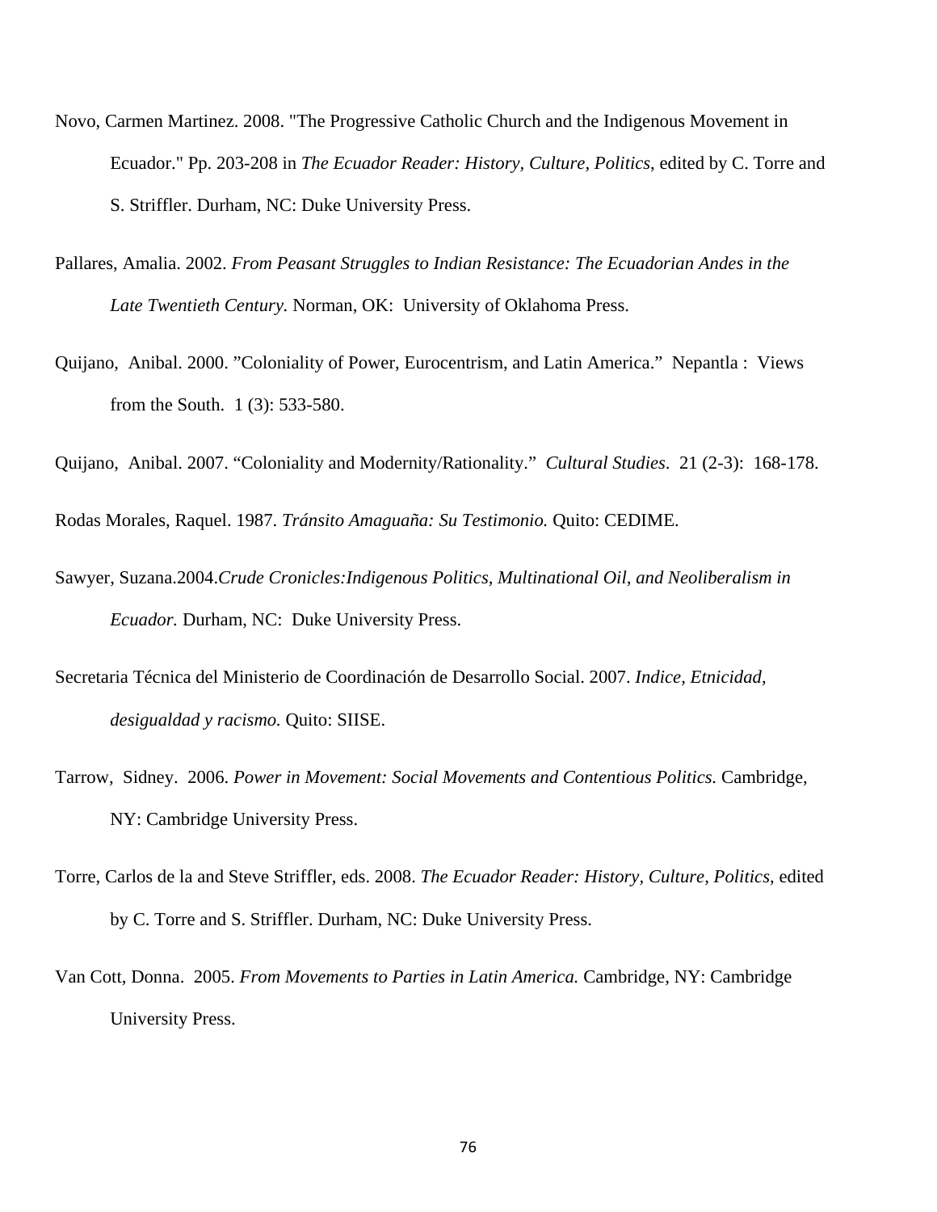Novo, Carmen Martinez. 2008. "The Progressive Catholic Church and the Indigenous Movement in Ecuador." Pp. 203-208 in *The Ecuador Reader: History, Culture, Politics*, edited by C. Torre and S. Striffler. Durham, NC: Duke University Press.

Pallares, Amalia. 2002. *From Peasant Struggles to Indian Resistance: The Ecuadorian Andes in the Late Twentieth Century.* Norman, OK: University of Oklahoma Press.

Quijano, Anibal. 2000. "Coloniality of Power, Eurocentrism, and Latin America." Nepantla : Views from the South. 1 (3): 533-580.

Quijano, Anibal. 2007. "Coloniality and Modernity/Rationality." *Cultural Studies*. 21 (2-3): 168-178.

Rodas Morales, Raquel. 1987. *Tránsito Amaguaña: Su Testimonio.* Quito: CEDIME.

Sawyer, Suzana.2004.*Crude Cronicles:Indigenous Politics, Multinational Oil, and Neoliberalism in Ecuador.* Durham, NC: Duke University Press.

Secretaria Técnica del Ministerio de Coordinación de Desarrollo Social. 2007. *Indice, Etnicidad, desigualdad y racismo.* Quito: SIISE.

Tarrow, Sidney. 2006. *Power in Movement: Social Movements and Contentious Politics.* Cambridge, NY: Cambridge University Press.

Torre, Carlos de la and Steve Striffler, eds. 2008. *The Ecuador Reader: History, Culture, Politics*, edited by C. Torre and S. Striffler. Durham, NC: Duke University Press.

Van Cott, Donna. 2005. *From Movements to Parties in Latin America.* Cambridge, NY: Cambridge University Press.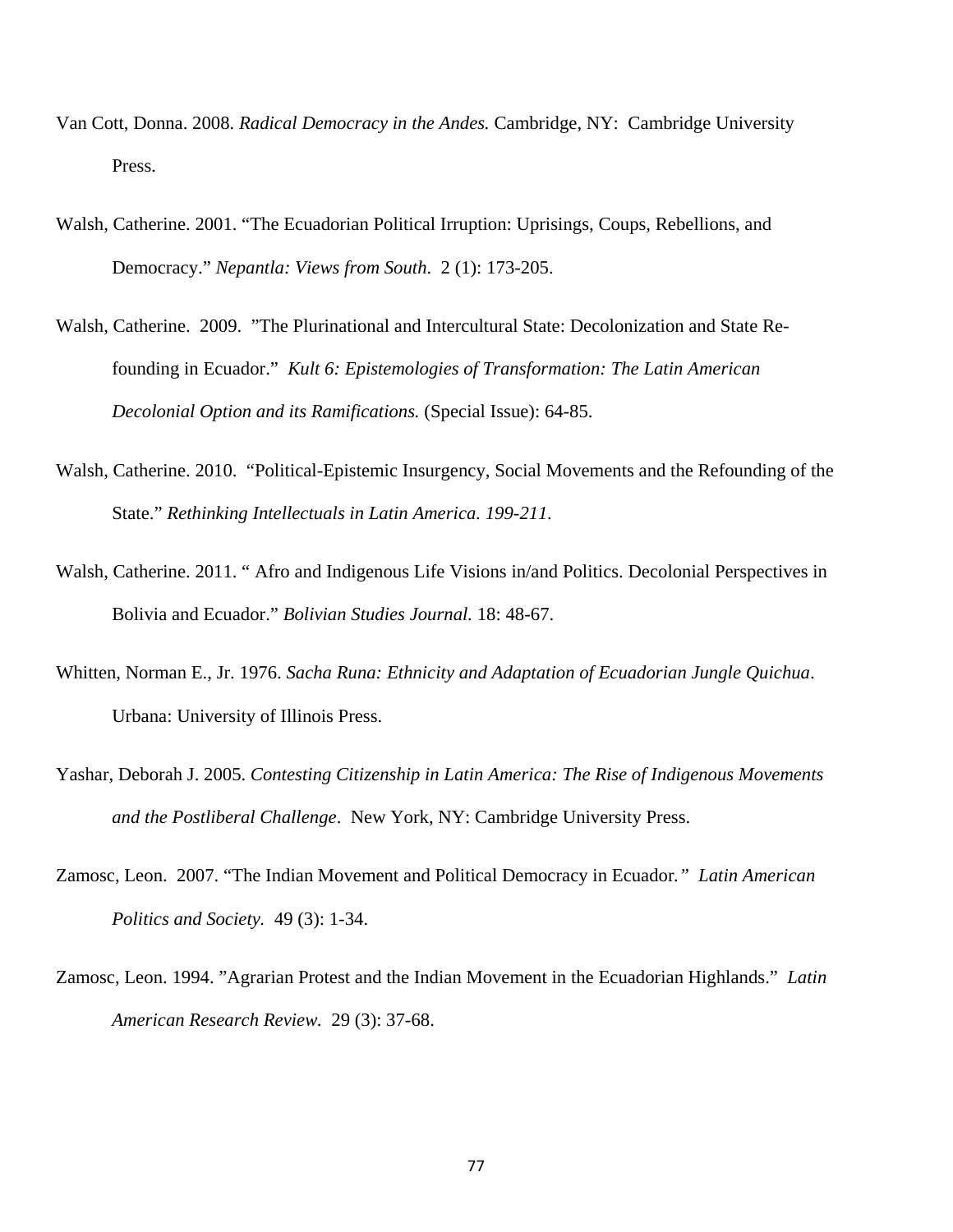Van Cott, Donna. 2008. *Radical Democracy in the Andes.* Cambridge, NY: Cambridge University Press.

Walsh, Catherine. 2001. "The Ecuadorian Political Irruption: Uprisings, Coups, Rebellions, and Democracy." *Nepantla: Views from South*. 2 (1): 173-205.

Walsh, Catherine. 2009. "The Plurinational and Intercultural State: Decolonization and State Re-founding in Ecuador." *Kult 6: Epistemologies of Transformation: The Latin American Decolonial Option and its Ramifications.* (Special Issue): 64-85.

Walsh, Catherine. 2010. "Political-Epistemic Insurgency, Social Movements and the Refounding of the State." *Rethinking Intellectuals in Latin America. 199-211.*

Walsh, Catherine. 2011. " Afro and Indigenous Life Visions in/and Politics. Decolonial Perspectives in Bolivia and Ecuador." *Bolivian Studies Journal.* 18: 48-67.

Whitten, Norman E., Jr. 1976. *Sacha Runa: Ethnicity and Adaptation of Ecuadorian Jungle Quichua*. Urbana: University of Illinois Press.

Yashar, Deborah J. 2005. *Contesting Citizenship in Latin America: The Rise of Indigenous Movements and the Postliberal Challenge*. New York, NY: Cambridge University Press.

Zamosc, Leon. 2007. "The Indian Movement and Political Democracy in Ecuador*."* *Latin American Politics and Society.* 49 (3): 1-34.

Zamosc, Leon. 1994. "Agrarian Protest and the Indian Movement in the Ecuadorian Highlands." *Latin American Research Review.* 29 (3): 37-68.